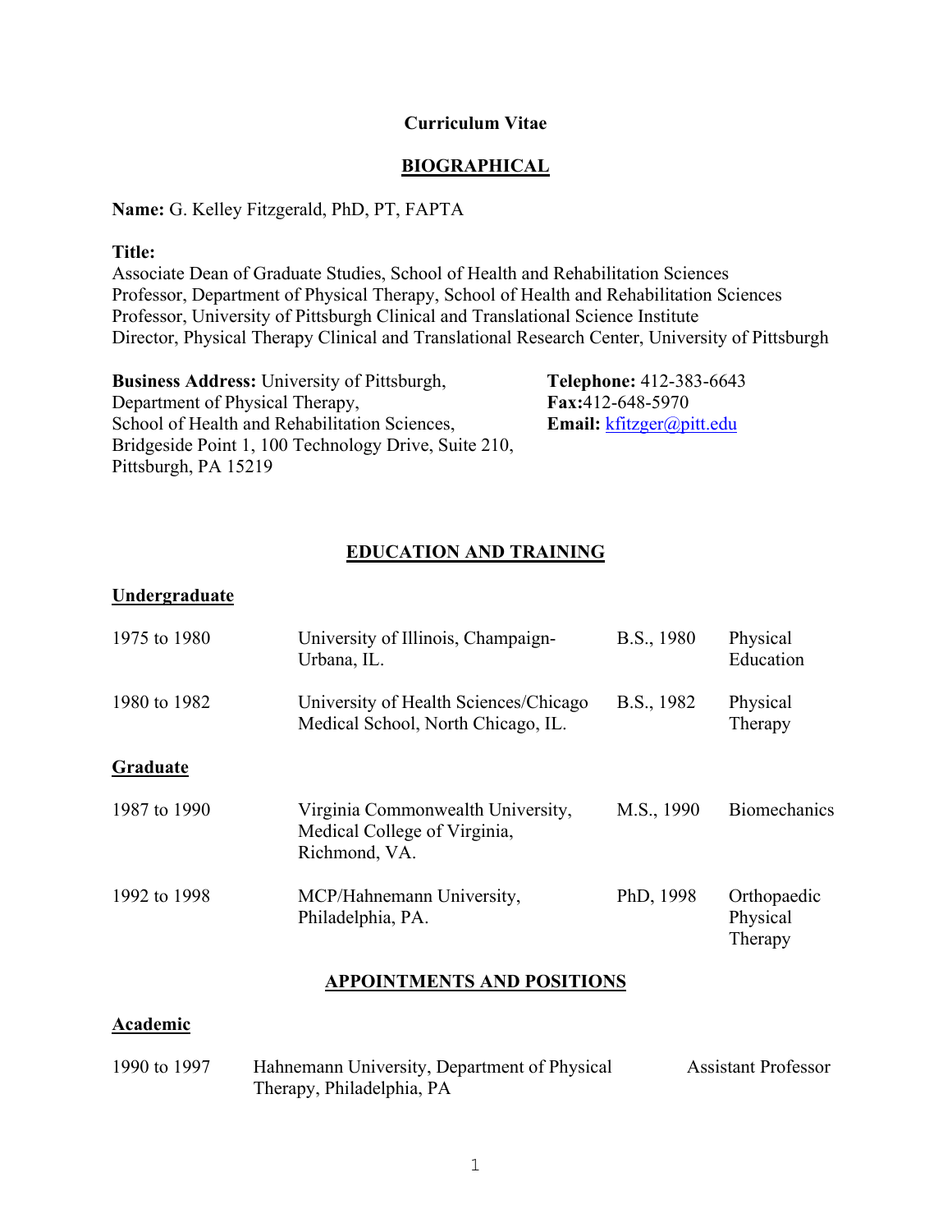# Curriculum Vitae

## BIOGRAPHICAL

**Name:** G. Kelley Fitzgerald, PhD, PT, FAPTA

**Title:**
Associate Dean of Graduate Studies, School of Health and Rehabilitation Sciences
Professor, Department of Physical Therapy, School of Health and Rehabilitation Sciences
Professor, University of Pittsburgh Clinical and Translational Science Institute
Director, Physical Therapy Clinical and Translational Research Center, University of Pittsburgh

**Business Address:** University of Pittsburgh,
Department of Physical Therapy,
School of Health and Rehabilitation Sciences,
Bridgeside Point 1, 100 Technology Drive, Suite 210,
Pittsburgh, PA 15219

**Telephone:** 412-383-6643
**Fax:**412-648-5970
**Email:** kfitzger@pitt.edu

## EDUCATION AND TRAINING

### Undergraduate

| | | | |
|---|---|---|---|
| 1975 to 1980 | University of Illinois, Champaign-Urbana, IL. | B.S., 1980 | Physical Education |
| 1980 to 1982 | University of Health Sciences/Chicago Medical School, North Chicago, IL. | B.S., 1982 | Physical Therapy |

### Graduate

| | | | |
|---|---|---|---|
| 1987 to 1990 | Virginia Commonwealth University, Medical College of Virginia, Richmond, VA. | M.S., 1990 | Biomechanics |
| 1992 to 1998 | MCP/Hahnemann University, Philadelphia, PA. | PhD, 1998 | Orthopaedic Physical Therapy |

## APPOINTMENTS AND POSITIONS

### Academic

| | | |
|---|---|---|
| 1990 to 1997 | Hahnemann University, Department of Physical Therapy, Philadelphia, PA | Assistant Professor |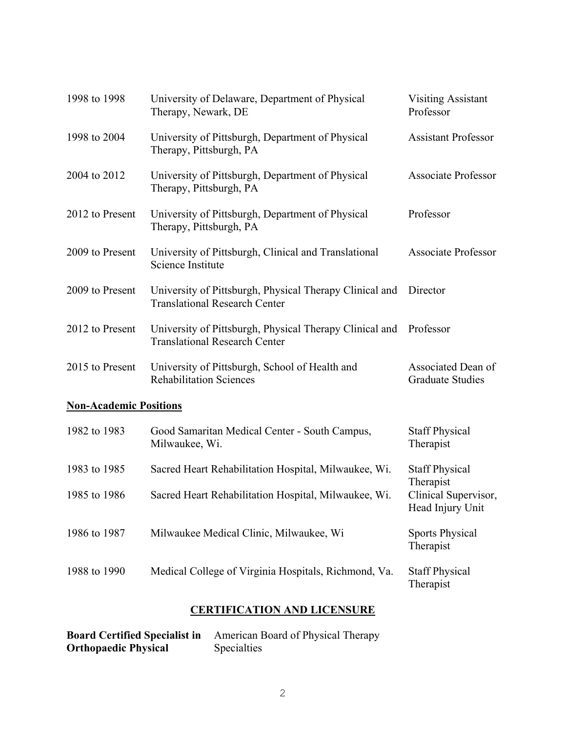| | | |
|---|---|---|
| 1998 to 1998 | University of Delaware, Department of Physical Therapy, Newark, DE | Visiting Assistant Professor |
| 1998 to 2004 | University of Pittsburgh, Department of Physical Therapy, Pittsburgh, PA | Assistant Professor |
| 2004 to 2012 | University of Pittsburgh, Department of Physical Therapy, Pittsburgh, PA | Associate Professor |
| 2012 to Present | University of Pittsburgh, Department of Physical Therapy, Pittsburgh, PA | Professor |
| 2009 to Present | University of Pittsburgh, Clinical and Translational Science Institute | Associate Professor |
| 2009 to Present | University of Pittsburgh, Physical Therapy Clinical and Translational Research Center | Director |
| 2012 to Present | University of Pittsburgh, Physical Therapy Clinical and Translational Research Center | Professor |
| 2015 to Present | University of Pittsburgh, School of Health and Rehabilitation Sciences | Associated Dean of Graduate Studies |

**Non-Academic Positions**

| | | |
|---|---|---|
| 1982 to 1983 | Good Samaritan Medical Center - South Campus, Milwaukee, Wi. | Staff Physical Therapist |
| 1983 to 1985 | Sacred Heart Rehabilitation Hospital, Milwaukee, Wi. | Staff Physical Therapist |
| 1985 to 1986 | Sacred Heart Rehabilitation Hospital, Milwaukee, Wi. | Clinical Supervisor, Head Injury Unit |
| 1986 to 1987 | Milwaukee Medical Clinic, Milwaukee, Wi | Sports Physical Therapist |
| 1988 to 1990 | Medical College of Virginia Hospitals, Richmond, Va. | Staff Physical Therapist |

## CERTIFICATION AND LICENSURE

| | |
|---|---|
| **Board Certified Specialist in Orthopaedic Physical** | American Board of Physical Therapy Specialties |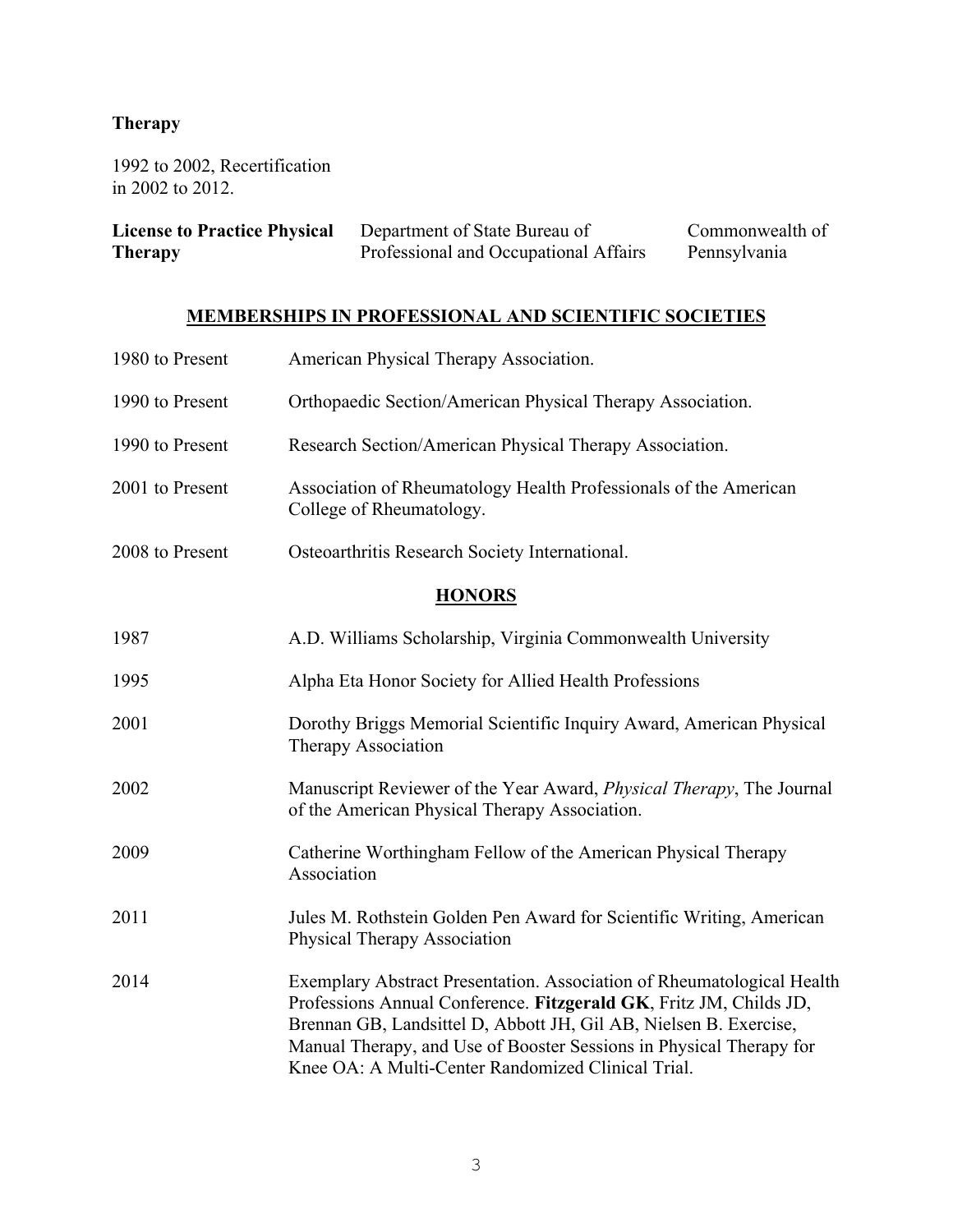**Therapy**

1992 to 2002, Recertification in 2002 to 2012.

| | | |
|---|---|---|
| **License to Practice Physical Therapy** | Department of State Bureau of Professional and Occupational Affairs | Commonwealth of Pennsylvania |

## MEMBERSHIPS IN PROFESSIONAL AND SCIENTIFIC SOCIETIES

| | |
|---|---|
| 1980 to Present | American Physical Therapy Association. |
| 1990 to Present | Orthopaedic Section/American Physical Therapy Association. |
| 1990 to Present | Research Section/American Physical Therapy Association. |
| 2001 to Present | Association of Rheumatology Health Professionals of the American College of Rheumatology. |
| 2008 to Present | Osteoarthritis Research Society International. |

## HONORS

| | |
|---|---|
| 1987 | A.D. Williams Scholarship, Virginia Commonwealth University |
| 1995 | Alpha Eta Honor Society for Allied Health Professions |
| 2001 | Dorothy Briggs Memorial Scientific Inquiry Award, American Physical Therapy Association |
| 2002 | Manuscript Reviewer of the Year Award, *Physical Therapy*, The Journal of the American Physical Therapy Association. |
| 2009 | Catherine Worthingham Fellow of the American Physical Therapy Association |
| 2011 | Jules M. Rothstein Golden Pen Award for Scientific Writing, American Physical Therapy Association |
| 2014 | Exemplary Abstract Presentation. Association of Rheumatological Health Professions Annual Conference. **Fitzgerald GK**, Fritz JM, Childs JD, Brennan GB, Landsittel D, Abbott JH, Gil AB, Nielsen B. Exercise, Manual Therapy, and Use of Booster Sessions in Physical Therapy for Knee OA: A Multi-Center Randomized Clinical Trial. |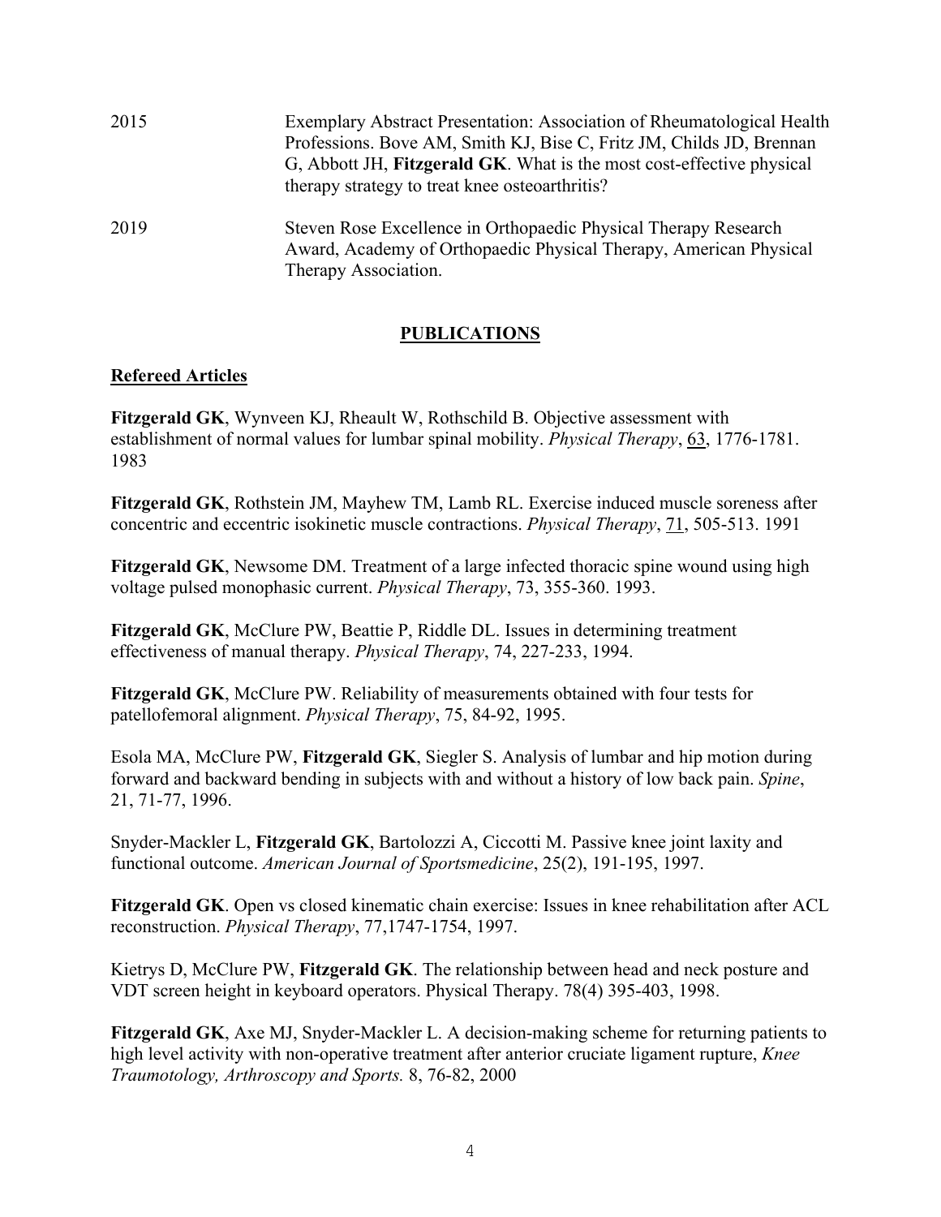2015 Exemplary Abstract Presentation: Association of Rheumatological Health Professions. Bove AM, Smith KJ, Bise C, Fritz JM, Childs JD, Brennan G, Abbott JH, **Fitzgerald GK**. What is the most cost-effective physical therapy strategy to treat knee osteoarthritis?

2019 Steven Rose Excellence in Orthopaedic Physical Therapy Research Award, Academy of Orthopaedic Physical Therapy, American Physical Therapy Association.

## PUBLICATIONS

### Refereed Articles

**Fitzgerald GK**, Wynveen KJ, Rheault W, Rothschild B. Objective assessment with establishment of normal values for lumbar spinal mobility. *Physical Therapy*, 63, 1776-1781. 1983

**Fitzgerald GK**, Rothstein JM, Mayhew TM, Lamb RL. Exercise induced muscle soreness after concentric and eccentric isokinetic muscle contractions. *Physical Therapy*, 71, 505-513. 1991

**Fitzgerald GK**, Newsome DM. Treatment of a large infected thoracic spine wound using high voltage pulsed monophasic current. *Physical Therapy*, 73, 355-360. 1993.

**Fitzgerald GK**, McClure PW, Beattie P, Riddle DL. Issues in determining treatment effectiveness of manual therapy. *Physical Therapy*, 74, 227-233, 1994.

**Fitzgerald GK**, McClure PW. Reliability of measurements obtained with four tests for patellofemoral alignment. *Physical Therapy*, 75, 84-92, 1995.

Esola MA, McClure PW, **Fitzgerald GK**, Siegler S. Analysis of lumbar and hip motion during forward and backward bending in subjects with and without a history of low back pain. *Spine*, 21, 71-77, 1996.

Snyder-Mackler L, **Fitzgerald GK**, Bartolozzi A, Ciccotti M. Passive knee joint laxity and functional outcome. *American Journal of Sportsmedicine*, 25(2), 191-195, 1997.

**Fitzgerald GK**. Open vs closed kinematic chain exercise: Issues in knee rehabilitation after ACL reconstruction. *Physical Therapy*, 77,1747-1754, 1997.

Kietrys D, McClure PW, **Fitzgerald GK**. The relationship between head and neck posture and VDT screen height in keyboard operators. Physical Therapy. 78(4) 395-403, 1998.

**Fitzgerald GK**, Axe MJ, Snyder-Mackler L. A decision-making scheme for returning patients to high level activity with non-operative treatment after anterior cruciate ligament rupture, *Knee Traumotology, Arthroscopy and Sports.* 8, 76-82, 2000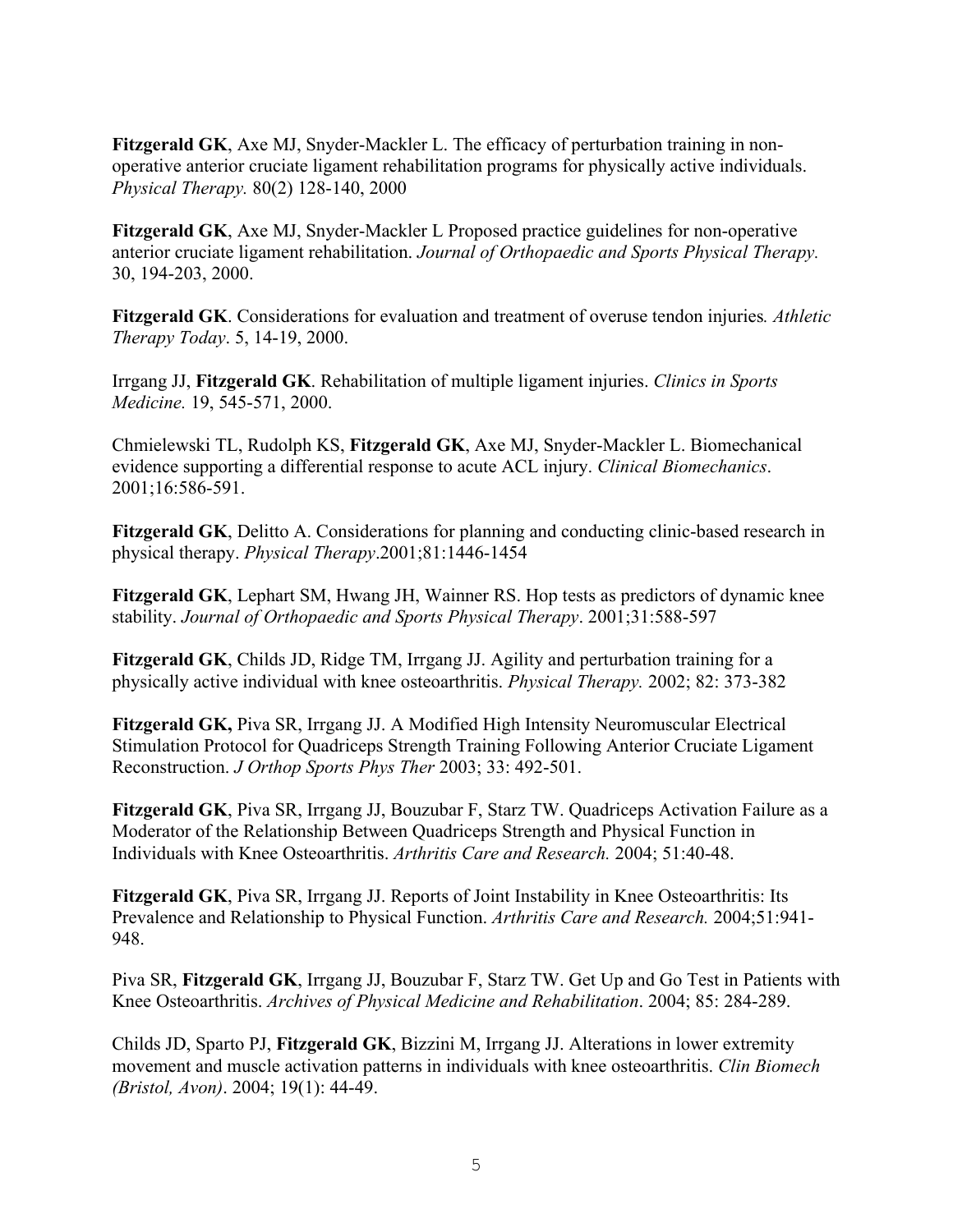**Fitzgerald GK**, Axe MJ, Snyder-Mackler L. The efficacy of perturbation training in non-operative anterior cruciate ligament rehabilitation programs for physically active individuals. *Physical Therapy.* 80(2) 128-140, 2000

**Fitzgerald GK**, Axe MJ, Snyder-Mackler L Proposed practice guidelines for non-operative anterior cruciate ligament rehabilitation. *Journal of Orthopaedic and Sports Physical Therapy.* 30, 194-203, 2000.

**Fitzgerald GK**. Considerations for evaluation and treatment of overuse tendon injuries*. Athletic Therapy Today*. 5, 14-19, 2000.

Irrgang JJ, **Fitzgerald GK**. Rehabilitation of multiple ligament injuries. *Clinics in Sports Medicine.* 19, 545-571, 2000.

Chmielewski TL, Rudolph KS, **Fitzgerald GK**, Axe MJ, Snyder-Mackler L. Biomechanical evidence supporting a differential response to acute ACL injury. *Clinical Biomechanics*. 2001;16:586-591.

**Fitzgerald GK**, Delitto A. Considerations for planning and conducting clinic-based research in physical therapy. *Physical Therapy*.2001;81:1446-1454

**Fitzgerald GK**, Lephart SM, Hwang JH, Wainner RS. Hop tests as predictors of dynamic knee stability. *Journal of Orthopaedic and Sports Physical Therapy*. 2001;31:588-597

**Fitzgerald GK**, Childs JD, Ridge TM, Irrgang JJ. Agility and perturbation training for a physically active individual with knee osteoarthritis. *Physical Therapy.* 2002; 82: 373-382

**Fitzgerald GK,** Piva SR, Irrgang JJ. A Modified High Intensity Neuromuscular Electrical Stimulation Protocol for Quadriceps Strength Training Following Anterior Cruciate Ligament Reconstruction. *J Orthop Sports Phys Ther* 2003; 33: 492-501.

**Fitzgerald GK**, Piva SR, Irrgang JJ, Bouzubar F, Starz TW. Quadriceps Activation Failure as a Moderator of the Relationship Between Quadriceps Strength and Physical Function in Individuals with Knee Osteoarthritis. *Arthritis Care and Research.* 2004; 51:40-48.

**Fitzgerald GK**, Piva SR, Irrgang JJ. Reports of Joint Instability in Knee Osteoarthritis: Its Prevalence and Relationship to Physical Function. *Arthritis Care and Research.* 2004;51:941-948.

Piva SR, **Fitzgerald GK**, Irrgang JJ, Bouzubar F, Starz TW. Get Up and Go Test in Patients with Knee Osteoarthritis. *Archives of Physical Medicine and Rehabilitation*. 2004; 85: 284-289.

Childs JD, Sparto PJ, **Fitzgerald GK**, Bizzini M, Irrgang JJ. Alterations in lower extremity movement and muscle activation patterns in individuals with knee osteoarthritis. *Clin Biomech (Bristol, Avon)*. 2004; 19(1): 44-49.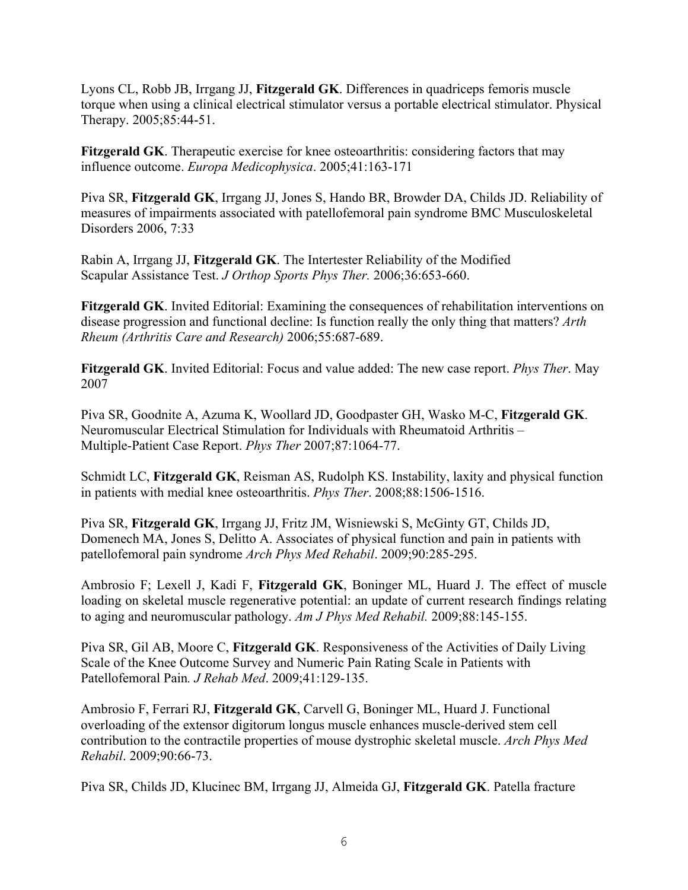Lyons CL, Robb JB, Irrgang JJ, **Fitzgerald GK**. Differences in quadriceps femoris muscle torque when using a clinical electrical stimulator versus a portable electrical stimulator. Physical Therapy. 2005;85:44-51.

**Fitzgerald GK**. Therapeutic exercise for knee osteoarthritis: considering factors that may influence outcome. *Europa Medicophysica*. 2005;41:163-171

Piva SR, **Fitzgerald GK**, Irrgang JJ, Jones S, Hando BR, Browder DA, Childs JD. Reliability of measures of impairments associated with patellofemoral pain syndrome BMC Musculoskeletal Disorders 2006, 7:33

Rabin A, Irrgang JJ, **Fitzgerald GK**. The Intertester Reliability of the Modified Scapular Assistance Test. *J Orthop Sports Phys Ther.* 2006;36:653-660.

**Fitzgerald GK**. Invited Editorial: Examining the consequences of rehabilitation interventions on disease progression and functional decline: Is function really the only thing that matters? *Arth Rheum (Arthritis Care and Research)* 2006;55:687-689.

**Fitzgerald GK**. Invited Editorial: Focus and value added: The new case report. *Phys Ther*. May 2007

Piva SR, Goodnite A, Azuma K, Woollard JD, Goodpaster GH, Wasko M-C, **Fitzgerald GK**. Neuromuscular Electrical Stimulation for Individuals with Rheumatoid Arthritis – Multiple-Patient Case Report. *Phys Ther* 2007;87:1064-77.

Schmidt LC, **Fitzgerald GK**, Reisman AS, Rudolph KS. Instability, laxity and physical function in patients with medial knee osteoarthritis. *Phys Ther*. 2008;88:1506-1516.

Piva SR, **Fitzgerald GK**, Irrgang JJ, Fritz JM, Wisniewski S, McGinty GT, Childs JD, Domenech MA, Jones S, Delitto A. Associates of physical function and pain in patients with patellofemoral pain syndrome *Arch Phys Med Rehabil*. 2009;90:285-295.

Ambrosio F; Lexell J, Kadi F, **Fitzgerald GK**, Boninger ML, Huard J. The effect of muscle loading on skeletal muscle regenerative potential: an update of current research findings relating to aging and neuromuscular pathology. *Am J Phys Med Rehabil.* 2009;88:145-155.

Piva SR, Gil AB, Moore C, **Fitzgerald GK**. Responsiveness of the Activities of Daily Living Scale of the Knee Outcome Survey and Numeric Pain Rating Scale in Patients with Patellofemoral Pain*. J Rehab Med*. 2009;41:129-135.

Ambrosio F, Ferrari RJ, **Fitzgerald GK**, Carvell G, Boninger ML, Huard J. Functional overloading of the extensor digitorum longus muscle enhances muscle-derived stem cell contribution to the contractile properties of mouse dystrophic skeletal muscle. *Arch Phys Med Rehabil*. 2009;90:66-73.

Piva SR, Childs JD, Klucinec BM, Irrgang JJ, Almeida GJ, **Fitzgerald GK**. Patella fracture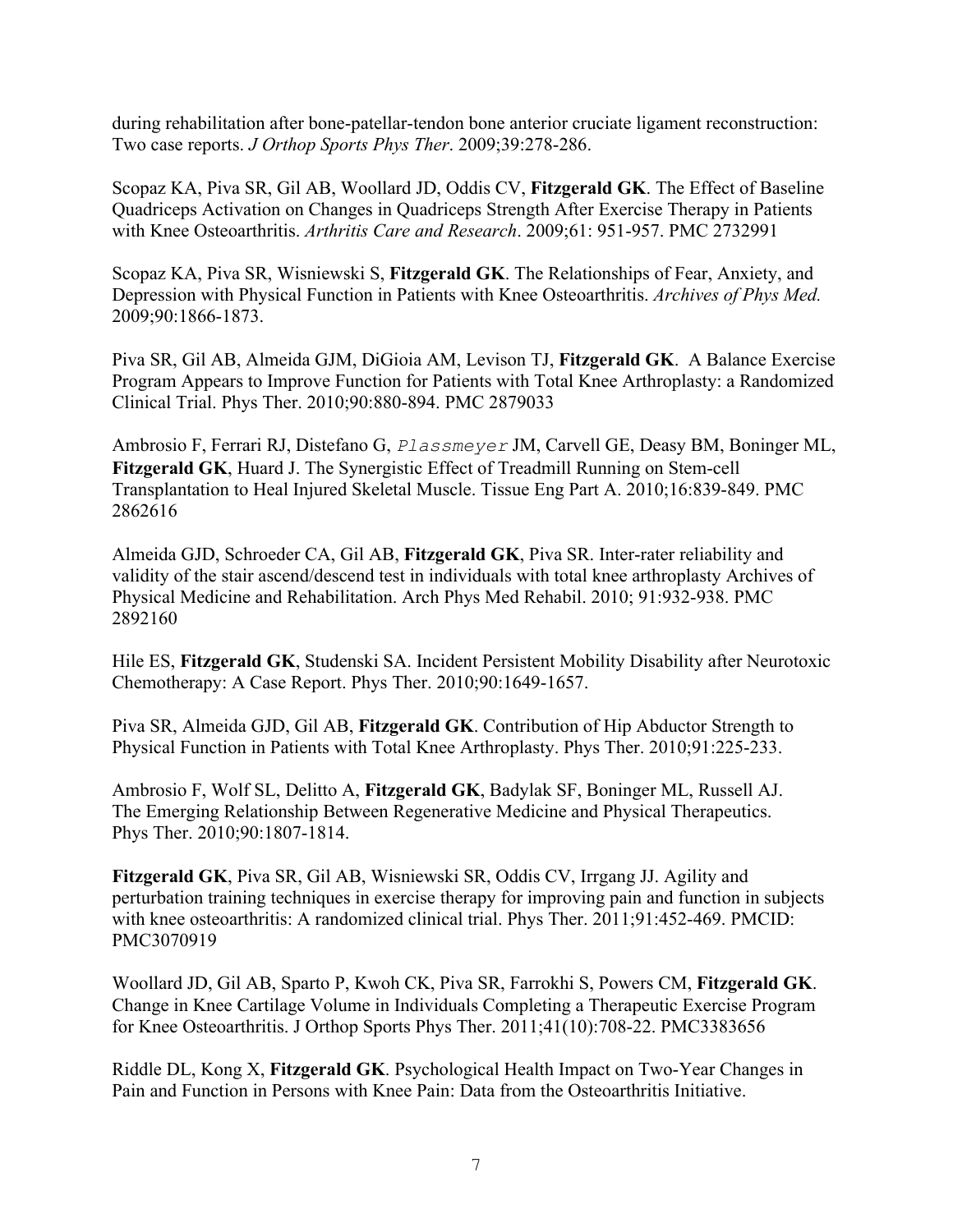during rehabilitation after bone-patellar-tendon bone anterior cruciate ligament reconstruction: Two case reports. *J Orthop Sports Phys Ther*. 2009;39:278-286.

Scopaz KA, Piva SR, Gil AB, Woollard JD, Oddis CV, **Fitzgerald GK**. The Effect of Baseline Quadriceps Activation on Changes in Quadriceps Strength After Exercise Therapy in Patients with Knee Osteoarthritis. *Arthritis Care and Research*. 2009;61: 951-957. PMC 2732991

Scopaz KA, Piva SR, Wisniewski S, **Fitzgerald GK**. The Relationships of Fear, Anxiety, and Depression with Physical Function in Patients with Knee Osteoarthritis. *Archives of Phys Med.* 2009;90:1866-1873.

Piva SR, Gil AB, Almeida GJM, DiGioia AM, Levison TJ, **Fitzgerald GK**. A Balance Exercise Program Appears to Improve Function for Patients with Total Knee Arthroplasty: a Randomized Clinical Trial. Phys Ther. 2010;90:880-894. PMC 2879033

Ambrosio F, Ferrari RJ, Distefano G, Plassmeyer JM, Carvell GE, Deasy BM, Boninger ML, **Fitzgerald GK**, Huard J. The Synergistic Effect of Treadmill Running on Stem-cell Transplantation to Heal Injured Skeletal Muscle. Tissue Eng Part A. 2010;16:839-849. PMC 2862616

Almeida GJD, Schroeder CA, Gil AB, **Fitzgerald GK**, Piva SR. Inter-rater reliability and validity of the stair ascend/descend test in individuals with total knee arthroplasty Archives of Physical Medicine and Rehabilitation. Arch Phys Med Rehabil. 2010; 91:932-938. PMC 2892160

Hile ES, **Fitzgerald GK**, Studenski SA. Incident Persistent Mobility Disability after Neurotoxic Chemotherapy: A Case Report. Phys Ther. 2010;90:1649-1657.

Piva SR, Almeida GJD, Gil AB, **Fitzgerald GK**. Contribution of Hip Abductor Strength to Physical Function in Patients with Total Knee Arthroplasty. Phys Ther. 2010;91:225-233.

Ambrosio F, Wolf SL, Delitto A, **Fitzgerald GK**, Badylak SF, Boninger ML, Russell AJ. The Emerging Relationship Between Regenerative Medicine and Physical Therapeutics. Phys Ther. 2010;90:1807-1814.

**Fitzgerald GK**, Piva SR, Gil AB, Wisniewski SR, Oddis CV, Irrgang JJ. Agility and perturbation training techniques in exercise therapy for improving pain and function in subjects with knee osteoarthritis: A randomized clinical trial. Phys Ther. 2011;91:452-469. PMCID: PMC3070919

Woollard JD, Gil AB, Sparto P, Kwoh CK, Piva SR, Farrokhi S, Powers CM, **Fitzgerald GK**. Change in Knee Cartilage Volume in Individuals Completing a Therapeutic Exercise Program for Knee Osteoarthritis. J Orthop Sports Phys Ther. 2011;41(10):708-22. PMC3383656

Riddle DL, Kong X, **Fitzgerald GK**. Psychological Health Impact on Two-Year Changes in Pain and Function in Persons with Knee Pain: Data from the Osteoarthritis Initiative.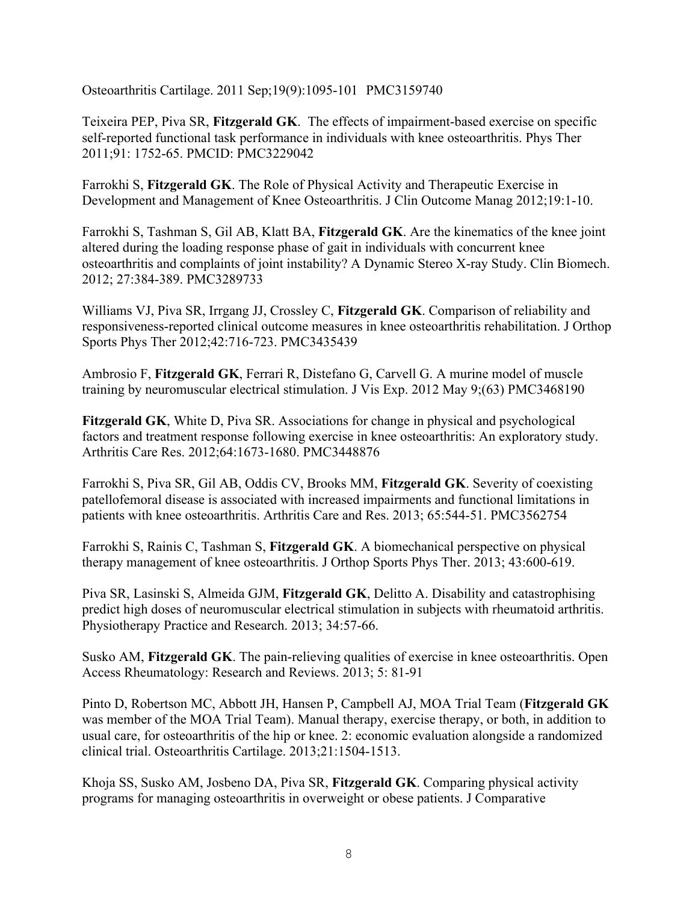Osteoarthritis Cartilage. 2011 Sep;19(9):1095-101 PMC3159740

Teixeira PEP, Piva SR, **Fitzgerald GK**. The effects of impairment-based exercise on specific self-reported functional task performance in individuals with knee osteoarthritis. Phys Ther 2011;91: 1752-65. PMCID: PMC3229042

Farrokhi S, **Fitzgerald GK**. The Role of Physical Activity and Therapeutic Exercise in Development and Management of Knee Osteoarthritis. J Clin Outcome Manag 2012;19:1-10.

Farrokhi S, Tashman S, Gil AB, Klatt BA, **Fitzgerald GK**. Are the kinematics of the knee joint altered during the loading response phase of gait in individuals with concurrent knee osteoarthritis and complaints of joint instability? A Dynamic Stereo X-ray Study. Clin Biomech. 2012; 27:384-389. PMC3289733

Williams VJ, Piva SR, Irrgang JJ, Crossley C, **Fitzgerald GK**. Comparison of reliability and responsiveness-reported clinical outcome measures in knee osteoarthritis rehabilitation. J Orthop Sports Phys Ther 2012;42:716-723. PMC3435439

Ambrosio F, **Fitzgerald GK**, Ferrari R, Distefano G, Carvell G. A murine model of muscle training by neuromuscular electrical stimulation. J Vis Exp. 2012 May 9;(63) PMC3468190

**Fitzgerald GK**, White D, Piva SR. Associations for change in physical and psychological factors and treatment response following exercise in knee osteoarthritis: An exploratory study. Arthritis Care Res. 2012;64:1673-1680. PMC3448876

Farrokhi S, Piva SR, Gil AB, Oddis CV, Brooks MM, **Fitzgerald GK**. Severity of coexisting patellofemoral disease is associated with increased impairments and functional limitations in patients with knee osteoarthritis. Arthritis Care and Res. 2013; 65:544-51. PMC3562754

Farrokhi S, Rainis C, Tashman S, **Fitzgerald GK**. A biomechanical perspective on physical therapy management of knee osteoarthritis. J Orthop Sports Phys Ther. 2013; 43:600-619.

Piva SR, Lasinski S, Almeida GJM, **Fitzgerald GK**, Delitto A. Disability and catastrophising predict high doses of neuromuscular electrical stimulation in subjects with rheumatoid arthritis. Physiotherapy Practice and Research. 2013; 34:57-66.

Susko AM, **Fitzgerald GK**. The pain-relieving qualities of exercise in knee osteoarthritis. Open Access Rheumatology: Research and Reviews. 2013; 5: 81-91

Pinto D, Robertson MC, Abbott JH, Hansen P, Campbell AJ, MOA Trial Team (**Fitzgerald GK** was member of the MOA Trial Team). Manual therapy, exercise therapy, or both, in addition to usual care, for osteoarthritis of the hip or knee. 2: economic evaluation alongside a randomized clinical trial. Osteoarthritis Cartilage. 2013;21:1504-1513.

Khoja SS, Susko AM, Josbeno DA, Piva SR, **Fitzgerald GK**. Comparing physical activity programs for managing osteoarthritis in overweight or obese patients. J Comparative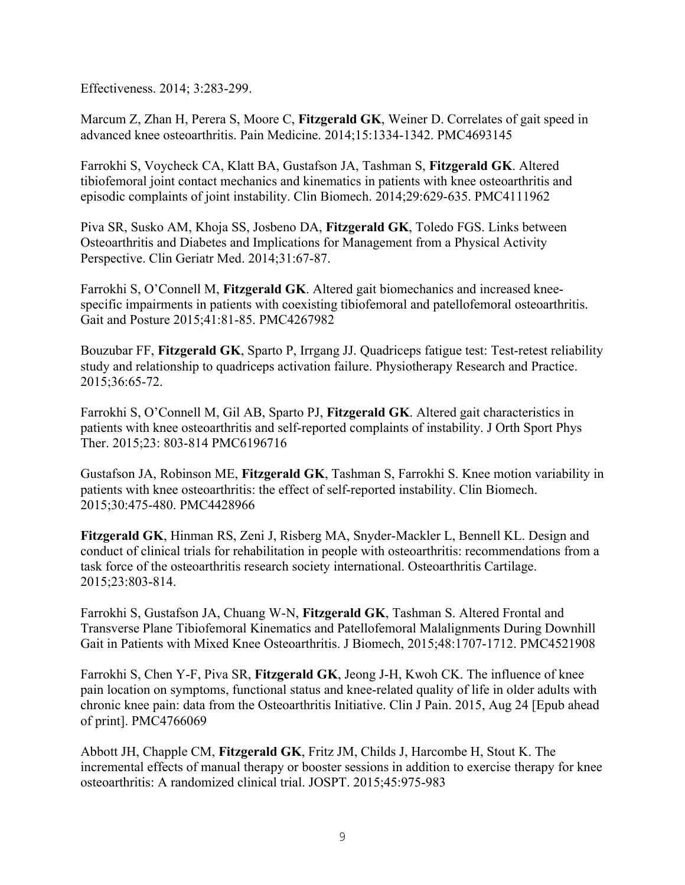Effectiveness. 2014; 3:283-299.

Marcum Z, Zhan H, Perera S, Moore C, **Fitzgerald GK**, Weiner D. Correlates of gait speed in advanced knee osteoarthritis. Pain Medicine. 2014;15:1334-1342. PMC4693145

Farrokhi S, Voycheck CA, Klatt BA, Gustafson JA, Tashman S, **Fitzgerald GK**. Altered tibiofemoral joint contact mechanics and kinematics in patients with knee osteoarthritis and episodic complaints of joint instability. Clin Biomech. 2014;29:629-635. PMC4111962

Piva SR, Susko AM, Khoja SS, Josbeno DA, **Fitzgerald GK**, Toledo FGS. Links between Osteoarthritis and Diabetes and Implications for Management from a Physical Activity Perspective. Clin Geriatr Med. 2014;31:67-87.

Farrokhi S, O'Connell M, **Fitzgerald GK**. Altered gait biomechanics and increased knee-specific impairments in patients with coexisting tibiofemoral and patellofemoral osteoarthritis. Gait and Posture 2015;41:81-85. PMC4267982

Bouzubar FF, **Fitzgerald GK**, Sparto P, Irrgang JJ. Quadriceps fatigue test: Test-retest reliability study and relationship to quadriceps activation failure. Physiotherapy Research and Practice. 2015;36:65-72.

Farrokhi S, O'Connell M, Gil AB, Sparto PJ, **Fitzgerald GK**. Altered gait characteristics in patients with knee osteoarthritis and self-reported complaints of instability. J Orth Sport Phys Ther. 2015;23: 803-814 PMC6196716

Gustafson JA, Robinson ME, **Fitzgerald GK**, Tashman S, Farrokhi S. Knee motion variability in patients with knee osteoarthritis: the effect of self-reported instability. Clin Biomech. 2015;30:475-480. PMC4428966

**Fitzgerald GK**, Hinman RS, Zeni J, Risberg MA, Snyder-Mackler L, Bennell KL. Design and conduct of clinical trials for rehabilitation in people with osteoarthritis: recommendations from a task force of the osteoarthritis research society international. Osteoarthritis Cartilage. 2015;23:803-814.

Farrokhi S, Gustafson JA, Chuang W-N, **Fitzgerald GK**, Tashman S. Altered Frontal and Transverse Plane Tibiofemoral Kinematics and Patellofemoral Malalignments During Downhill Gait in Patients with Mixed Knee Osteoarthritis. J Biomech, 2015;48:1707-1712. PMC4521908

Farrokhi S, Chen Y-F, Piva SR, **Fitzgerald GK**, Jeong J-H, Kwoh CK. The influence of knee pain location on symptoms, functional status and knee-related quality of life in older adults with chronic knee pain: data from the Osteoarthritis Initiative. Clin J Pain. 2015, Aug 24 [Epub ahead of print]. PMC4766069

Abbott JH, Chapple CM, **Fitzgerald GK**, Fritz JM, Childs J, Harcombe H, Stout K. The incremental effects of manual therapy or booster sessions in addition to exercise therapy for knee osteoarthritis: A randomized clinical trial. JOSPT. 2015;45:975-983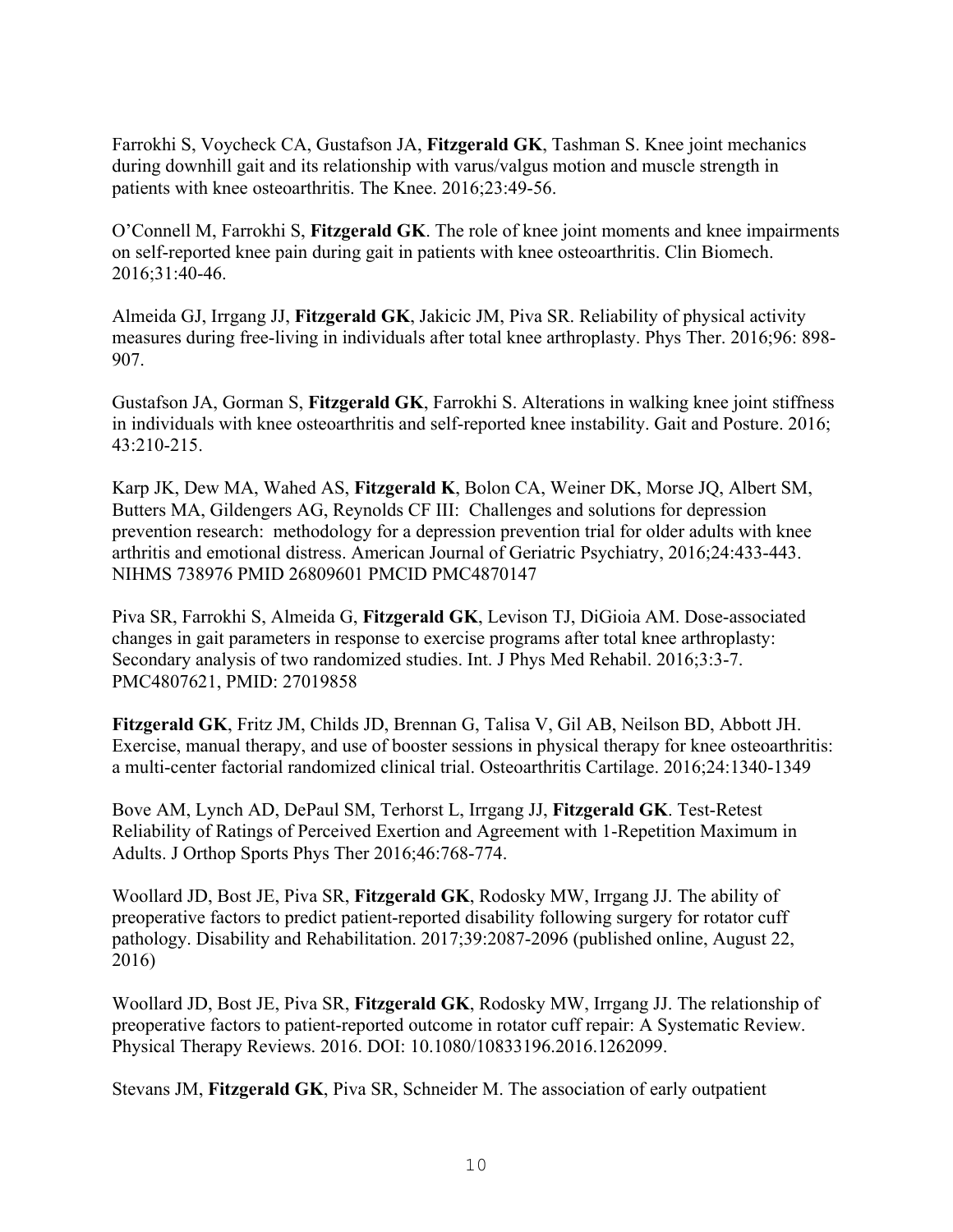Farrokhi S, Voycheck CA, Gustafson JA, **Fitzgerald GK**, Tashman S. Knee joint mechanics during downhill gait and its relationship with varus/valgus motion and muscle strength in patients with knee osteoarthritis. The Knee. 2016;23:49-56.

O'Connell M, Farrokhi S, **Fitzgerald GK**. The role of knee joint moments and knee impairments on self-reported knee pain during gait in patients with knee osteoarthritis. Clin Biomech. 2016;31:40-46.

Almeida GJ, Irrgang JJ, **Fitzgerald GK**, Jakicic JM, Piva SR. Reliability of physical activity measures during free-living in individuals after total knee arthroplasty. Phys Ther. 2016;96: 898-907.

Gustafson JA, Gorman S, **Fitzgerald GK**, Farrokhi S. Alterations in walking knee joint stiffness in individuals with knee osteoarthritis and self-reported knee instability. Gait and Posture. 2016; 43:210-215.

Karp JK, Dew MA, Wahed AS, **Fitzgerald K**, Bolon CA, Weiner DK, Morse JQ, Albert SM, Butters MA, Gildengers AG, Reynolds CF III: Challenges and solutions for depression prevention research: methodology for a depression prevention trial for older adults with knee arthritis and emotional distress. American Journal of Geriatric Psychiatry, 2016;24:433-443. NIHMS 738976 PMID 26809601 PMCID PMC4870147

Piva SR, Farrokhi S, Almeida G, **Fitzgerald GK**, Levison TJ, DiGioia AM. Dose-associated changes in gait parameters in response to exercise programs after total knee arthroplasty: Secondary analysis of two randomized studies. Int. J Phys Med Rehabil. 2016;3:3-7. PMC4807621, PMID: 27019858

**Fitzgerald GK**, Fritz JM, Childs JD, Brennan G, Talisa V, Gil AB, Neilson BD, Abbott JH. Exercise, manual therapy, and use of booster sessions in physical therapy for knee osteoarthritis: a multi-center factorial randomized clinical trial. Osteoarthritis Cartilage. 2016;24:1340-1349

Bove AM, Lynch AD, DePaul SM, Terhorst L, Irrgang JJ, **Fitzgerald GK**. Test-Retest Reliability of Ratings of Perceived Exertion and Agreement with 1-Repetition Maximum in Adults. J Orthop Sports Phys Ther 2016;46:768-774.

Woollard JD, Bost JE, Piva SR, **Fitzgerald GK**, Rodosky MW, Irrgang JJ. The ability of preoperative factors to predict patient-reported disability following surgery for rotator cuff pathology. Disability and Rehabilitation. 2017;39:2087-2096 (published online, August 22, 2016)

Woollard JD, Bost JE, Piva SR, **Fitzgerald GK**, Rodosky MW, Irrgang JJ. The relationship of preoperative factors to patient-reported outcome in rotator cuff repair: A Systematic Review. Physical Therapy Reviews. 2016. DOI: 10.1080/10833196.2016.1262099.

Stevans JM, **Fitzgerald GK**, Piva SR, Schneider M. The association of early outpatient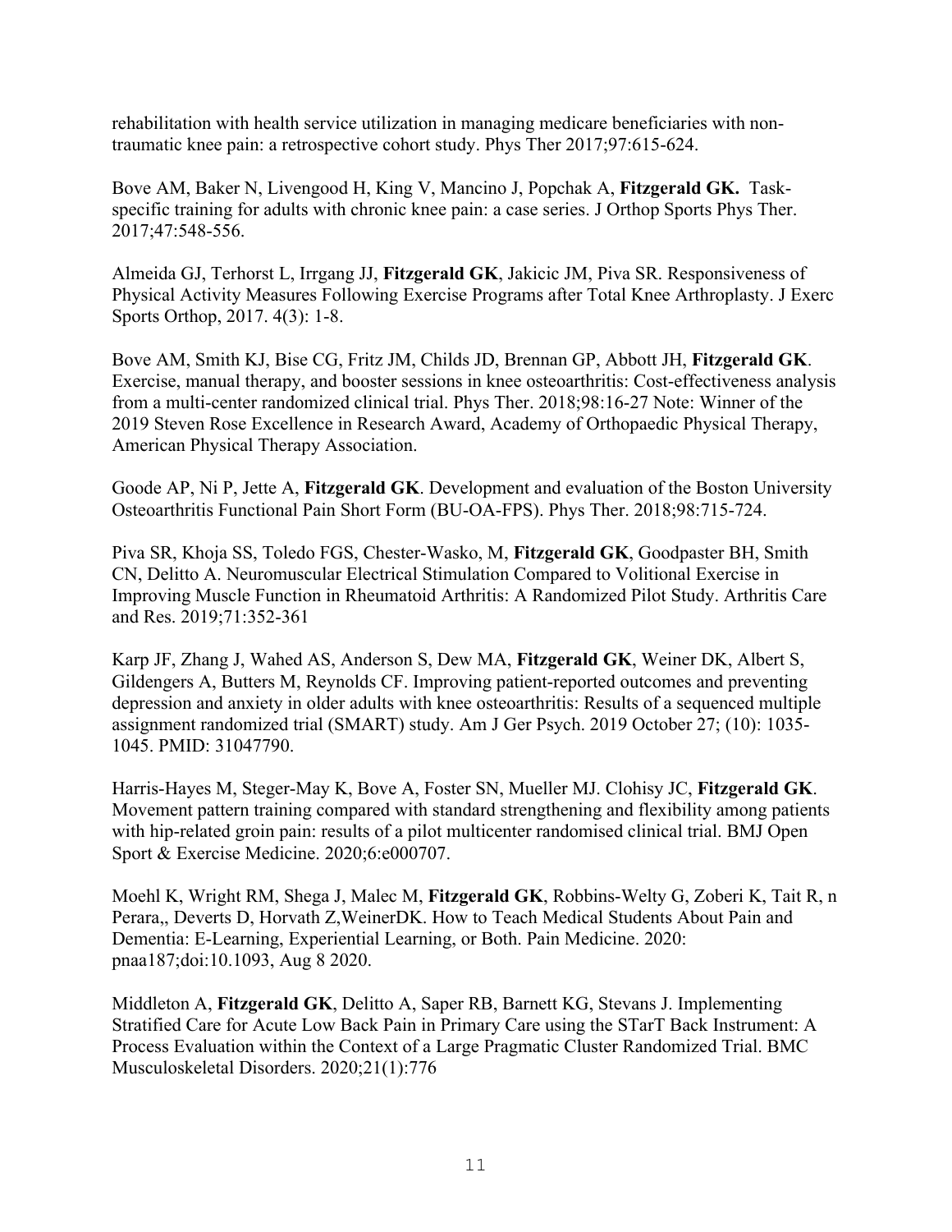rehabilitation with health service utilization in managing medicare beneficiaries with non-traumatic knee pain: a retrospective cohort study. Phys Ther 2017;97:615-624.

Bove AM, Baker N, Livengood H, King V, Mancino J, Popchak A, **Fitzgerald GK.** Task-specific training for adults with chronic knee pain: a case series. J Orthop Sports Phys Ther. 2017;47:548-556.

Almeida GJ, Terhorst L, Irrgang JJ, **Fitzgerald GK**, Jakicic JM, Piva SR. Responsiveness of Physical Activity Measures Following Exercise Programs after Total Knee Arthroplasty. J Exerc Sports Orthop, 2017. 4(3): 1-8.

Bove AM, Smith KJ, Bise CG, Fritz JM, Childs JD, Brennan GP, Abbott JH, **Fitzgerald GK**. Exercise, manual therapy, and booster sessions in knee osteoarthritis: Cost-effectiveness analysis from a multi-center randomized clinical trial. Phys Ther. 2018;98:16-27 Note: Winner of the 2019 Steven Rose Excellence in Research Award, Academy of Orthopaedic Physical Therapy, American Physical Therapy Association.

Goode AP, Ni P, Jette A, **Fitzgerald GK**. Development and evaluation of the Boston University Osteoarthritis Functional Pain Short Form (BU-OA-FPS). Phys Ther. 2018;98:715-724.

Piva SR, Khoja SS, Toledo FGS, Chester-Wasko, M, **Fitzgerald GK**, Goodpaster BH, Smith CN, Delitto A. Neuromuscular Electrical Stimulation Compared to Volitional Exercise in Improving Muscle Function in Rheumatoid Arthritis: A Randomized Pilot Study. Arthritis Care and Res. 2019;71:352-361

Karp JF, Zhang J, Wahed AS, Anderson S, Dew MA, **Fitzgerald GK**, Weiner DK, Albert S, Gildengers A, Butters M, Reynolds CF. Improving patient-reported outcomes and preventing depression and anxiety in older adults with knee osteoarthritis: Results of a sequenced multiple assignment randomized trial (SMART) study. Am J Ger Psych. 2019 October 27; (10): 1035-1045. PMID: 31047790.

Harris-Hayes M, Steger-May K, Bove A, Foster SN, Mueller MJ. Clohisy JC, **Fitzgerald GK**. Movement pattern training compared with standard strengthening and flexibility among patients with hip-related groin pain: results of a pilot multicenter randomised clinical trial. BMJ Open Sport & Exercise Medicine. 2020;6:e000707.

Moehl K, Wright RM, Shega J, Malec M, **Fitzgerald GK**, Robbins-Welty G, Zoberi K, Tait R, n Perara,, Deverts D, Horvath Z,WeinerDK. How to Teach Medical Students About Pain and Dementia: E-Learning, Experiential Learning, or Both. Pain Medicine. 2020: pnaa187;doi:10.1093, Aug 8 2020.

Middleton A, **Fitzgerald GK**, Delitto A, Saper RB, Barnett KG, Stevans J. Implementing Stratified Care for Acute Low Back Pain in Primary Care using the STarT Back Instrument: A Process Evaluation within the Context of a Large Pragmatic Cluster Randomized Trial. BMC Musculoskeletal Disorders. 2020;21(1):776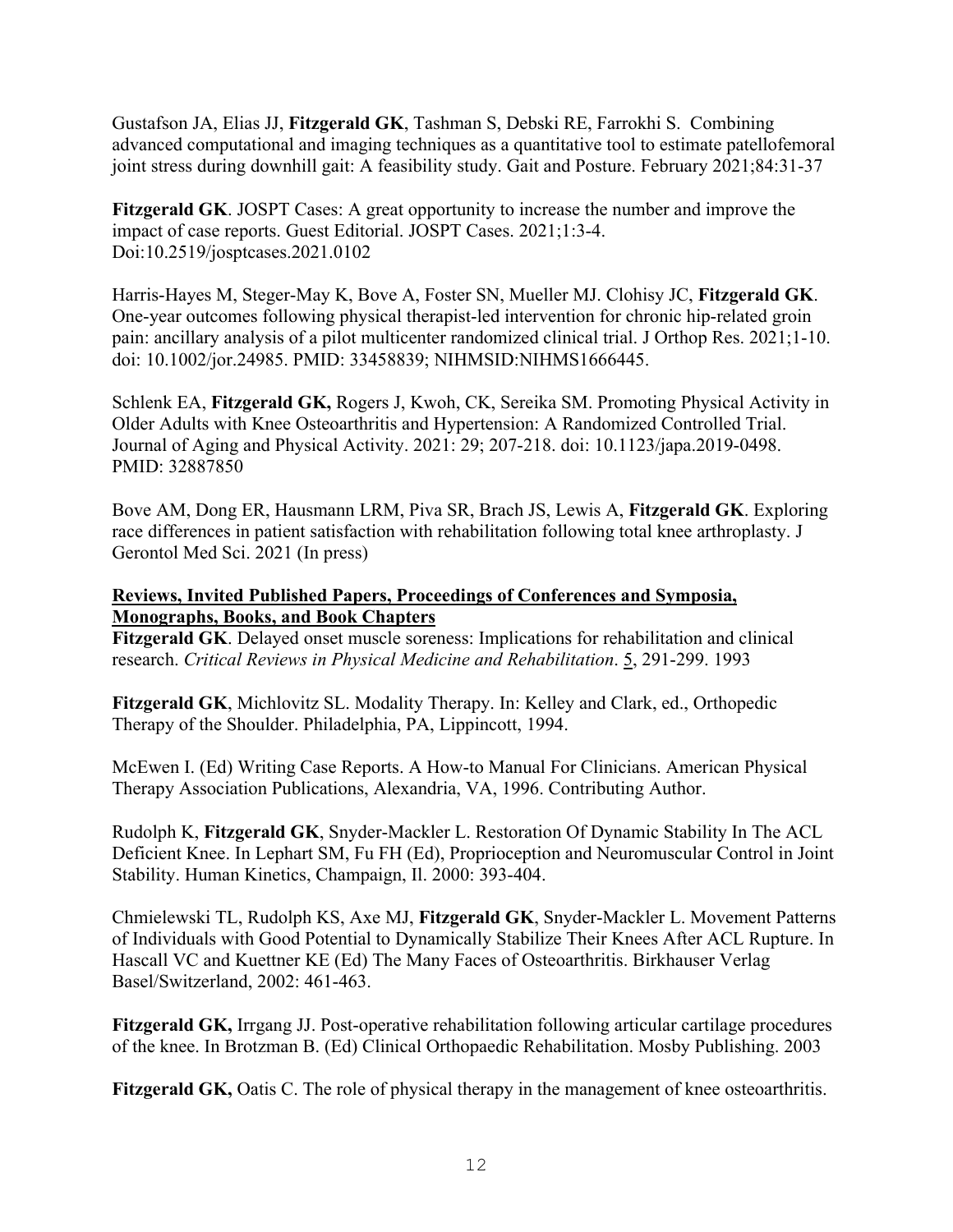Gustafson JA, Elias JJ, **Fitzgerald GK**, Tashman S, Debski RE, Farrokhi S. Combining advanced computational and imaging techniques as a quantitative tool to estimate patellofemoral joint stress during downhill gait: A feasibility study. Gait and Posture. February 2021;84:31-37

**Fitzgerald GK**. JOSPT Cases: A great opportunity to increase the number and improve the impact of case reports. Guest Editorial. JOSPT Cases. 2021;1:3-4. Doi:10.2519/josptcases.2021.0102

Harris-Hayes M, Steger-May K, Bove A, Foster SN, Mueller MJ. Clohisy JC, **Fitzgerald GK**. One-year outcomes following physical therapist-led intervention for chronic hip-related groin pain: ancillary analysis of a pilot multicenter randomized clinical trial. J Orthop Res. 2021;1-10. doi: 10.1002/jor.24985. PMID: 33458839; NIHMSID:NIHMS1666445.

Schlenk EA, **Fitzgerald GK,** Rogers J, Kwoh, CK, Sereika SM. Promoting Physical Activity in Older Adults with Knee Osteoarthritis and Hypertension: A Randomized Controlled Trial. Journal of Aging and Physical Activity. 2021: 29; 207-218. doi: 10.1123/japa.2019-0498. PMID: 32887850

Bove AM, Dong ER, Hausmann LRM, Piva SR, Brach JS, Lewis A, **Fitzgerald GK**. Exploring race differences in patient satisfaction with rehabilitation following total knee arthroplasty. J Gerontol Med Sci. 2021 (In press)

**Reviews, Invited Published Papers, Proceedings of Conferences and Symposia, Monographs, Books, and Book Chapters**

**Fitzgerald GK**. Delayed onset muscle soreness: Implications for rehabilitation and clinical research. *Critical Reviews in Physical Medicine and Rehabilitation*. 5, 291-299. 1993

**Fitzgerald GK**, Michlovitz SL. Modality Therapy. In: Kelley and Clark, ed., Orthopedic Therapy of the Shoulder. Philadelphia, PA, Lippincott, 1994.

McEwen I. (Ed) Writing Case Reports. A How-to Manual For Clinicians. American Physical Therapy Association Publications, Alexandria, VA, 1996. Contributing Author.

Rudolph K, **Fitzgerald GK**, Snyder-Mackler L. Restoration Of Dynamic Stability In The ACL Deficient Knee. In Lephart SM, Fu FH (Ed), Proprioception and Neuromuscular Control in Joint Stability. Human Kinetics, Champaign, Il. 2000: 393-404.

Chmielewski TL, Rudolph KS, Axe MJ, **Fitzgerald GK**, Snyder-Mackler L. Movement Patterns of Individuals with Good Potential to Dynamically Stabilize Their Knees After ACL Rupture. In Hascall VC and Kuettner KE (Ed) The Many Faces of Osteoarthritis. Birkhauser Verlag Basel/Switzerland, 2002: 461-463.

**Fitzgerald GK,** Irrgang JJ. Post-operative rehabilitation following articular cartilage procedures of the knee. In Brotzman B. (Ed) Clinical Orthopaedic Rehabilitation. Mosby Publishing. 2003

**Fitzgerald GK,** Oatis C. The role of physical therapy in the management of knee osteoarthritis.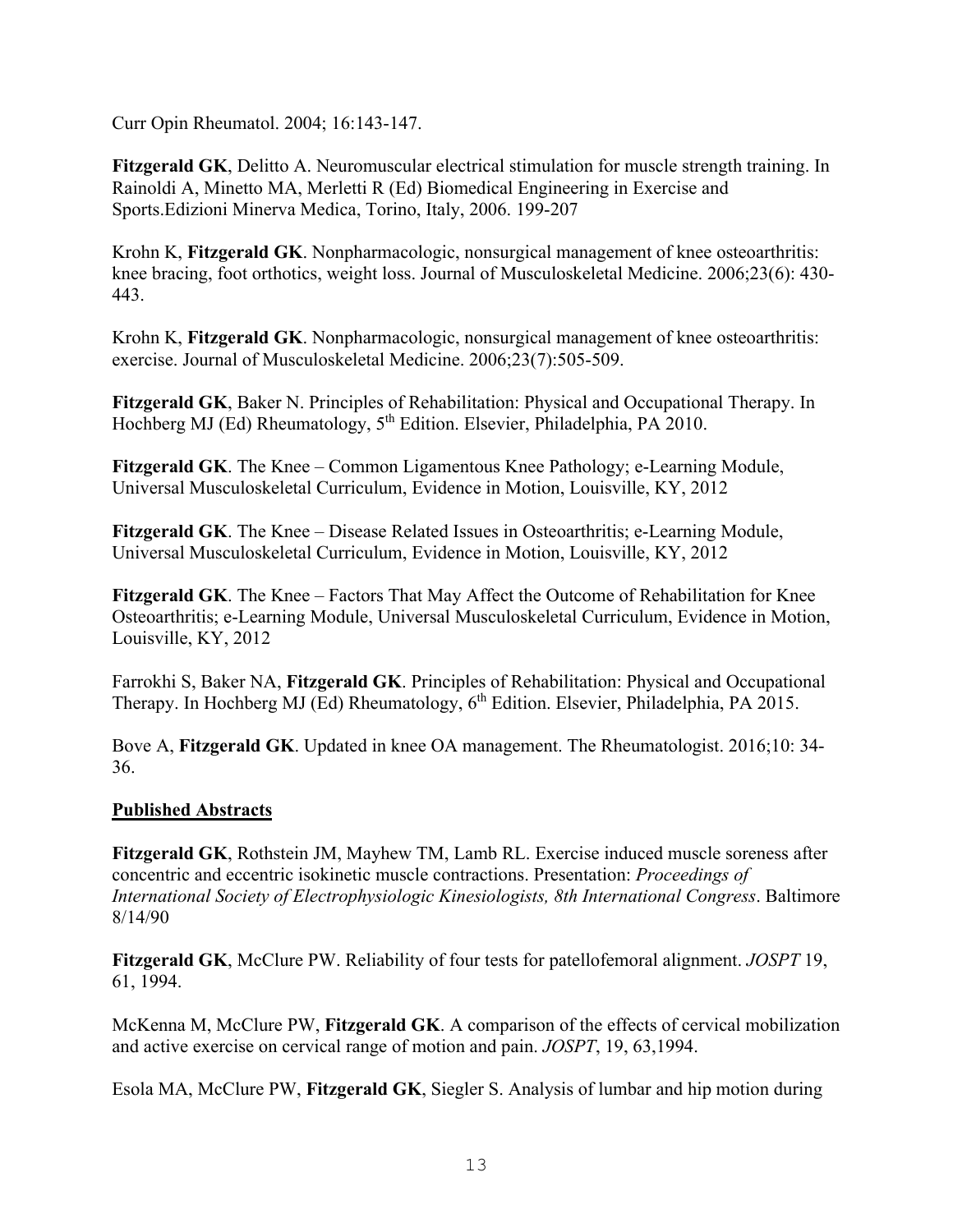Curr Opin Rheumatol. 2004; 16:143-147.

**Fitzgerald GK**, Delitto A. Neuromuscular electrical stimulation for muscle strength training. In Rainoldi A, Minetto MA, Merletti R (Ed) Biomedical Engineering in Exercise and Sports.Edizioni Minerva Medica, Torino, Italy, 2006. 199-207

Krohn K, **Fitzgerald GK**. Nonpharmacologic, nonsurgical management of knee osteoarthritis: knee bracing, foot orthotics, weight loss. Journal of Musculoskeletal Medicine. 2006;23(6): 430-443.

Krohn K, **Fitzgerald GK**. Nonpharmacologic, nonsurgical management of knee osteoarthritis: exercise. Journal of Musculoskeletal Medicine. 2006;23(7):505-509.

**Fitzgerald GK**, Baker N. Principles of Rehabilitation: Physical and Occupational Therapy. In Hochberg MJ (Ed) Rheumatology, 5th Edition. Elsevier, Philadelphia, PA 2010.

**Fitzgerald GK**. The Knee – Common Ligamentous Knee Pathology; e-Learning Module, Universal Musculoskeletal Curriculum, Evidence in Motion, Louisville, KY, 2012

**Fitzgerald GK**. The Knee – Disease Related Issues in Osteoarthritis; e-Learning Module, Universal Musculoskeletal Curriculum, Evidence in Motion, Louisville, KY, 2012

**Fitzgerald GK**. The Knee – Factors That May Affect the Outcome of Rehabilitation for Knee Osteoarthritis; e-Learning Module, Universal Musculoskeletal Curriculum, Evidence in Motion, Louisville, KY, 2012

Farrokhi S, Baker NA, **Fitzgerald GK**. Principles of Rehabilitation: Physical and Occupational Therapy. In Hochberg MJ (Ed) Rheumatology, 6th Edition. Elsevier, Philadelphia, PA 2015.

Bove A, **Fitzgerald GK**. Updated in knee OA management. The Rheumatologist. 2016;10: 34-36.

## Published Abstracts

**Fitzgerald GK**, Rothstein JM, Mayhew TM, Lamb RL. Exercise induced muscle soreness after concentric and eccentric isokinetic muscle contractions. Presentation: *Proceedings of International Society of Electrophysiologic Kinesiologists, 8th International Congress*. Baltimore 8/14/90

**Fitzgerald GK**, McClure PW. Reliability of four tests for patellofemoral alignment. *JOSPT* 19, 61, 1994.

McKenna M, McClure PW, **Fitzgerald GK**. A comparison of the effects of cervical mobilization and active exercise on cervical range of motion and pain. *JOSPT*, 19, 63,1994.

Esola MA, McClure PW, **Fitzgerald GK**, Siegler S. Analysis of lumbar and hip motion during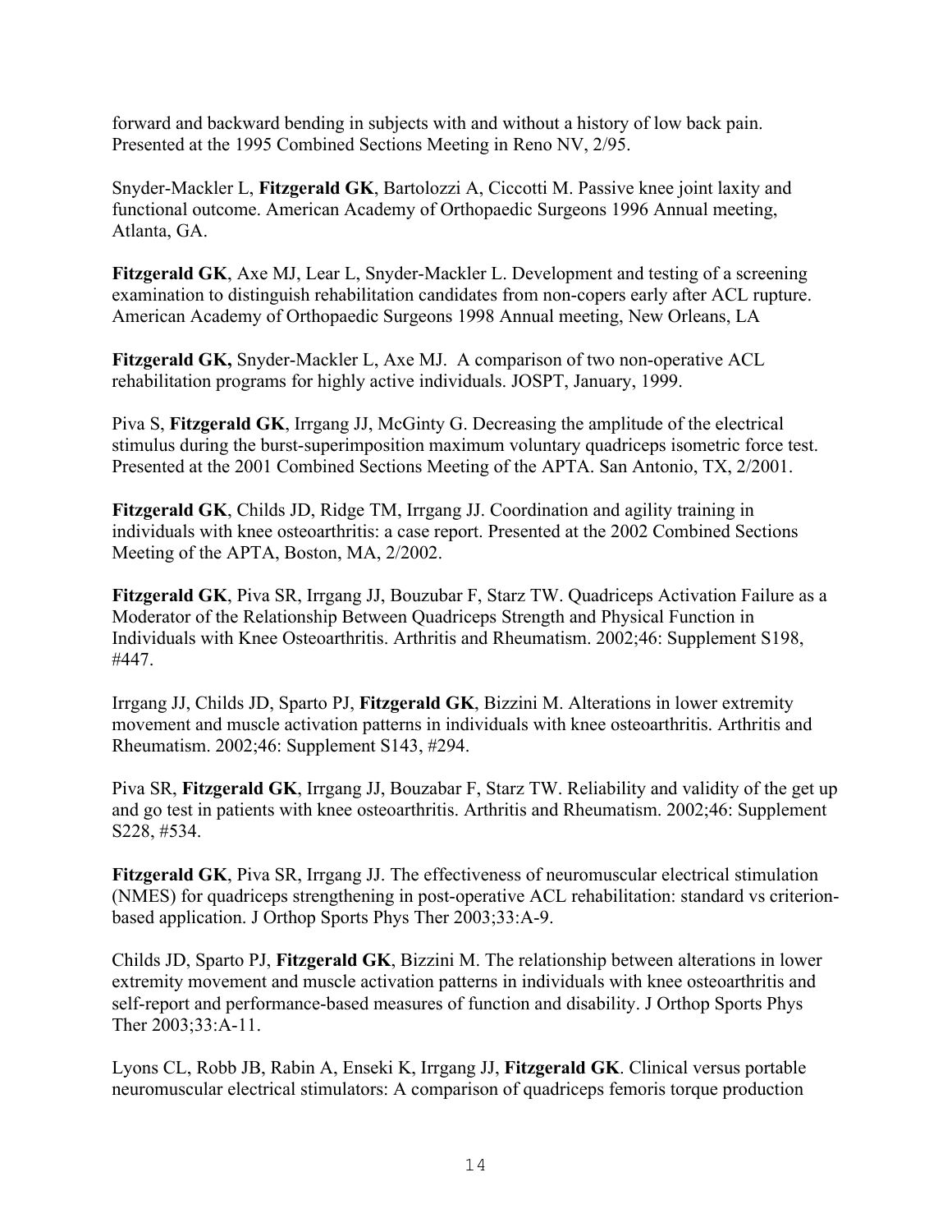forward and backward bending in subjects with and without a history of low back pain. Presented at the 1995 Combined Sections Meeting in Reno NV, 2/95.

Snyder-Mackler L, **Fitzgerald GK**, Bartolozzi A, Ciccotti M. Passive knee joint laxity and functional outcome. American Academy of Orthopaedic Surgeons 1996 Annual meeting, Atlanta, GA.

**Fitzgerald GK**, Axe MJ, Lear L, Snyder-Mackler L. Development and testing of a screening examination to distinguish rehabilitation candidates from non-copers early after ACL rupture. American Academy of Orthopaedic Surgeons 1998 Annual meeting, New Orleans, LA

**Fitzgerald GK,** Snyder-Mackler L, Axe MJ. A comparison of two non-operative ACL rehabilitation programs for highly active individuals. JOSPT, January, 1999.

Piva S, **Fitzgerald GK**, Irrgang JJ, McGinty G. Decreasing the amplitude of the electrical stimulus during the burst-superimposition maximum voluntary quadriceps isometric force test. Presented at the 2001 Combined Sections Meeting of the APTA. San Antonio, TX, 2/2001.

**Fitzgerald GK**, Childs JD, Ridge TM, Irrgang JJ. Coordination and agility training in individuals with knee osteoarthritis: a case report. Presented at the 2002 Combined Sections Meeting of the APTA, Boston, MA, 2/2002.

**Fitzgerald GK**, Piva SR, Irrgang JJ, Bouzubar F, Starz TW. Quadriceps Activation Failure as a Moderator of the Relationship Between Quadriceps Strength and Physical Function in Individuals with Knee Osteoarthritis. Arthritis and Rheumatism. 2002;46: Supplement S198, #447.

Irrgang JJ, Childs JD, Sparto PJ, **Fitzgerald GK**, Bizzini M. Alterations in lower extremity movement and muscle activation patterns in individuals with knee osteoarthritis. Arthritis and Rheumatism. 2002;46: Supplement S143, #294.

Piva SR, **Fitzgerald GK**, Irrgang JJ, Bouzabar F, Starz TW. Reliability and validity of the get up and go test in patients with knee osteoarthritis. Arthritis and Rheumatism. 2002;46: Supplement S228, #534.

**Fitzgerald GK**, Piva SR, Irrgang JJ. The effectiveness of neuromuscular electrical stimulation (NMES) for quadriceps strengthening in post-operative ACL rehabilitation: standard vs criterion-based application. J Orthop Sports Phys Ther 2003;33:A-9.

Childs JD, Sparto PJ, **Fitzgerald GK**, Bizzini M. The relationship between alterations in lower extremity movement and muscle activation patterns in individuals with knee osteoarthritis and self-report and performance-based measures of function and disability. J Orthop Sports Phys Ther 2003;33:A-11.

Lyons CL, Robb JB, Rabin A, Enseki K, Irrgang JJ, **Fitzgerald GK**. Clinical versus portable neuromuscular electrical stimulators: A comparison of quadriceps femoris torque production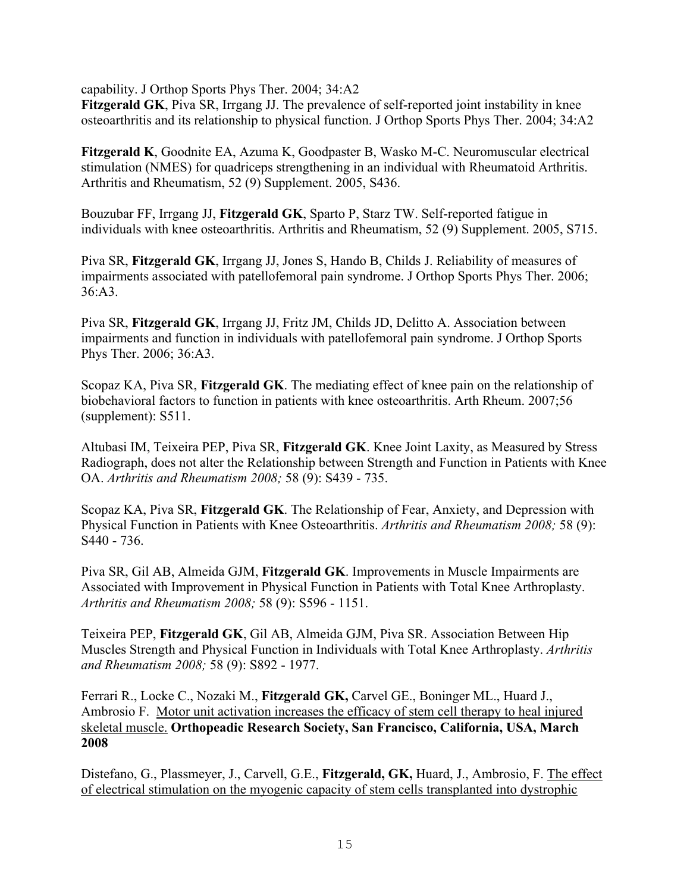capability. J Orthop Sports Phys Ther. 2004; 34:A2
**Fitzgerald GK**, Piva SR, Irrgang JJ. The prevalence of self-reported joint instability in knee osteoarthritis and its relationship to physical function. J Orthop Sports Phys Ther. 2004; 34:A2

**Fitzgerald K**, Goodnite EA, Azuma K, Goodpaster B, Wasko M-C. Neuromuscular electrical stimulation (NMES) for quadriceps strengthening in an individual with Rheumatoid Arthritis. Arthritis and Rheumatism, 52 (9) Supplement. 2005, S436.

Bouzubar FF, Irrgang JJ, **Fitzgerald GK**, Sparto P, Starz TW. Self-reported fatigue in individuals with knee osteoarthritis. Arthritis and Rheumatism, 52 (9) Supplement. 2005, S715.

Piva SR, **Fitzgerald GK**, Irrgang JJ, Jones S, Hando B, Childs J. Reliability of measures of impairments associated with patellofemoral pain syndrome. J Orthop Sports Phys Ther. 2006; 36:A3.

Piva SR, **Fitzgerald GK**, Irrgang JJ, Fritz JM, Childs JD, Delitto A. Association between impairments and function in individuals with patellofemoral pain syndrome. J Orthop Sports Phys Ther. 2006; 36:A3.

Scopaz KA, Piva SR, **Fitzgerald GK**. The mediating effect of knee pain on the relationship of biobehavioral factors to function in patients with knee osteoarthritis. Arth Rheum. 2007;56 (supplement): S511.

Altubasi IM, Teixeira PEP, Piva SR, **Fitzgerald GK**. Knee Joint Laxity, as Measured by Stress Radiograph, does not alter the Relationship between Strength and Function in Patients with Knee OA. *Arthritis and Rheumatism 2008;* 58 (9): S439 - 735.

Scopaz KA, Piva SR, **Fitzgerald GK**. The Relationship of Fear, Anxiety, and Depression with Physical Function in Patients with Knee Osteoarthritis. *Arthritis and Rheumatism 2008;* 58 (9): S440 - 736.

Piva SR, Gil AB, Almeida GJM, **Fitzgerald GK**. Improvements in Muscle Impairments are Associated with Improvement in Physical Function in Patients with Total Knee Arthroplasty. *Arthritis and Rheumatism 2008;* 58 (9): S596 - 1151.

Teixeira PEP, **Fitzgerald GK**, Gil AB, Almeida GJM, Piva SR. Association Between Hip Muscles Strength and Physical Function in Individuals with Total Knee Arthroplasty. *Arthritis and Rheumatism 2008;* 58 (9): S892 - 1977.

Ferrari R., Locke C., Nozaki M., **Fitzgerald GK,** Carvel GE., Boninger ML., Huard J., Ambrosio F. Motor unit activation increases the efficacy of stem cell therapy to heal injured skeletal muscle. **Orthopeadic Research Society, San Francisco, California, USA, March 2008**

Distefano, G., Plassmeyer, J., Carvell, G.E., **Fitzgerald, GK,** Huard, J., Ambrosio, F. The effect of electrical stimulation on the myogenic capacity of stem cells transplanted into dystrophic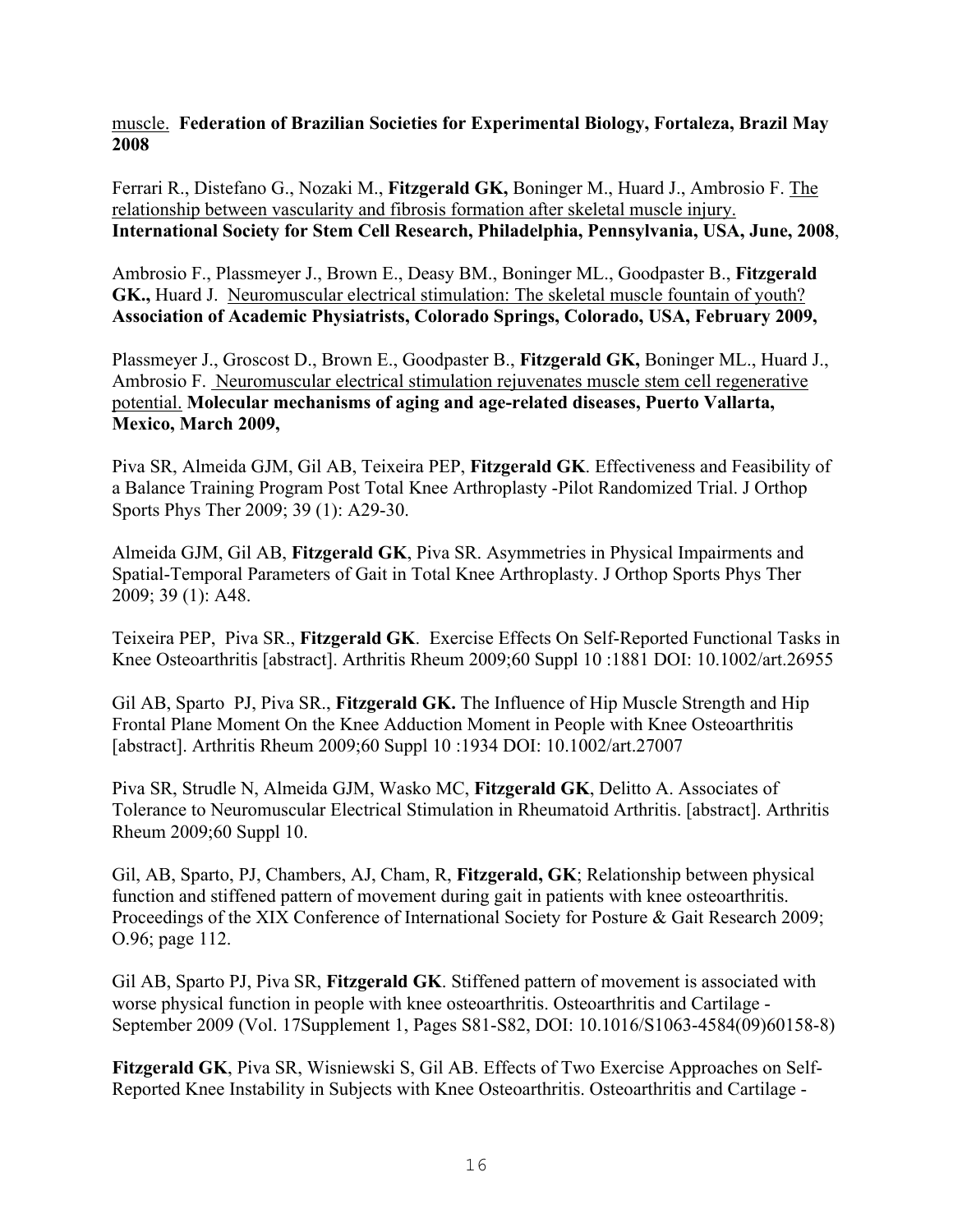muscle. **Federation of Brazilian Societies for Experimental Biology, Fortaleza, Brazil May 2008**

Ferrari R., Distefano G., Nozaki M., **Fitzgerald GK,** Boninger M., Huard J., Ambrosio F. The relationship between vascularity and fibrosis formation after skeletal muscle injury. **International Society for Stem Cell Research, Philadelphia, Pennsylvania, USA, June, 2008**,

Ambrosio F., Plassmeyer J., Brown E., Deasy BM., Boninger ML., Goodpaster B., **Fitzgerald GK.,** Huard J. Neuromuscular electrical stimulation: The skeletal muscle fountain of youth? **Association of Academic Physiatrists, Colorado Springs, Colorado, USA, February 2009,**

Plassmeyer J., Groscost D., Brown E., Goodpaster B., **Fitzgerald GK,** Boninger ML., Huard J., Ambrosio F. Neuromuscular electrical stimulation rejuvenates muscle stem cell regenerative potential. **Molecular mechanisms of aging and age-related diseases, Puerto Vallarta, Mexico, March 2009,**

Piva SR, Almeida GJM, Gil AB, Teixeira PEP, **Fitzgerald GK**. Effectiveness and Feasibility of a Balance Training Program Post Total Knee Arthroplasty -Pilot Randomized Trial. J Orthop Sports Phys Ther 2009; 39 (1): A29-30.

Almeida GJM, Gil AB, **Fitzgerald GK**, Piva SR. Asymmetries in Physical Impairments and Spatial-Temporal Parameters of Gait in Total Knee Arthroplasty. J Orthop Sports Phys Ther 2009; 39 (1): A48.

Teixeira PEP, Piva SR., **Fitzgerald GK**. Exercise Effects On Self-Reported Functional Tasks in Knee Osteoarthritis [abstract]. Arthritis Rheum 2009;60 Suppl 10 :1881 DOI: 10.1002/art.26955

Gil AB, Sparto PJ, Piva SR., **Fitzgerald GK.** The Influence of Hip Muscle Strength and Hip Frontal Plane Moment On the Knee Adduction Moment in People with Knee Osteoarthritis [abstract]. Arthritis Rheum 2009;60 Suppl 10 :1934 DOI: 10.1002/art.27007

Piva SR, Strudle N, Almeida GJM, Wasko MC, **Fitzgerald GK**, Delitto A. Associates of Tolerance to Neuromuscular Electrical Stimulation in Rheumatoid Arthritis. [abstract]. Arthritis Rheum 2009;60 Suppl 10.

Gil, AB, Sparto, PJ, Chambers, AJ, Cham, R, **Fitzgerald, GK**; Relationship between physical function and stiffened pattern of movement during gait in patients with knee osteoarthritis. Proceedings of the XIX Conference of International Society for Posture & Gait Research 2009; O.96; page 112.

Gil AB, Sparto PJ, Piva SR, **Fitzgerald GK**. Stiffened pattern of movement is associated with worse physical function in people with knee osteoarthritis. Osteoarthritis and Cartilage - September 2009 (Vol. 17Supplement 1, Pages S81-S82, DOI: 10.1016/S1063-4584(09)60158-8)

**Fitzgerald GK**, Piva SR, Wisniewski S, Gil AB. Effects of Two Exercise Approaches on Self-Reported Knee Instability in Subjects with Knee Osteoarthritis. Osteoarthritis and Cartilage -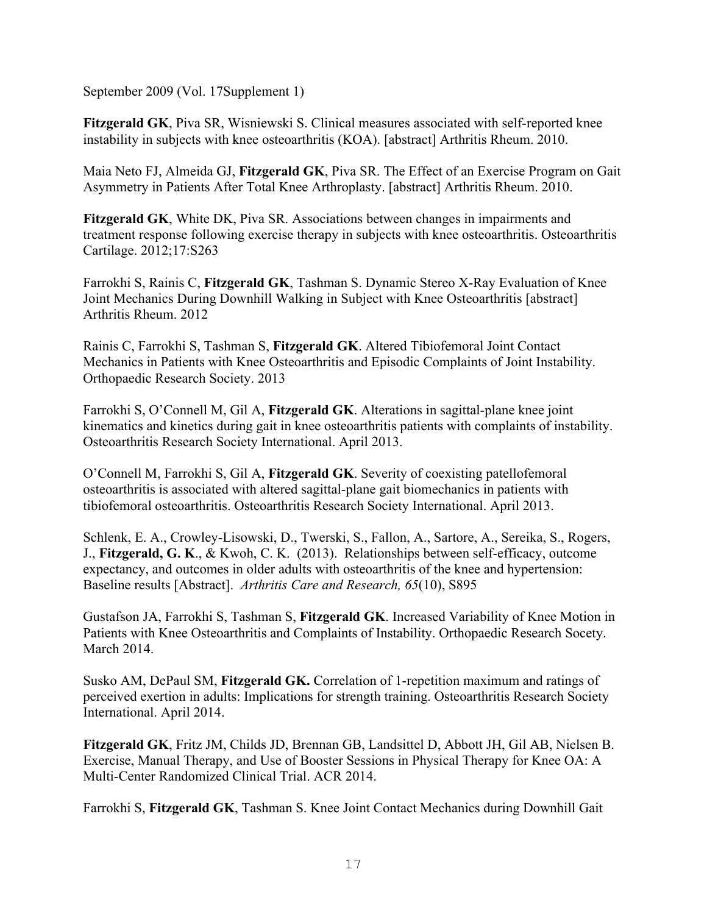September 2009 (Vol. 17Supplement 1)

**Fitzgerald GK**, Piva SR, Wisniewski S. Clinical measures associated with self-reported knee instability in subjects with knee osteoarthritis (KOA). [abstract] Arthritis Rheum. 2010.

Maia Neto FJ, Almeida GJ, **Fitzgerald GK**, Piva SR. The Effect of an Exercise Program on Gait Asymmetry in Patients After Total Knee Arthroplasty. [abstract] Arthritis Rheum. 2010.

**Fitzgerald GK**, White DK, Piva SR. Associations between changes in impairments and treatment response following exercise therapy in subjects with knee osteoarthritis. Osteoarthritis Cartilage. 2012;17:S263

Farrokhi S, Rainis C, **Fitzgerald GK**, Tashman S. Dynamic Stereo X-Ray Evaluation of Knee Joint Mechanics During Downhill Walking in Subject with Knee Osteoarthritis [abstract] Arthritis Rheum. 2012

Rainis C, Farrokhi S, Tashman S, **Fitzgerald GK**. Altered Tibiofemoral Joint Contact Mechanics in Patients with Knee Osteoarthritis and Episodic Complaints of Joint Instability. Orthopaedic Research Society. 2013

Farrokhi S, O'Connell M, Gil A, **Fitzgerald GK**. Alterations in sagittal-plane knee joint kinematics and kinetics during gait in knee osteoarthritis patients with complaints of instability. Osteoarthritis Research Society International. April 2013.

O'Connell M, Farrokhi S, Gil A, **Fitzgerald GK**. Severity of coexisting patellofemoral osteoarthritis is associated with altered sagittal-plane gait biomechanics in patients with tibiofemoral osteoarthritis. Osteoarthritis Research Society International. April 2013.

Schlenk, E. A., Crowley-Lisowski, D., Twerski, S., Fallon, A., Sartore, A., Sereika, S., Rogers, J., **Fitzgerald, G. K**., & Kwoh, C. K. (2013). Relationships between self-efficacy, outcome expectancy, and outcomes in older adults with osteoarthritis of the knee and hypertension: Baseline results [Abstract]. *Arthritis Care and Research, 65*(10), S895

Gustafson JA, Farrokhi S, Tashman S, **Fitzgerald GK**. Increased Variability of Knee Motion in Patients with Knee Osteoarthritis and Complaints of Instability. Orthopaedic Research Socety. March 2014.

Susko AM, DePaul SM, **Fitzgerald GK.** Correlation of 1-repetition maximum and ratings of perceived exertion in adults: Implications for strength training. Osteoarthritis Research Society International. April 2014.

**Fitzgerald GK**, Fritz JM, Childs JD, Brennan GB, Landsittel D, Abbott JH, Gil AB, Nielsen B. Exercise, Manual Therapy, and Use of Booster Sessions in Physical Therapy for Knee OA: A Multi-Center Randomized Clinical Trial. ACR 2014.

Farrokhi S, **Fitzgerald GK**, Tashman S. Knee Joint Contact Mechanics during Downhill Gait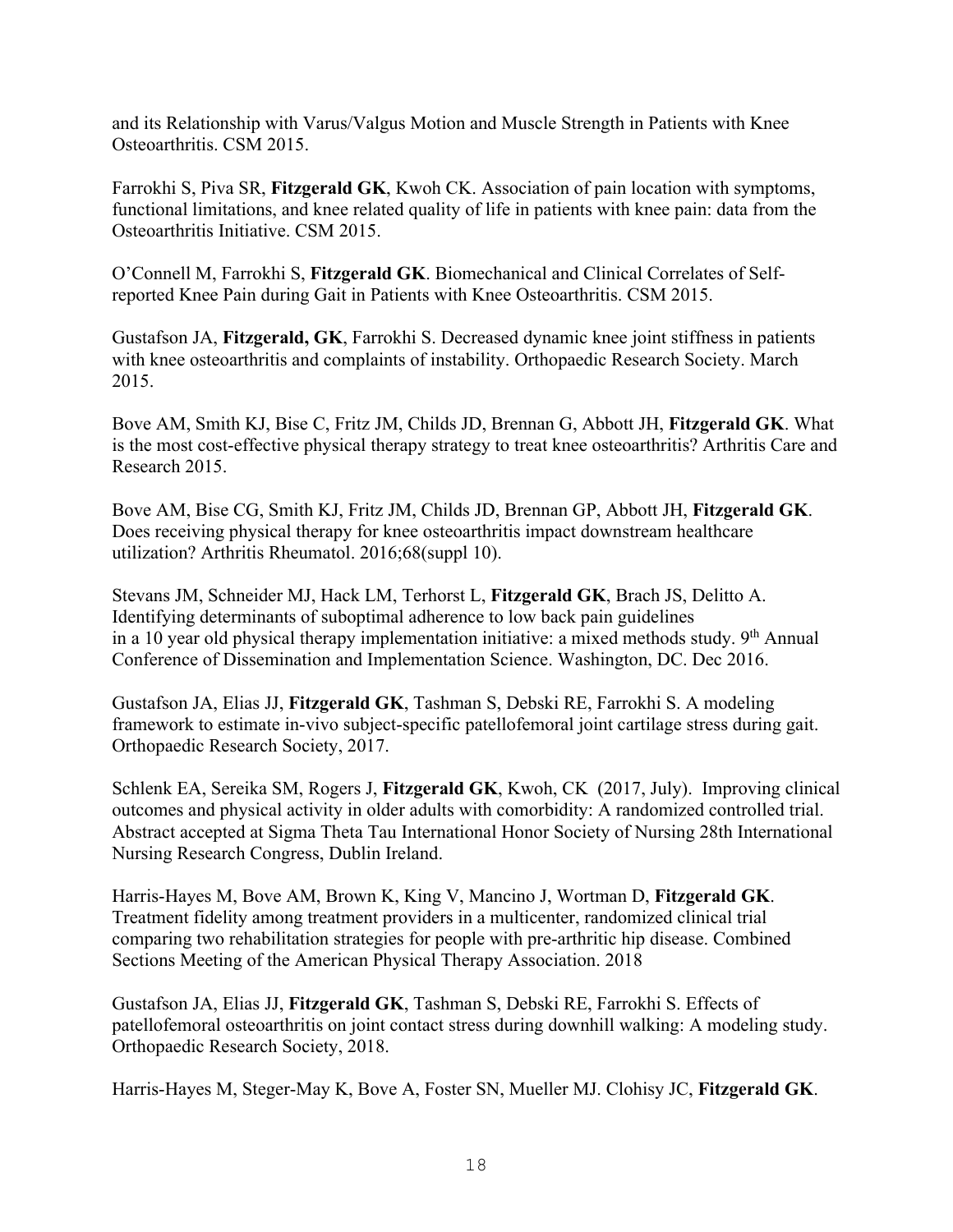and its Relationship with Varus/Valgus Motion and Muscle Strength in Patients with Knee Osteoarthritis. CSM 2015.

Farrokhi S, Piva SR, **Fitzgerald GK**, Kwoh CK. Association of pain location with symptoms, functional limitations, and knee related quality of life in patients with knee pain: data from the Osteoarthritis Initiative. CSM 2015.

O'Connell M, Farrokhi S, **Fitzgerald GK**. Biomechanical and Clinical Correlates of Self-reported Knee Pain during Gait in Patients with Knee Osteoarthritis. CSM 2015.

Gustafson JA, **Fitzgerald, GK**, Farrokhi S. Decreased dynamic knee joint stiffness in patients with knee osteoarthritis and complaints of instability. Orthopaedic Research Society. March 2015.

Bove AM, Smith KJ, Bise C, Fritz JM, Childs JD, Brennan G, Abbott JH, **Fitzgerald GK**. What is the most cost-effective physical therapy strategy to treat knee osteoarthritis? Arthritis Care and Research 2015.

Bove AM, Bise CG, Smith KJ, Fritz JM, Childs JD, Brennan GP, Abbott JH, **Fitzgerald GK**. Does receiving physical therapy for knee osteoarthritis impact downstream healthcare utilization? Arthritis Rheumatol. 2016;68(suppl 10).

Stevans JM, Schneider MJ, Hack LM, Terhorst L, **Fitzgerald GK**, Brach JS, Delitto A. Identifying determinants of suboptimal adherence to low back pain guidelines in a 10 year old physical therapy implementation initiative: a mixed methods study. 9th Annual Conference of Dissemination and Implementation Science. Washington, DC. Dec 2016.

Gustafson JA, Elias JJ, **Fitzgerald GK**, Tashman S, Debski RE, Farrokhi S. A modeling framework to estimate in-vivo subject-specific patellofemoral joint cartilage stress during gait. Orthopaedic Research Society, 2017.

Schlenk EA, Sereika SM, Rogers J, **Fitzgerald GK**, Kwoh, CK (2017, July). Improving clinical outcomes and physical activity in older adults with comorbidity: A randomized controlled trial. Abstract accepted at Sigma Theta Tau International Honor Society of Nursing 28th International Nursing Research Congress, Dublin Ireland.

Harris-Hayes M, Bove AM, Brown K, King V, Mancino J, Wortman D, **Fitzgerald GK**. Treatment fidelity among treatment providers in a multicenter, randomized clinical trial comparing two rehabilitation strategies for people with pre-arthritic hip disease. Combined Sections Meeting of the American Physical Therapy Association. 2018

Gustafson JA, Elias JJ, **Fitzgerald GK**, Tashman S, Debski RE, Farrokhi S. Effects of patellofemoral osteoarthritis on joint contact stress during downhill walking: A modeling study. Orthopaedic Research Society, 2018.

Harris-Hayes M, Steger-May K, Bove A, Foster SN, Mueller MJ. Clohisy JC, **Fitzgerald GK**.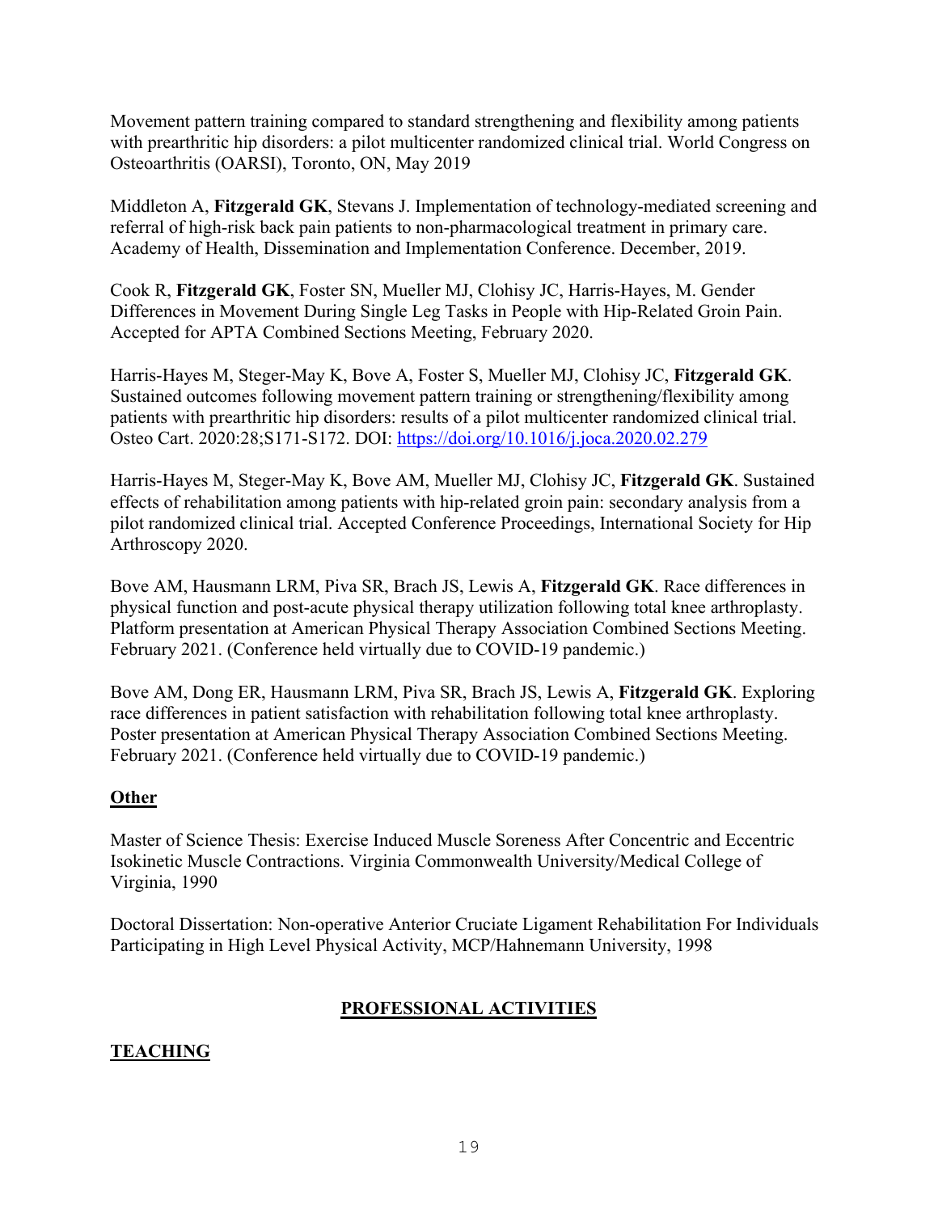Movement pattern training compared to standard strengthening and flexibility among patients with prearthritic hip disorders: a pilot multicenter randomized clinical trial. World Congress on Osteoarthritis (OARSI), Toronto, ON, May 2019

Middleton A, **Fitzgerald GK**, Stevans J. Implementation of technology-mediated screening and referral of high-risk back pain patients to non-pharmacological treatment in primary care. Academy of Health, Dissemination and Implementation Conference. December, 2019.

Cook R, **Fitzgerald GK**, Foster SN, Mueller MJ, Clohisy JC, Harris-Hayes, M. Gender Differences in Movement During Single Leg Tasks in People with Hip-Related Groin Pain. Accepted for APTA Combined Sections Meeting, February 2020.

Harris-Hayes M, Steger-May K, Bove A, Foster S, Mueller MJ, Clohisy JC, **Fitzgerald GK**. Sustained outcomes following movement pattern training or strengthening/flexibility among patients with prearthritic hip disorders: results of a pilot multicenter randomized clinical trial. Osteo Cart. 2020:28;S171-S172. DOI: https://doi.org/10.1016/j.joca.2020.02.279

Harris-Hayes M, Steger-May K, Bove AM, Mueller MJ, Clohisy JC, **Fitzgerald GK**. Sustained effects of rehabilitation among patients with hip-related groin pain: secondary analysis from a pilot randomized clinical trial. Accepted Conference Proceedings, International Society for Hip Arthroscopy 2020.

Bove AM, Hausmann LRM, Piva SR, Brach JS, Lewis A, **Fitzgerald GK**. Race differences in physical function and post-acute physical therapy utilization following total knee arthroplasty. Platform presentation at American Physical Therapy Association Combined Sections Meeting. February 2021. (Conference held virtually due to COVID-19 pandemic.)

Bove AM, Dong ER, Hausmann LRM, Piva SR, Brach JS, Lewis A, **Fitzgerald GK**. Exploring race differences in patient satisfaction with rehabilitation following total knee arthroplasty. Poster presentation at American Physical Therapy Association Combined Sections Meeting. February 2021. (Conference held virtually due to COVID-19 pandemic.)

## Other

Master of Science Thesis: Exercise Induced Muscle Soreness After Concentric and Eccentric Isokinetic Muscle Contractions. Virginia Commonwealth University/Medical College of Virginia, 1990

Doctoral Dissertation: Non-operative Anterior Cruciate Ligament Rehabilitation For Individuals Participating in High Level Physical Activity, MCP/Hahnemann University, 1998

# PROFESSIONAL ACTIVITIES

## TEACHING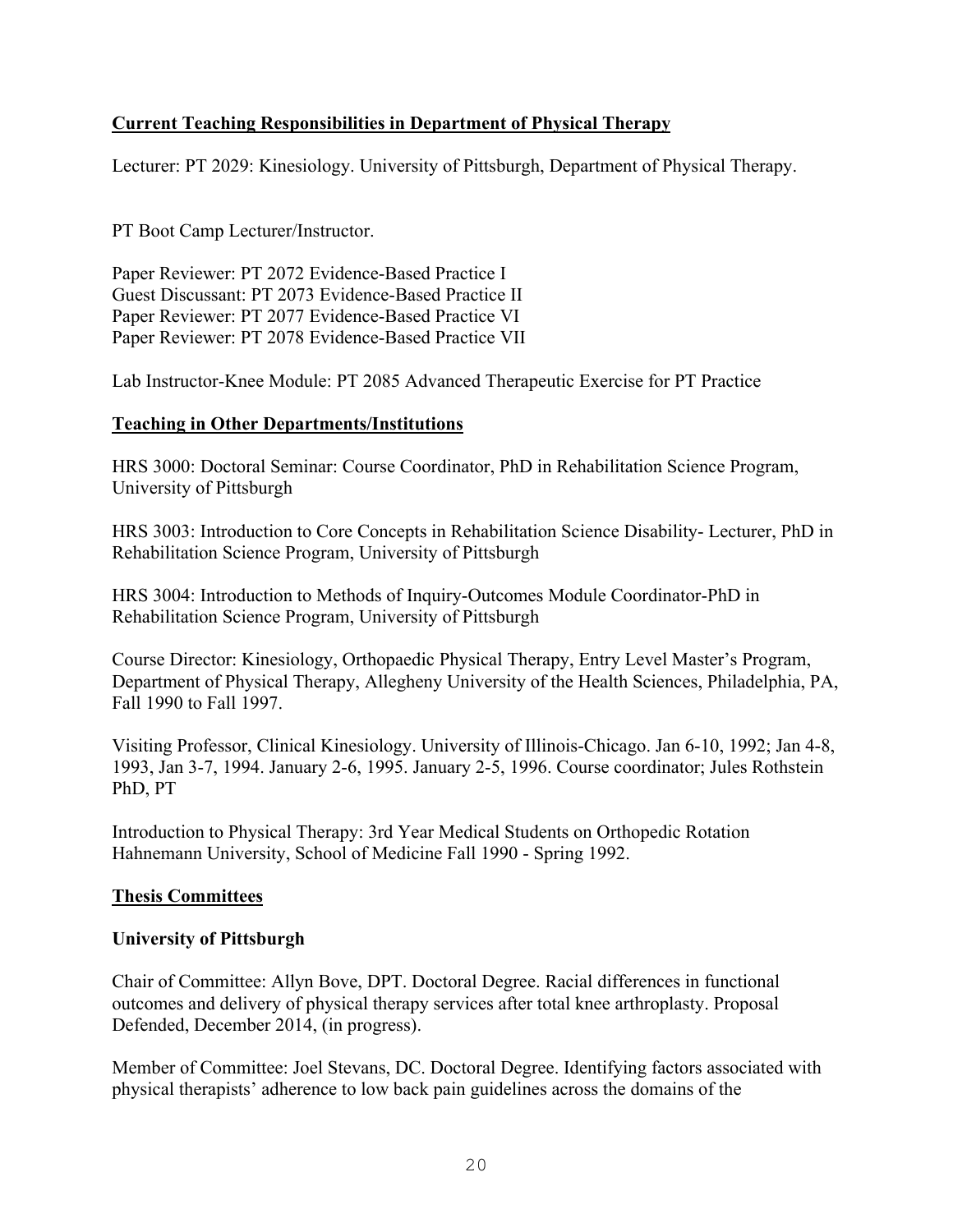**Current Teaching Responsibilities in Department of Physical Therapy**

Lecturer: PT 2029: Kinesiology. University of Pittsburgh, Department of Physical Therapy.

PT Boot Camp Lecturer/Instructor.

Paper Reviewer: PT 2072 Evidence-Based Practice I
Guest Discussant: PT 2073 Evidence-Based Practice II
Paper Reviewer: PT 2077 Evidence-Based Practice VI
Paper Reviewer: PT 2078 Evidence-Based Practice VII

Lab Instructor-Knee Module: PT 2085 Advanced Therapeutic Exercise for PT Practice

**Teaching in Other Departments/Institutions**

HRS 3000: Doctoral Seminar: Course Coordinator, PhD in Rehabilitation Science Program, University of Pittsburgh

HRS 3003: Introduction to Core Concepts in Rehabilitation Science Disability- Lecturer, PhD in Rehabilitation Science Program, University of Pittsburgh

HRS 3004: Introduction to Methods of Inquiry-Outcomes Module Coordinator-PhD in Rehabilitation Science Program, University of Pittsburgh

Course Director: Kinesiology, Orthopaedic Physical Therapy, Entry Level Master's Program, Department of Physical Therapy, Allegheny University of the Health Sciences, Philadelphia, PA, Fall 1990 to Fall 1997.

Visiting Professor, Clinical Kinesiology. University of Illinois-Chicago. Jan 6-10, 1992; Jan 4-8, 1993, Jan 3-7, 1994. January 2-6, 1995. January 2-5, 1996. Course coordinator; Jules Rothstein PhD, PT

Introduction to Physical Therapy: 3rd Year Medical Students on Orthopedic Rotation Hahnemann University, School of Medicine Fall 1990 - Spring 1992.

**Thesis Committees**

**University of Pittsburgh**

Chair of Committee: Allyn Bove, DPT. Doctoral Degree. Racial differences in functional outcomes and delivery of physical therapy services after total knee arthroplasty. Proposal Defended, December 2014, (in progress).

Member of Committee: Joel Stevans, DC. Doctoral Degree. Identifying factors associated with physical therapists' adherence to low back pain guidelines across the domains of the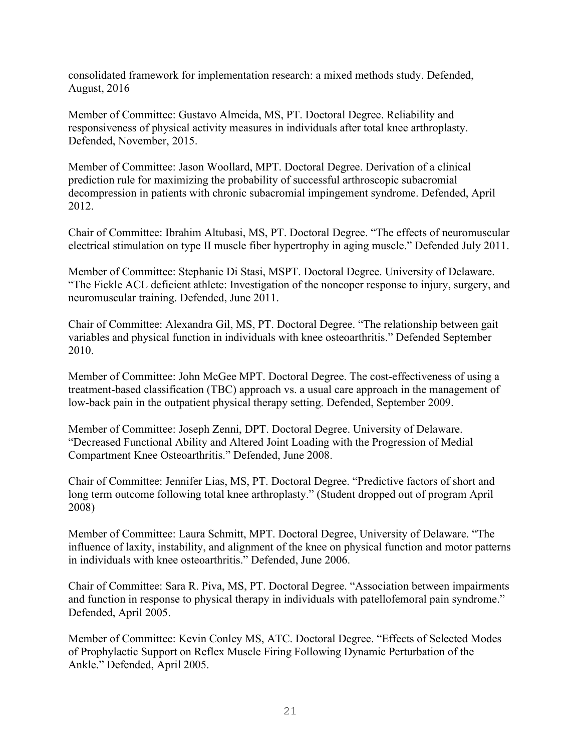consolidated framework for implementation research: a mixed methods study. Defended, August, 2016

Member of Committee: Gustavo Almeida, MS, PT. Doctoral Degree. Reliability and responsiveness of physical activity measures in individuals after total knee arthroplasty. Defended, November, 2015.

Member of Committee: Jason Woollard, MPT. Doctoral Degree. Derivation of a clinical prediction rule for maximizing the probability of successful arthroscopic subacromial decompression in patients with chronic subacromial impingement syndrome. Defended, April 2012.

Chair of Committee: Ibrahim Altubasi, MS, PT. Doctoral Degree. "The effects of neuromuscular electrical stimulation on type II muscle fiber hypertrophy in aging muscle." Defended July 2011.

Member of Committee: Stephanie Di Stasi, MSPT. Doctoral Degree. University of Delaware. "The Fickle ACL deficient athlete: Investigation of the noncoper response to injury, surgery, and neuromuscular training. Defended, June 2011.

Chair of Committee: Alexandra Gil, MS, PT. Doctoral Degree. "The relationship between gait variables and physical function in individuals with knee osteoarthritis." Defended September 2010.

Member of Committee: John McGee MPT. Doctoral Degree. The cost-effectiveness of using a treatment-based classification (TBC) approach vs. a usual care approach in the management of low-back pain in the outpatient physical therapy setting. Defended, September 2009.

Member of Committee: Joseph Zenni, DPT. Doctoral Degree. University of Delaware. "Decreased Functional Ability and Altered Joint Loading with the Progression of Medial Compartment Knee Osteoarthritis." Defended, June 2008.

Chair of Committee: Jennifer Lias, MS, PT. Doctoral Degree. "Predictive factors of short and long term outcome following total knee arthroplasty." (Student dropped out of program April 2008)

Member of Committee: Laura Schmitt, MPT. Doctoral Degree, University of Delaware. "The influence of laxity, instability, and alignment of the knee on physical function and motor patterns in individuals with knee osteoarthritis." Defended, June 2006.

Chair of Committee: Sara R. Piva, MS, PT. Doctoral Degree. "Association between impairments and function in response to physical therapy in individuals with patellofemoral pain syndrome." Defended, April 2005.

Member of Committee: Kevin Conley MS, ATC. Doctoral Degree. "Effects of Selected Modes of Prophylactic Support on Reflex Muscle Firing Following Dynamic Perturbation of the Ankle." Defended, April 2005.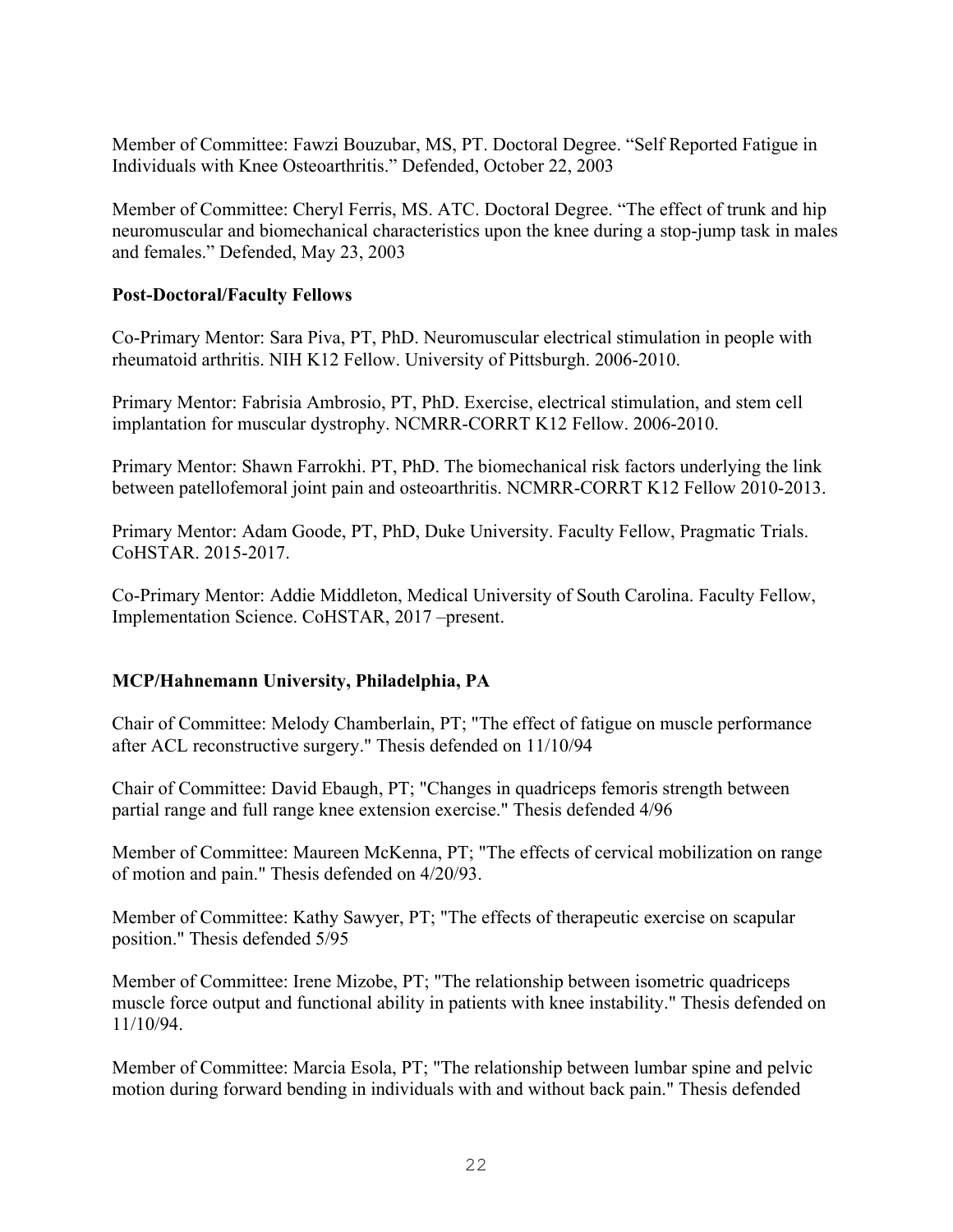Member of Committee: Fawzi Bouzubar, MS, PT. Doctoral Degree. “Self Reported Fatigue in Individuals with Knee Osteoarthritis.” Defended, October 22, 2003

Member of Committee: Cheryl Ferris, MS. ATC. Doctoral Degree. “The effect of trunk and hip neuromuscular and biomechanical characteristics upon the knee during a stop-jump task in males and females.” Defended, May 23, 2003

**Post-Doctoral/Faculty Fellows**

Co-Primary Mentor: Sara Piva, PT, PhD. Neuromuscular electrical stimulation in people with rheumatoid arthritis. NIH K12 Fellow. University of Pittsburgh. 2006-2010.

Primary Mentor: Fabrisia Ambrosio, PT, PhD. Exercise, electrical stimulation, and stem cell implantation for muscular dystrophy. NCMRR-CORRT K12 Fellow. 2006-2010.

Primary Mentor: Shawn Farrokhi. PT, PhD. The biomechanical risk factors underlying the link between patellofemoral joint pain and osteoarthritis. NCMRR-CORRT K12 Fellow 2010-2013.

Primary Mentor: Adam Goode, PT, PhD, Duke University. Faculty Fellow, Pragmatic Trials. CoHSTAR. 2015-2017.

Co-Primary Mentor: Addie Middleton, Medical University of South Carolina. Faculty Fellow, Implementation Science. CoHSTAR, 2017 –present.

**MCP/Hahnemann University, Philadelphia, PA**

Chair of Committee: Melody Chamberlain, PT; "The effect of fatigue on muscle performance after ACL reconstructive surgery." Thesis defended on 11/10/94

Chair of Committee: David Ebaugh, PT; "Changes in quadriceps femoris strength between partial range and full range knee extension exercise." Thesis defended 4/96

Member of Committee: Maureen McKenna, PT; "The effects of cervical mobilization on range of motion and pain." Thesis defended on 4/20/93.

Member of Committee: Kathy Sawyer, PT; "The effects of therapeutic exercise on scapular position." Thesis defended 5/95

Member of Committee: Irene Mizobe, PT; "The relationship between isometric quadriceps muscle force output and functional ability in patients with knee instability." Thesis defended on 11/10/94.

Member of Committee: Marcia Esola, PT; "The relationship between lumbar spine and pelvic motion during forward bending in individuals with and without back pain." Thesis defended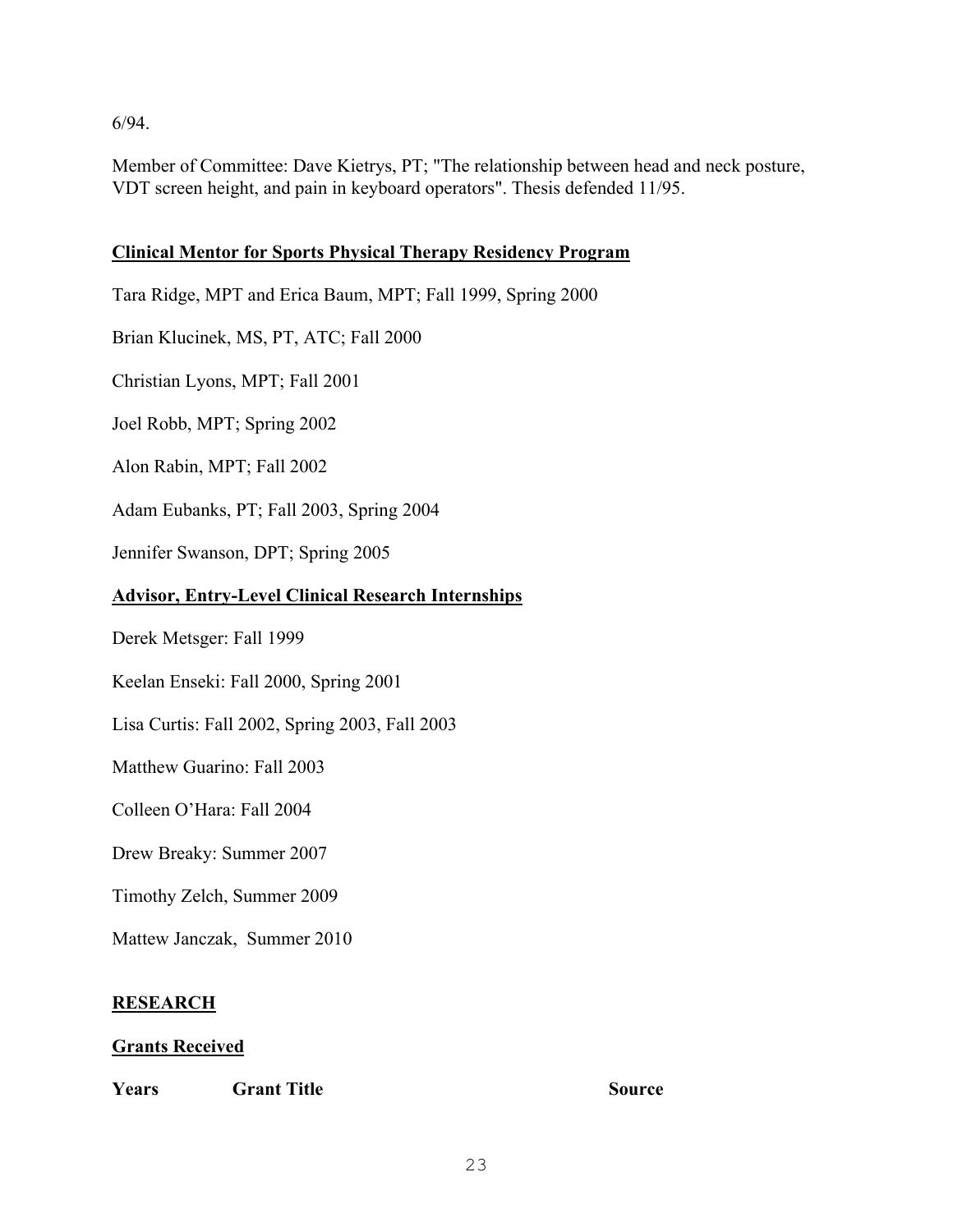6/94.

Member of Committee: Dave Kietrys, PT; "The relationship between head and neck posture, VDT screen height, and pain in keyboard operators". Thesis defended 11/95.

**Clinical Mentor for Sports Physical Therapy Residency Program**

Tara Ridge, MPT and Erica Baum, MPT; Fall 1999, Spring 2000

Brian Klucinek, MS, PT, ATC; Fall 2000

Christian Lyons, MPT; Fall 2001

Joel Robb, MPT; Spring 2002

Alon Rabin, MPT; Fall 2002

Adam Eubanks, PT; Fall 2003, Spring 2004

Jennifer Swanson, DPT; Spring 2005

**Advisor, Entry-Level Clinical Research Internships**

Derek Metsger: Fall 1999

Keelan Enseki: Fall 2000, Spring 2001

Lisa Curtis: Fall 2002, Spring 2003, Fall 2003

Matthew Guarino: Fall 2003

Colleen O'Hara: Fall 2004

Drew Breaky: Summer 2007

Timothy Zelch, Summer 2009

Mattew Janczak, Summer 2010

## RESEARCH

### Grants Received

| Years | Grant Title | Source |
|---|---|---|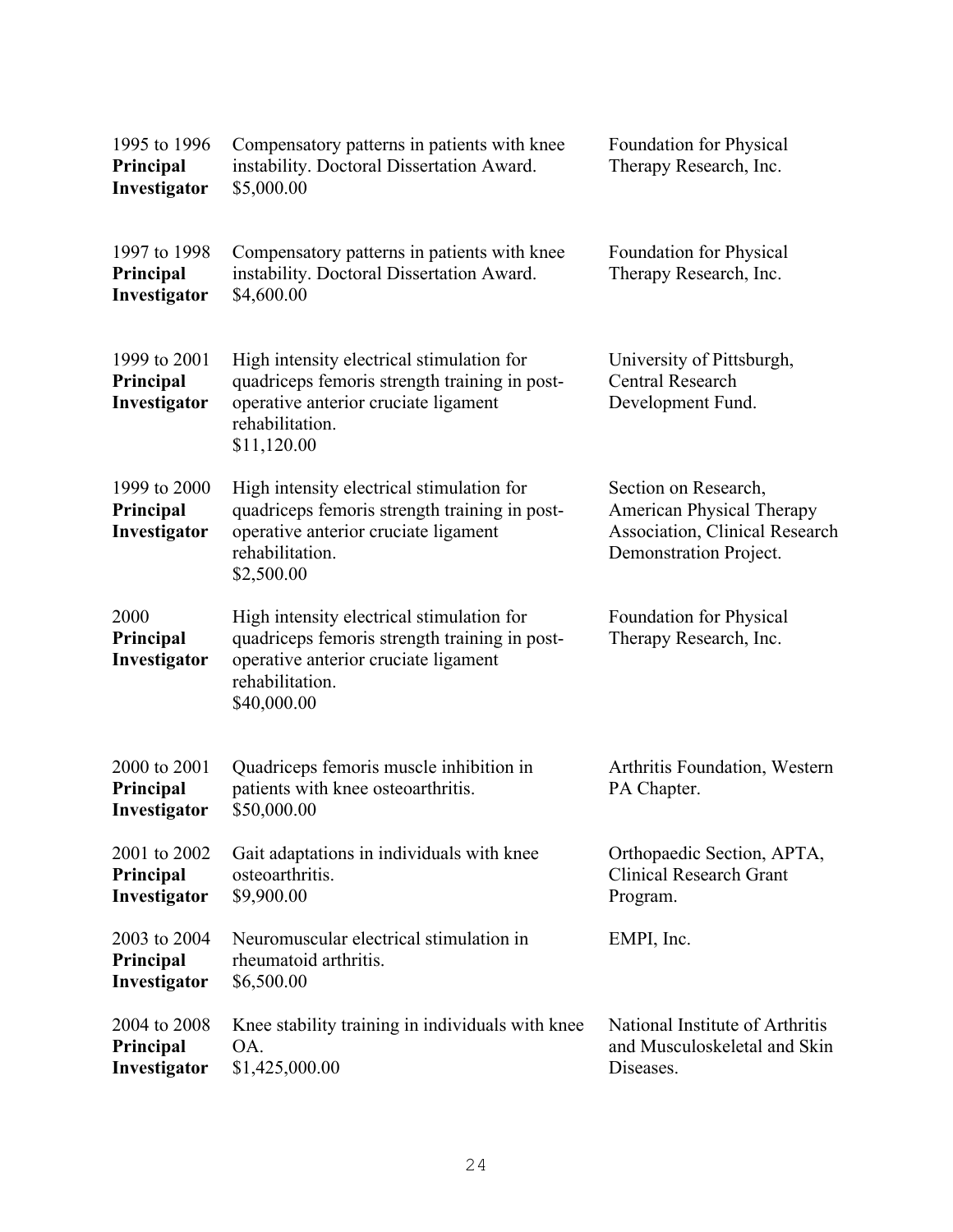| | | |
|---|---|---|
| 1995 to 1996<br>**Principal Investigator** | Compensatory patterns in patients with knee instability. Doctoral Dissertation Award.<br>$5,000.00 | Foundation for Physical Therapy Research, Inc. |
| 1997 to 1998<br>**Principal Investigator** | Compensatory patterns in patients with knee instability. Doctoral Dissertation Award.<br>$4,600.00 | Foundation for Physical Therapy Research, Inc. |
| 1999 to 2001<br>**Principal Investigator** | High intensity electrical stimulation for quadriceps femoris strength training in post-operative anterior cruciate ligament rehabilitation.<br>$11,120.00 | University of Pittsburgh, Central Research Development Fund. |
| 1999 to 2000<br>**Principal Investigator** | High intensity electrical stimulation for quadriceps femoris strength training in post-operative anterior cruciate ligament rehabilitation.<br>$2,500.00 | Section on Research, American Physical Therapy Association, Clinical Research Demonstration Project. |
| 2000<br>**Principal Investigator** | High intensity electrical stimulation for quadriceps femoris strength training in post-operative anterior cruciate ligament rehabilitation.<br>$40,000.00 | Foundation for Physical Therapy Research, Inc. |
| 2000 to 2001<br>**Principal Investigator** | Quadriceps femoris muscle inhibition in patients with knee osteoarthritis.<br>$50,000.00 | Arthritis Foundation, Western PA Chapter. |
| 2001 to 2002<br>**Principal Investigator** | Gait adaptations in individuals with knee osteoarthritis.<br>$9,900.00 | Orthopaedic Section, APTA, Clinical Research Grant Program. |
| 2003 to 2004<br>**Principal Investigator** | Neuromuscular electrical stimulation in rheumatoid arthritis.<br>$6,500.00 | EMPI, Inc. |
| 2004 to 2008<br>**Principal Investigator** | Knee stability training in individuals with knee OA.<br>$1,425,000.00 | National Institute of Arthritis and Musculoskeletal and Skin Diseases. |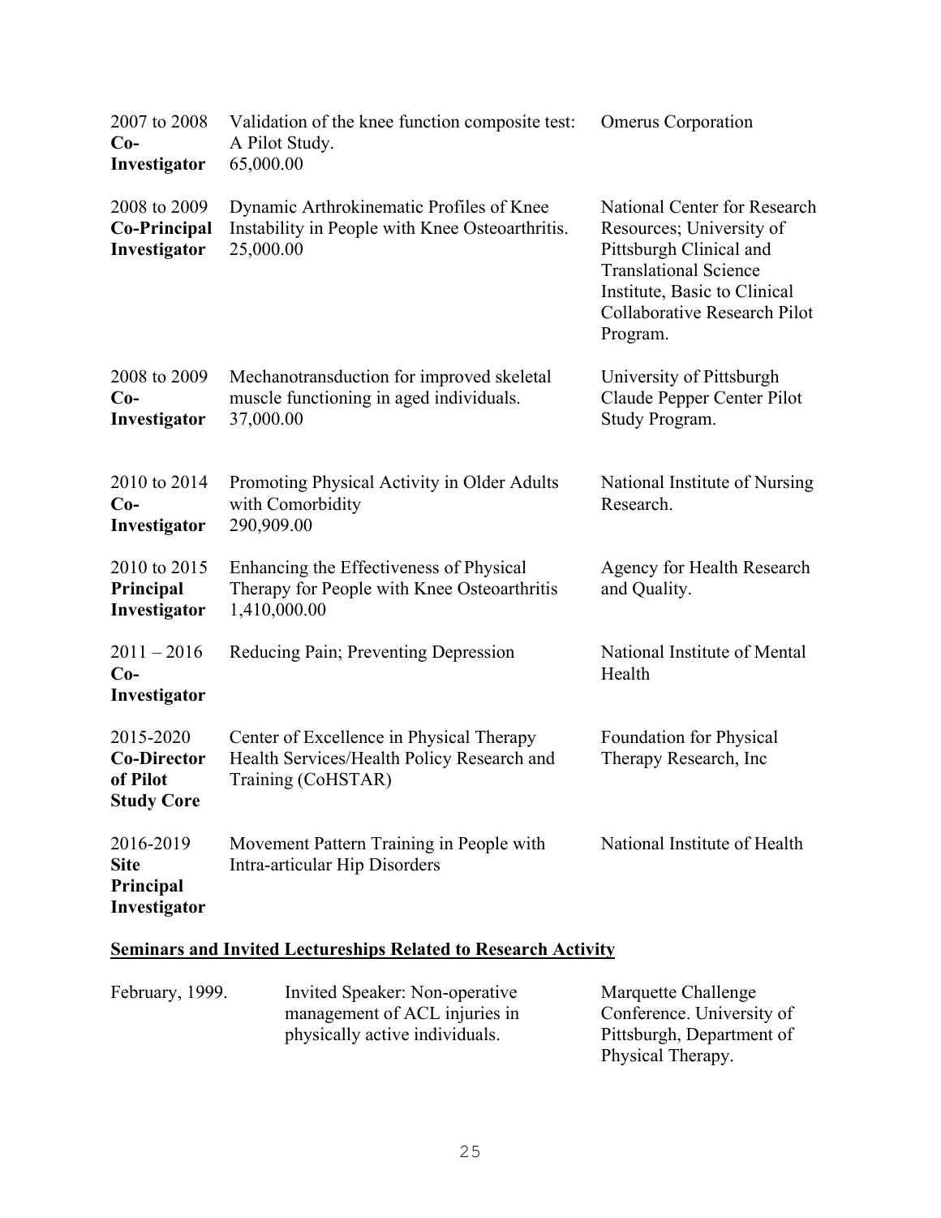| | | |
|---|---|---|
| 2007 to 2008 **Co-Investigator** | Validation of the knee function composite test: A Pilot Study. 65,000.00 | Omerus Corporation |
| 2008 to 2009 **Co-Principal Investigator** | Dynamic Arthrokinematic Profiles of Knee Instability in People with Knee Osteoarthritis. 25,000.00 | National Center for Research Resources; University of Pittsburgh Clinical and Translational Science Institute, Basic to Clinical Collaborative Research Pilot Program. |
| 2008 to 2009 **Co-Investigator** | Mechanotransduction for improved skeletal muscle functioning in aged individuals. 37,000.00 | University of Pittsburgh Claude Pepper Center Pilot Study Program. |
| 2010 to 2014 **Co-Investigator** | Promoting Physical Activity in Older Adults with Comorbidity 290,909.00 | National Institute of Nursing Research. |
| 2010 to 2015 **Principal Investigator** | Enhancing the Effectiveness of Physical Therapy for People with Knee Osteoarthritis 1,410,000.00 | Agency for Health Research and Quality. |
| 2011 – 2016 **Co-Investigator** | Reducing Pain; Preventing Depression | National Institute of Mental Health |
| 2015-2020 **Co-Director of Pilot Study Core** | Center of Excellence in Physical Therapy Health Services/Health Policy Research and Training (CoHSTAR) | Foundation for Physical Therapy Research, Inc |
| 2016-2019 **Site Principal Investigator** | Movement Pattern Training in People with Intra-articular Hip Disorders | National Institute of Health |

## **Seminars and Invited Lectureships Related to Research Activity**

| | | |
|---|---|---|
| February, 1999. | Invited Speaker: Non-operative management of ACL injuries in physically active individuals. | Marquette Challenge Conference. University of Pittsburgh, Department of Physical Therapy. |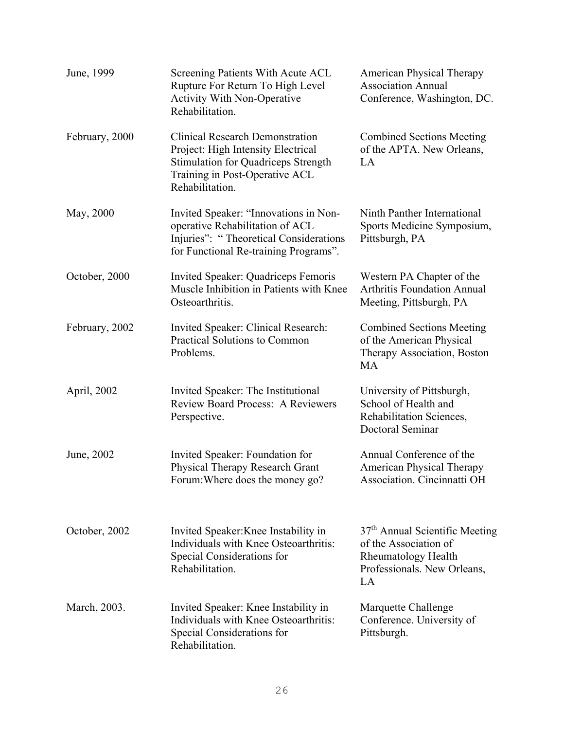| | | |
|---|---|---|
| June, 1999 | Screening Patients With Acute ACL Rupture For Return To High Level Activity With Non-Operative Rehabilitation. | American Physical Therapy Association Annual Conference, Washington, DC. |
| February, 2000 | Clinical Research Demonstration Project: High Intensity Electrical Stimulation for Quadriceps Strength Training in Post-Operative ACL Rehabilitation. | Combined Sections Meeting of the APTA. New Orleans, LA |
| May, 2000 | Invited Speaker: "Innovations in Non-operative Rehabilitation of ACL Injuries": " Theoretical Considerations for Functional Re-training Programs". | Ninth Panther International Sports Medicine Symposium, Pittsburgh, PA |
| October, 2000 | Invited Speaker: Quadriceps Femoris Muscle Inhibition in Patients with Knee Osteoarthritis. | Western PA Chapter of the Arthritis Foundation Annual Meeting, Pittsburgh, PA |
| February, 2002 | Invited Speaker: Clinical Research: Practical Solutions to Common Problems. | Combined Sections Meeting of the American Physical Therapy Association, Boston MA |
| April, 2002 | Invited Speaker: The Institutional Review Board Process: A Reviewers Perspective. | University of Pittsburgh, School of Health and Rehabilitation Sciences, Doctoral Seminar |
| June, 2002 | Invited Speaker: Foundation for Physical Therapy Research Grant Forum:Where does the money go? | Annual Conference of the American Physical Therapy Association. Cincinnatti OH |
| October, 2002 | Invited Speaker:Knee Instability in Individuals with Knee Osteoarthritis: Special Considerations for Rehabilitation. | 37th Annual Scientific Meeting of the Association of Rheumatology Health Professionals. New Orleans, LA |
| March, 2003. | Invited Speaker: Knee Instability in Individuals with Knee Osteoarthritis: Special Considerations for Rehabilitation. | Marquette Challenge Conference. University of Pittsburgh. |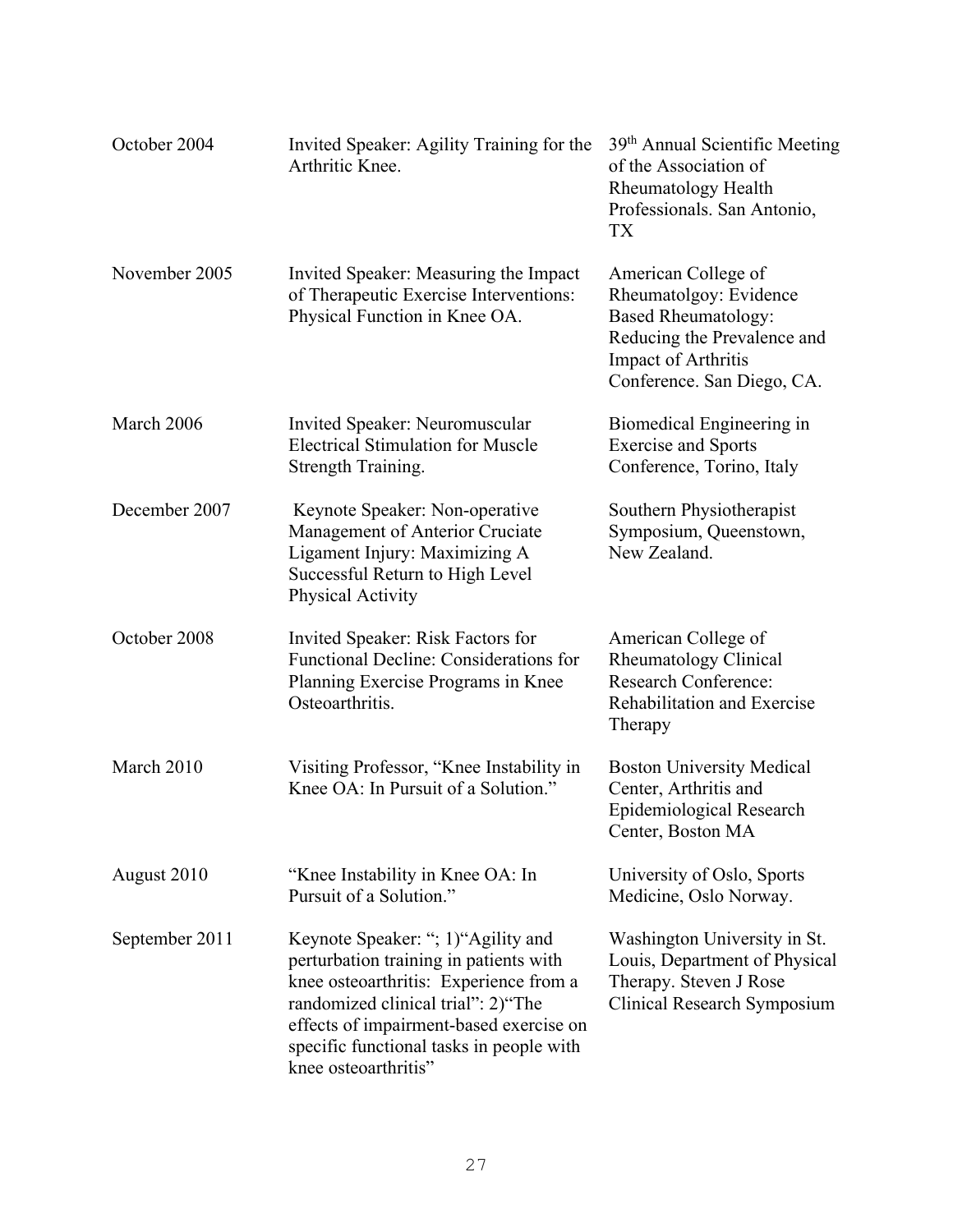| | | |
|---|---|---|
| October 2004 | Invited Speaker: Agility Training for the Arthritic Knee. | 39th Annual Scientific Meeting of the Association of Rheumatology Health Professionals. San Antonio, TX |
| November 2005 | Invited Speaker: Measuring the Impact of Therapeutic Exercise Interventions: Physical Function in Knee OA. | American College of Rheumatolgoy: Evidence Based Rheumatology: Reducing the Prevalence and Impact of Arthritis Conference. San Diego, CA. |
| March 2006 | Invited Speaker: Neuromuscular Electrical Stimulation for Muscle Strength Training. | Biomedical Engineering in Exercise and Sports Conference, Torino, Italy |
| December 2007 | Keynote Speaker: Non-operative Management of Anterior Cruciate Ligament Injury: Maximizing A Successful Return to High Level Physical Activity | Southern Physiotherapist Symposium, Queenstown, New Zealand. |
| October 2008 | Invited Speaker: Risk Factors for Functional Decline: Considerations for Planning Exercise Programs in Knee Osteoarthritis. | American College of Rheumatology Clinical Research Conference: Rehabilitation and Exercise Therapy |
| March 2010 | Visiting Professor, "Knee Instability in Knee OA: In Pursuit of a Solution." | Boston University Medical Center, Arthritis and Epidemiological Research Center, Boston MA |
| August 2010 | "Knee Instability in Knee OA: In Pursuit of a Solution." | University of Oslo, Sports Medicine, Oslo Norway. |
| September 2011 | Keynote Speaker: "; 1)"Agility and perturbation training in patients with knee osteoarthritis: Experience from a randomized clinical trial": 2)"The effects of impairment-based exercise on specific functional tasks in people with knee osteoarthritis" | Washington University in St. Louis, Department of Physical Therapy. Steven J Rose Clinical Research Symposium |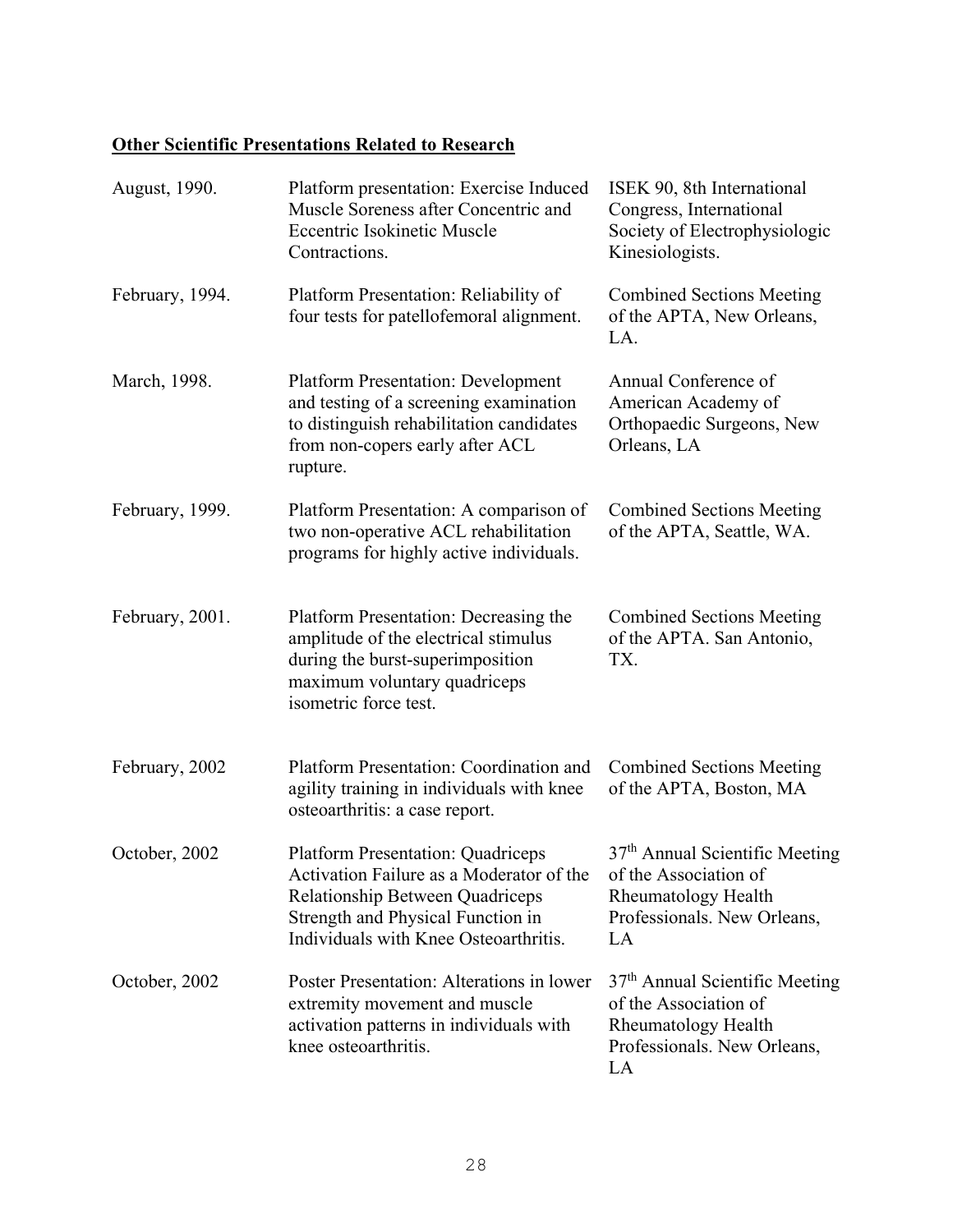**Other Scientific Presentations Related to Research**

| | | |
|---|---|---|
| August, 1990. | Platform presentation: Exercise Induced Muscle Soreness after Concentric and Eccentric Isokinetic Muscle Contractions. | ISEK 90, 8th International Congress, International Society of Electrophysiologic Kinesiologists. |
| February, 1994. | Platform Presentation: Reliability of four tests for patellofemoral alignment. | Combined Sections Meeting of the APTA, New Orleans, LA. |
| March, 1998. | Platform Presentation: Development and testing of a screening examination to distinguish rehabilitation candidates from non-copers early after ACL rupture. | Annual Conference of American Academy of Orthopaedic Surgeons, New Orleans, LA |
| February, 1999. | Platform Presentation: A comparison of two non-operative ACL rehabilitation programs for highly active individuals. | Combined Sections Meeting of the APTA, Seattle, WA. |
| February, 2001. | Platform Presentation: Decreasing the amplitude of the electrical stimulus during the burst-superimposition maximum voluntary quadriceps isometric force test. | Combined Sections Meeting of the APTA. San Antonio, TX. |
| February, 2002 | Platform Presentation: Coordination and agility training in individuals with knee osteoarthritis: a case report. | Combined Sections Meeting of the APTA, Boston, MA |
| October, 2002 | Platform Presentation: Quadriceps Activation Failure as a Moderator of the Relationship Between Quadriceps Strength and Physical Function in Individuals with Knee Osteoarthritis. | 37th Annual Scientific Meeting of the Association of Rheumatology Health Professionals. New Orleans, LA |
| October, 2002 | Poster Presentation: Alterations in lower extremity movement and muscle activation patterns in individuals with knee osteoarthritis. | 37th Annual Scientific Meeting of the Association of Rheumatology Health Professionals. New Orleans, LA |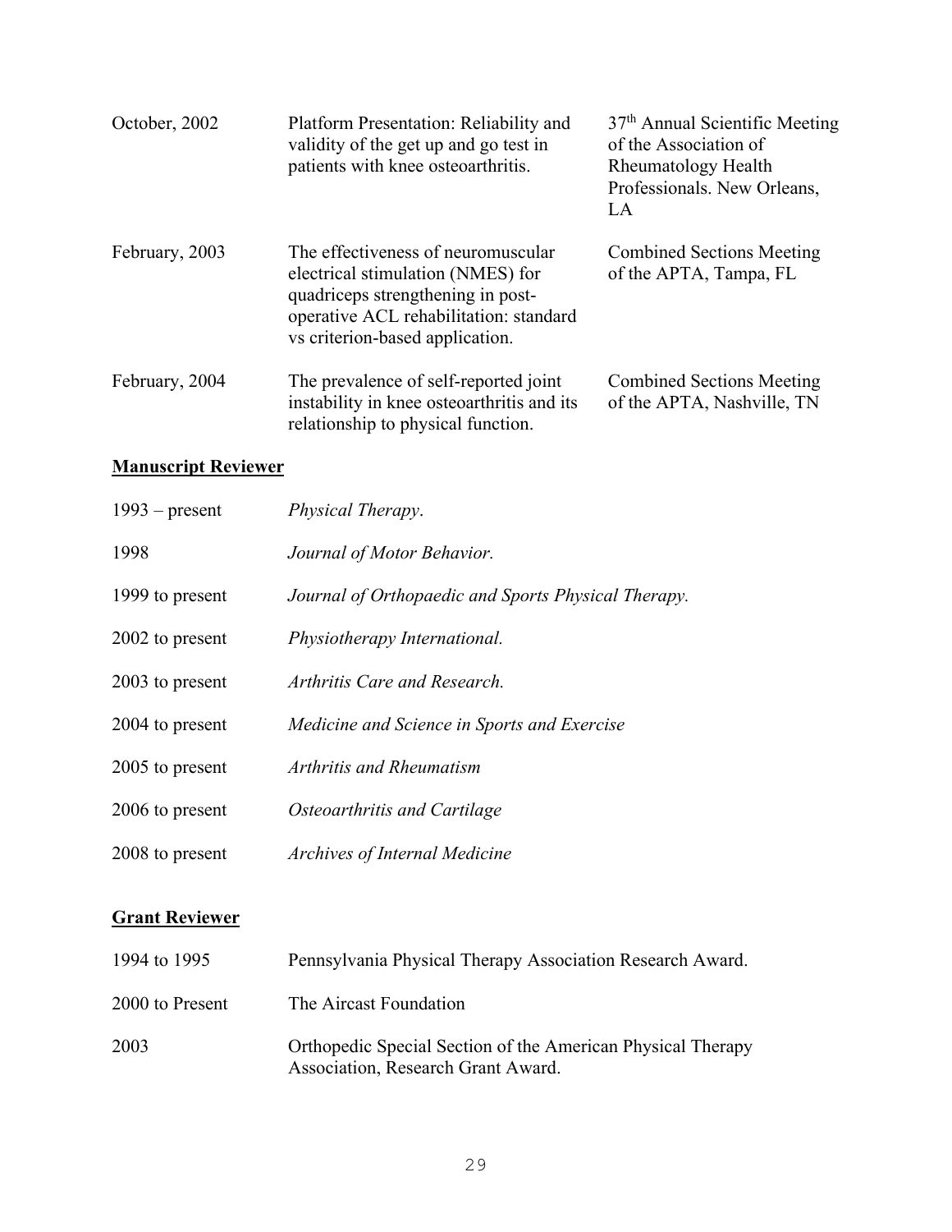| | | |
|---|---|---|
| October, 2002 | Platform Presentation: Reliability and validity of the get up and go test in patients with knee osteoarthritis. | 37th Annual Scientific Meeting of the Association of Rheumatology Health Professionals. New Orleans, LA |
| February, 2003 | The effectiveness of neuromuscular electrical stimulation (NMES) for quadriceps strengthening in post-operative ACL rehabilitation: standard vs criterion-based application. | Combined Sections Meeting of the APTA, Tampa, FL |
| February, 2004 | The prevalence of self-reported joint instability in knee osteoarthritis and its relationship to physical function. | Combined Sections Meeting of the APTA, Nashville, TN |

## **Manuscript Reviewer**

| | |
|---|---|
| 1993 – present | *Physical Therapy*. |
| 1998 | *Journal of Motor Behavior.* |
| 1999 to present | *Journal of Orthopaedic and Sports Physical Therapy.* |
| 2002 to present | *Physiotherapy International.* |
| 2003 to present | *Arthritis Care and Research.* |
| 2004 to present | *Medicine and Science in Sports and Exercise* |
| 2005 to present | *Arthritis and Rheumatism* |
| 2006 to present | *Osteoarthritis and Cartilage* |
| 2008 to present | *Archives of Internal Medicine* |

## **Grant Reviewer**

| | |
|---|---|
| 1994 to 1995 | Pennsylvania Physical Therapy Association Research Award. |
| 2000 to Present | The Aircast Foundation |
| 2003 | Orthopedic Special Section of the American Physical Therapy Association, Research Grant Award. |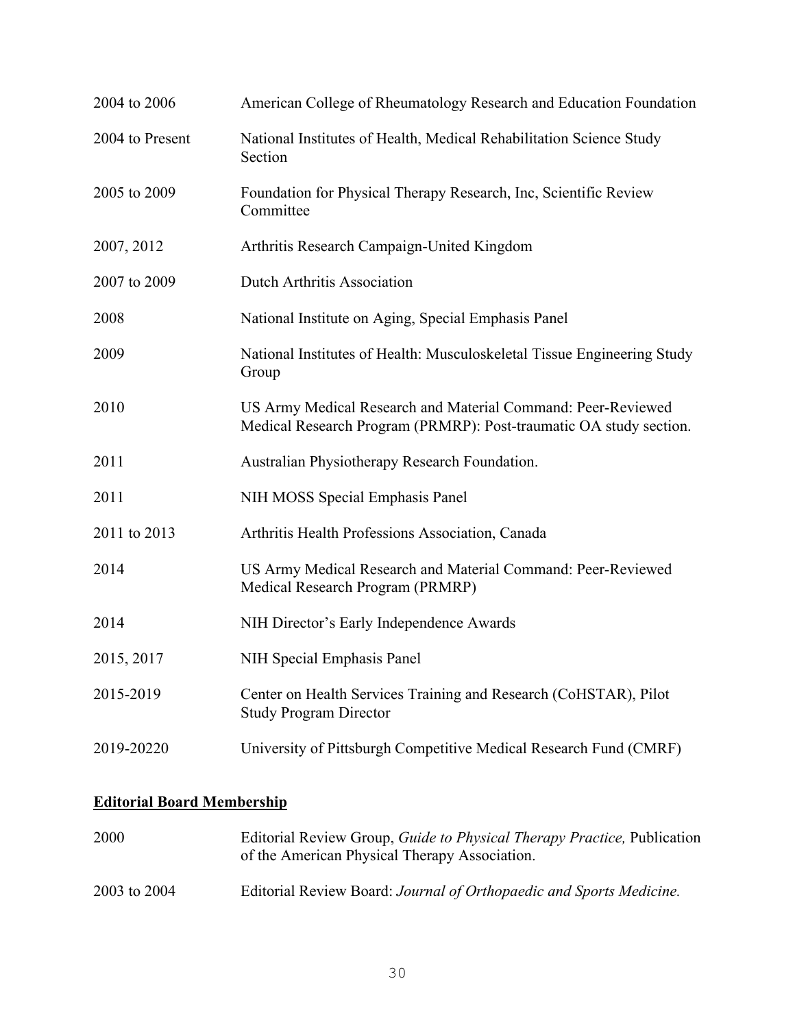| | |
|---|---|
| 2004 to 2006 | American College of Rheumatology Research and Education Foundation |
| 2004 to Present | National Institutes of Health, Medical Rehabilitation Science Study Section |
| 2005 to 2009 | Foundation for Physical Therapy Research, Inc, Scientific Review Committee |
| 2007, 2012 | Arthritis Research Campaign-United Kingdom |
| 2007 to 2009 | Dutch Arthritis Association |
| 2008 | National Institute on Aging, Special Emphasis Panel |
| 2009 | National Institutes of Health: Musculoskeletal Tissue Engineering Study Group |
| 2010 | US Army Medical Research and Material Command: Peer-Reviewed Medical Research Program (PRMRP): Post-traumatic OA study section. |
| 2011 | Australian Physiotherapy Research Foundation. |
| 2011 | NIH MOSS Special Emphasis Panel |
| 2011 to 2013 | Arthritis Health Professions Association, Canada |
| 2014 | US Army Medical Research and Material Command: Peer-Reviewed Medical Research Program (PRMRP) |
| 2014 | NIH Director's Early Independence Awards |
| 2015, 2017 | NIH Special Emphasis Panel |
| 2015-2019 | Center on Health Services Training and Research (CoHSTAR), Pilot Study Program Director |
| 2019-20220 | University of Pittsburgh Competitive Medical Research Fund (CMRF) |

## Editorial Board Membership

| | |
|---|---|
| 2000 | Editorial Review Group, *Guide to Physical Therapy Practice,* Publication of the American Physical Therapy Association. |
| 2003 to 2004 | Editorial Review Board: *Journal of Orthopaedic and Sports Medicine.* |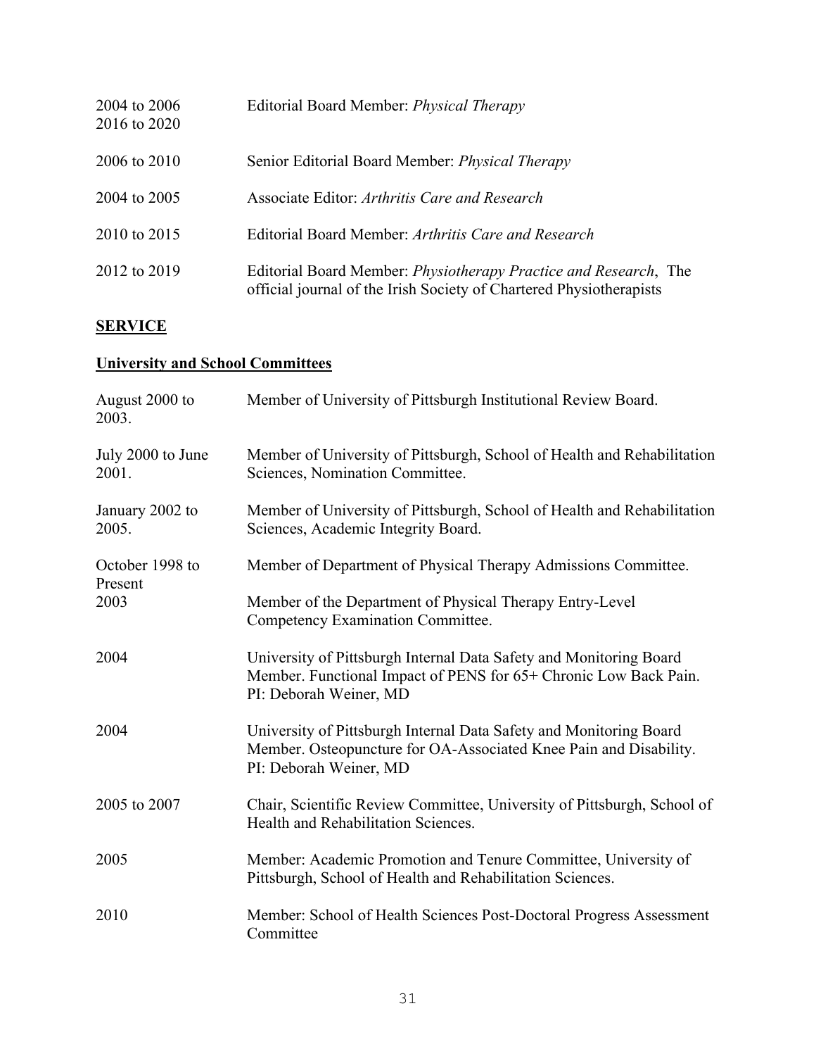| | |
|---|---|
| 2004 to 2006<br>2016 to 2020 | Editorial Board Member: *Physical Therapy* |
| 2006 to 2010 | Senior Editorial Board Member: *Physical Therapy* |
| 2004 to 2005 | Associate Editor: *Arthritis Care and Research* |
| 2010 to 2015 | Editorial Board Member: *Arthritis Care and Research* |
| 2012 to 2019 | Editorial Board Member: *Physiotherapy Practice and Research*, The official journal of the Irish Society of Chartered Physiotherapists |

## **SERVICE**

### **University and School Committees**

| | |
|---|---|
| August 2000 to 2003. | Member of University of Pittsburgh Institutional Review Board. |
| July 2000 to June 2001. | Member of University of Pittsburgh, School of Health and Rehabilitation Sciences, Nomination Committee. |
| January 2002 to 2005. | Member of University of Pittsburgh, School of Health and Rehabilitation Sciences, Academic Integrity Board. |
| October 1998 to Present | Member of Department of Physical Therapy Admissions Committee. |
| 2003 | Member of the Department of Physical Therapy Entry-Level Competency Examination Committee. |
| 2004 | University of Pittsburgh Internal Data Safety and Monitoring Board Member. Functional Impact of PENS for 65+ Chronic Low Back Pain. PI: Deborah Weiner, MD |
| 2004 | University of Pittsburgh Internal Data Safety and Monitoring Board Member. Osteopuncture for OA-Associated Knee Pain and Disability. PI: Deborah Weiner, MD |
| 2005 to 2007 | Chair, Scientific Review Committee, University of Pittsburgh, School of Health and Rehabilitation Sciences. |
| 2005 | Member: Academic Promotion and Tenure Committee, University of Pittsburgh, School of Health and Rehabilitation Sciences. |
| 2010 | Member: School of Health Sciences Post-Doctoral Progress Assessment Committee |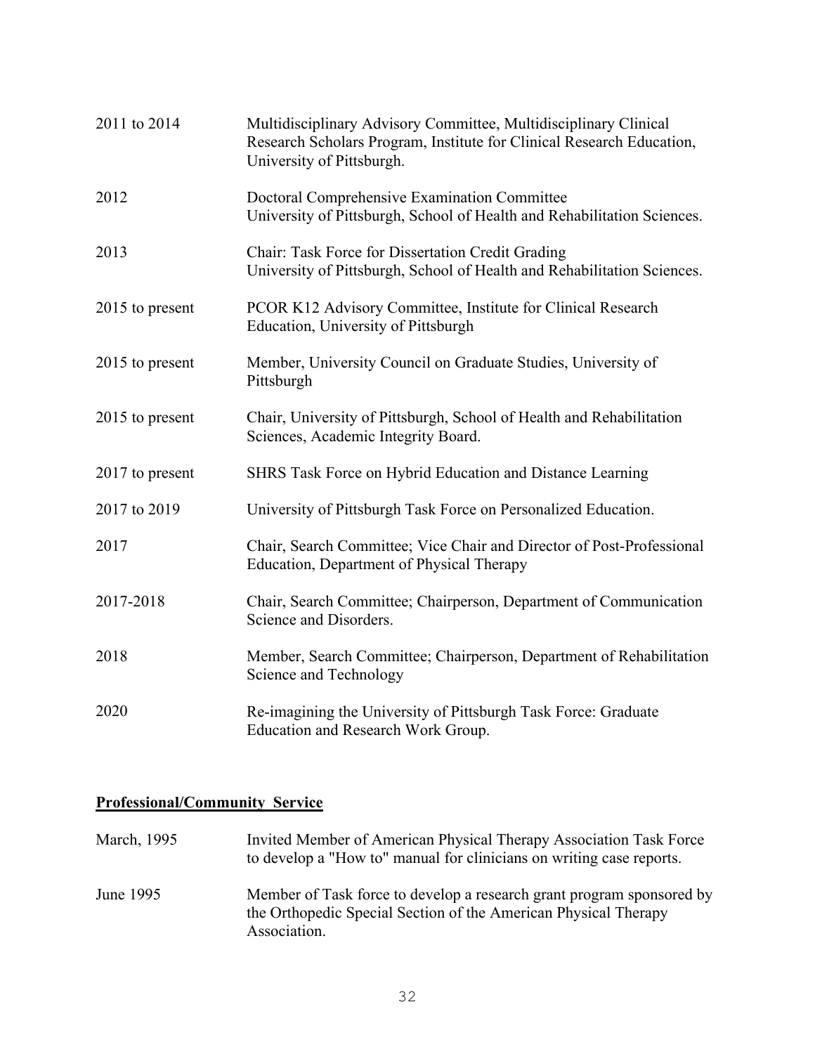| | |
|---|---|
| 2011 to 2014 | Multidisciplinary Advisory Committee, Multidisciplinary Clinical Research Scholars Program, Institute for Clinical Research Education, University of Pittsburgh. |
| 2012 | Doctoral Comprehensive Examination Committee<br>University of Pittsburgh, School of Health and Rehabilitation Sciences. |
| 2013 | Chair: Task Force for Dissertation Credit Grading<br>University of Pittsburgh, School of Health and Rehabilitation Sciences. |
| 2015 to present | PCOR K12 Advisory Committee, Institute for Clinical Research Education, University of Pittsburgh |
| 2015 to present | Member, University Council on Graduate Studies, University of Pittsburgh |
| 2015 to present | Chair, University of Pittsburgh, School of Health and Rehabilitation Sciences, Academic Integrity Board. |
| 2017 to present | SHRS Task Force on Hybrid Education and Distance Learning |
| 2017 to 2019 | University of Pittsburgh Task Force on Personalized Education. |
| 2017 | Chair, Search Committee; Vice Chair and Director of Post-Professional Education, Department of Physical Therapy |
| 2017-2018 | Chair, Search Committee; Chairperson, Department of Communication Science and Disorders. |
| 2018 | Member, Search Committee; Chairperson, Department of Rehabilitation Science and Technology |
| 2020 | Re-imagining the University of Pittsburgh Task Force: Graduate Education and Research Work Group. |

## Professional/Community Service

| | |
|---|---|
| March, 1995 | Invited Member of American Physical Therapy Association Task Force to develop a "How to" manual for clinicians on writing case reports. |
| June 1995 | Member of Task force to develop a research grant program sponsored by the Orthopedic Special Section of the American Physical Therapy Association. |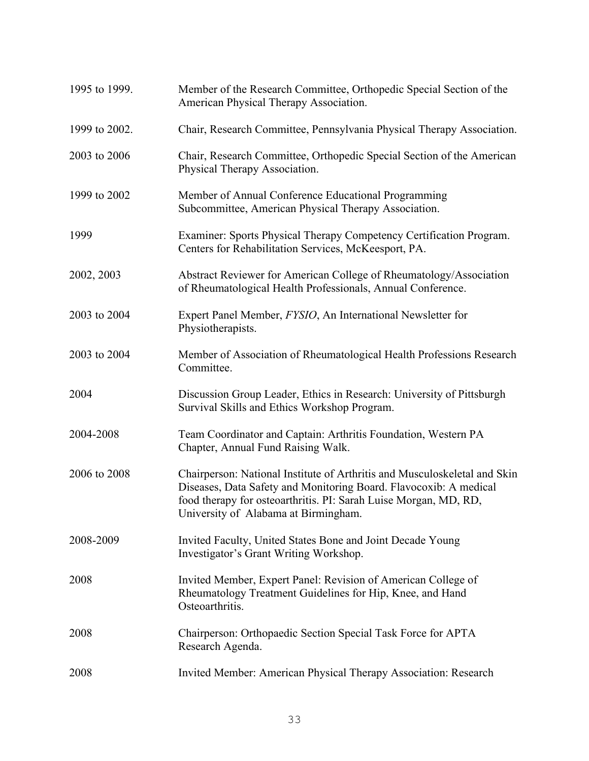| | |
|---|---|
| 1995 to 1999. | Member of the Research Committee, Orthopedic Special Section of the American Physical Therapy Association. |
| 1999 to 2002. | Chair, Research Committee, Pennsylvania Physical Therapy Association. |
| 2003 to 2006 | Chair, Research Committee, Orthopedic Special Section of the American Physical Therapy Association. |
| 1999 to 2002 | Member of Annual Conference Educational Programming Subcommittee, American Physical Therapy Association. |
| 1999 | Examiner: Sports Physical Therapy Competency Certification Program. Centers for Rehabilitation Services, McKeesport, PA. |
| 2002, 2003 | Abstract Reviewer for American College of Rheumatology/Association of Rheumatological Health Professionals, Annual Conference. |
| 2003 to 2004 | Expert Panel Member, *FYSIO*, An International Newsletter for Physiotherapists. |
| 2003 to 2004 | Member of Association of Rheumatological Health Professions Research Committee. |
| 2004 | Discussion Group Leader, Ethics in Research: University of Pittsburgh Survival Skills and Ethics Workshop Program. |
| 2004-2008 | Team Coordinator and Captain: Arthritis Foundation, Western PA Chapter, Annual Fund Raising Walk. |
| 2006 to 2008 | Chairperson: National Institute of Arthritis and Musculoskeletal and Skin Diseases, Data Safety and Monitoring Board. Flavocoxib: A medical food therapy for osteoarthritis. PI: Sarah Luise Morgan, MD, RD, University of Alabama at Birmingham. |
| 2008-2009 | Invited Faculty, United States Bone and Joint Decade Young Investigator's Grant Writing Workshop. |
| 2008 | Invited Member, Expert Panel: Revision of American College of Rheumatology Treatment Guidelines for Hip, Knee, and Hand Osteoarthritis. |
| 2008 | Chairperson: Orthopaedic Section Special Task Force for APTA Research Agenda. |
| 2008 | Invited Member: American Physical Therapy Association: Research |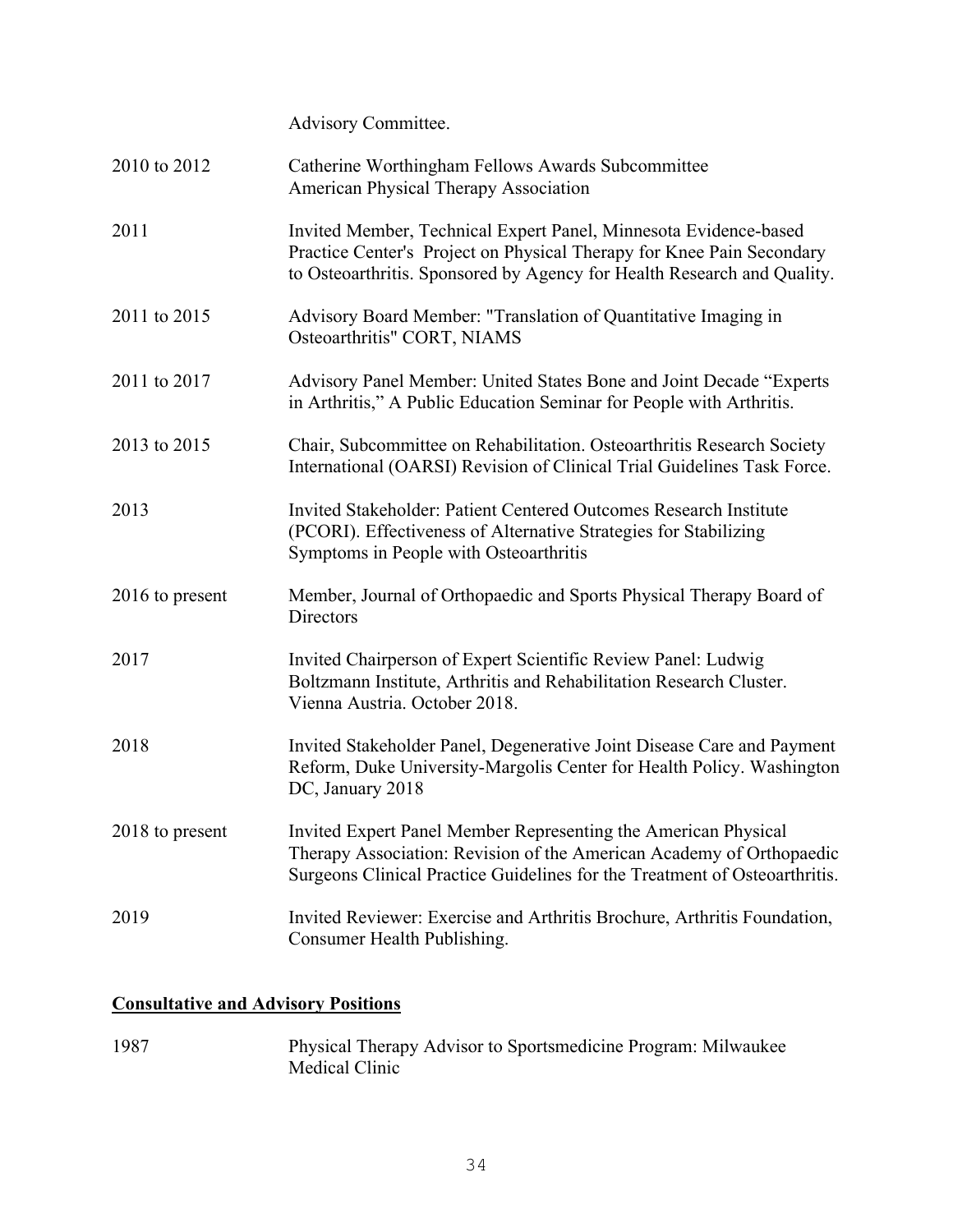Advisory Committee.

| | |
|---|---|
| 2010 to 2012 | Catherine Worthingham Fellows Awards Subcommittee American Physical Therapy Association |
| 2011 | Invited Member, Technical Expert Panel, Minnesota Evidence-based Practice Center's Project on Physical Therapy for Knee Pain Secondary to Osteoarthritis. Sponsored by Agency for Health Research and Quality. |
| 2011 to 2015 | Advisory Board Member: "Translation of Quantitative Imaging in Osteoarthritis" CORT, NIAMS |
| 2011 to 2017 | Advisory Panel Member: United States Bone and Joint Decade "Experts in Arthritis," A Public Education Seminar for People with Arthritis. |
| 2013 to 2015 | Chair, Subcommittee on Rehabilitation. Osteoarthritis Research Society International (OARSI) Revision of Clinical Trial Guidelines Task Force. |
| 2013 | Invited Stakeholder: Patient Centered Outcomes Research Institute (PCORI). Effectiveness of Alternative Strategies for Stabilizing Symptoms in People with Osteoarthritis |
| 2016 to present | Member, Journal of Orthopaedic and Sports Physical Therapy Board of Directors |
| 2017 | Invited Chairperson of Expert Scientific Review Panel: Ludwig Boltzmann Institute, Arthritis and Rehabilitation Research Cluster. Vienna Austria. October 2018. |
| 2018 | Invited Stakeholder Panel, Degenerative Joint Disease Care and Payment Reform, Duke University-Margolis Center for Health Policy. Washington DC, January 2018 |
| 2018 to present | Invited Expert Panel Member Representing the American Physical Therapy Association: Revision of the American Academy of Orthopaedic Surgeons Clinical Practice Guidelines for the Treatment of Osteoarthritis. |
| 2019 | Invited Reviewer: Exercise and Arthritis Brochure, Arthritis Foundation, Consumer Health Publishing. |

## **Consultative and Advisory Positions**

| | |
|---|---|
| 1987 | Physical Therapy Advisor to Sportsmedicine Program: Milwaukee Medical Clinic |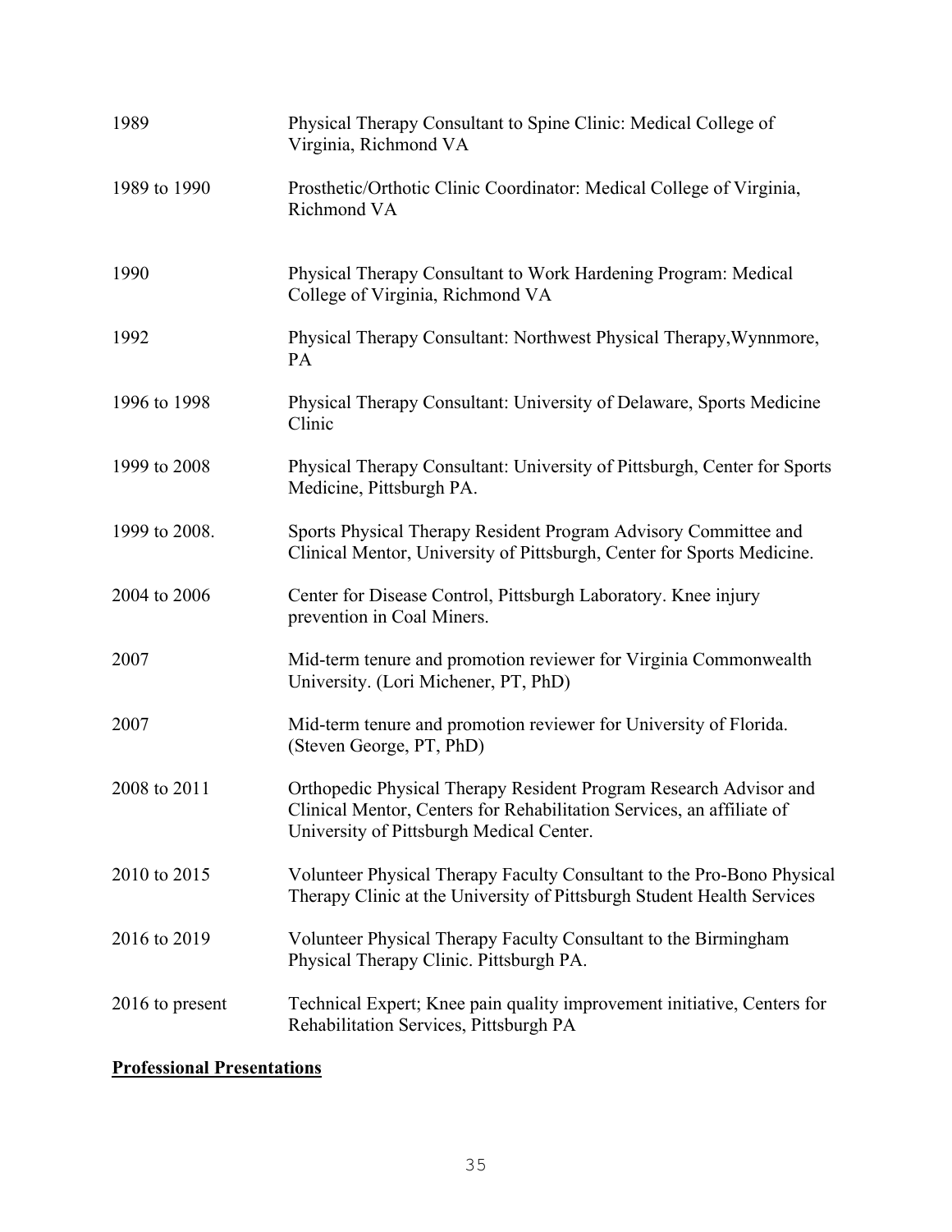| | |
|---|---|
| 1989 | Physical Therapy Consultant to Spine Clinic: Medical College of Virginia, Richmond VA |
| 1989 to 1990 | Prosthetic/Orthotic Clinic Coordinator: Medical College of Virginia, Richmond VA |
| 1990 | Physical Therapy Consultant to Work Hardening Program: Medical College of Virginia, Richmond VA |
| 1992 | Physical Therapy Consultant: Northwest Physical Therapy,Wynnmore, PA |
| 1996 to 1998 | Physical Therapy Consultant: University of Delaware, Sports Medicine Clinic |
| 1999 to 2008 | Physical Therapy Consultant: University of Pittsburgh, Center for Sports Medicine, Pittsburgh PA. |
| 1999 to 2008. | Sports Physical Therapy Resident Program Advisory Committee and Clinical Mentor, University of Pittsburgh, Center for Sports Medicine. |
| 2004 to 2006 | Center for Disease Control, Pittsburgh Laboratory. Knee injury prevention in Coal Miners. |
| 2007 | Mid-term tenure and promotion reviewer for Virginia Commonwealth University. (Lori Michener, PT, PhD) |
| 2007 | Mid-term tenure and promotion reviewer for University of Florida. (Steven George, PT, PhD) |
| 2008 to 2011 | Orthopedic Physical Therapy Resident Program Research Advisor and Clinical Mentor, Centers for Rehabilitation Services, an affiliate of University of Pittsburgh Medical Center. |
| 2010 to 2015 | Volunteer Physical Therapy Faculty Consultant to the Pro-Bono Physical Therapy Clinic at the University of Pittsburgh Student Health Services |
| 2016 to 2019 | Volunteer Physical Therapy Faculty Consultant to the Birmingham Physical Therapy Clinic. Pittsburgh PA. |
| 2016 to present | Technical Expert; Knee pain quality improvement initiative, Centers for Rehabilitation Services, Pittsburgh PA |

**<u>Professional Presentations</u>**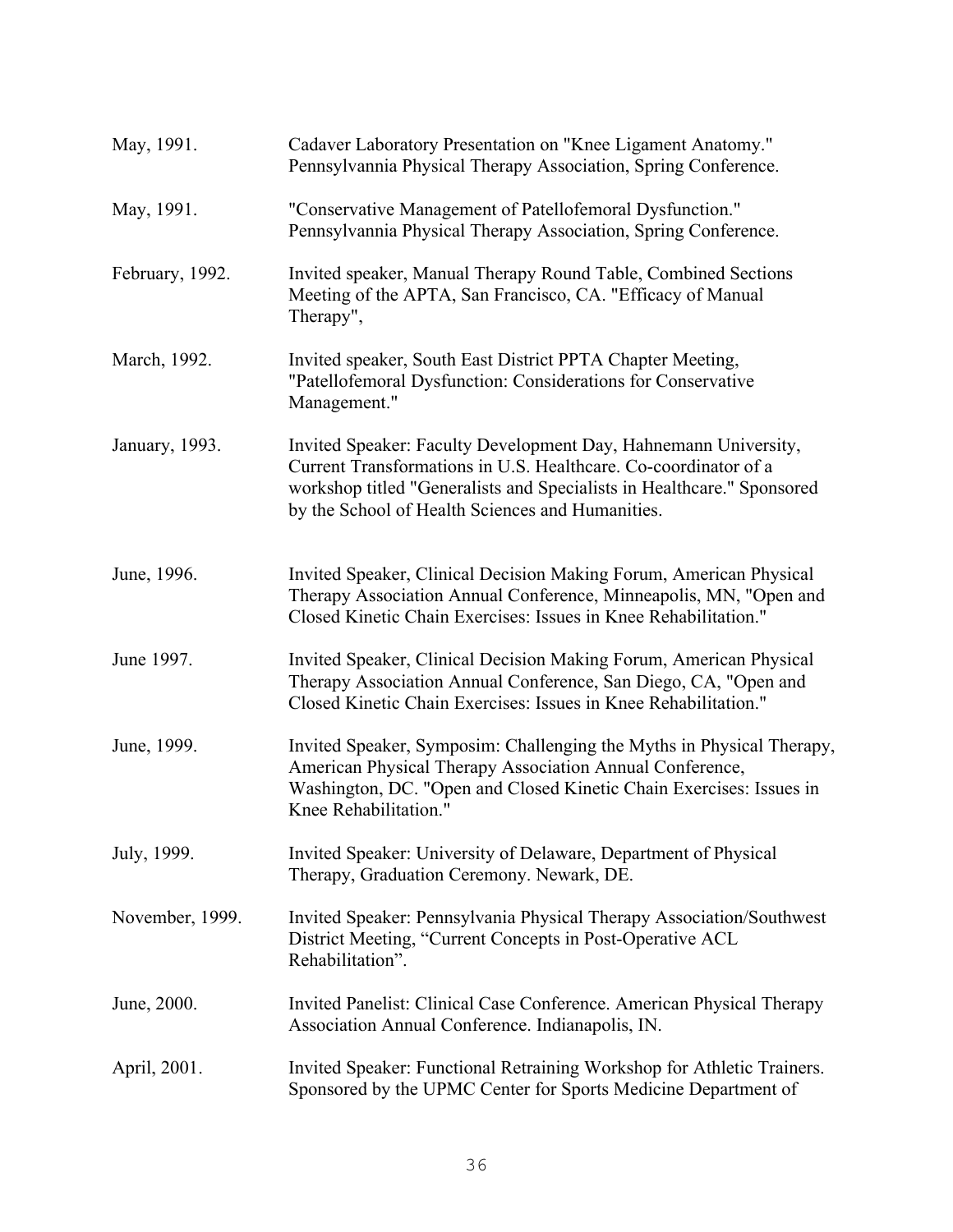May, 1991. Cadaver Laboratory Presentation on "Knee Ligament Anatomy." Pennsylvannia Physical Therapy Association, Spring Conference.

May, 1991. "Conservative Management of Patellofemoral Dysfunction." Pennsylvannia Physical Therapy Association, Spring Conference.

February, 1992. Invited speaker, Manual Therapy Round Table, Combined Sections Meeting of the APTA, San Francisco, CA. "Efficacy of Manual Therapy",

March, 1992. Invited speaker, South East District PPTA Chapter Meeting, "Patellofemoral Dysfunction: Considerations for Conservative Management."

January, 1993. Invited Speaker: Faculty Development Day, Hahnemann University, Current Transformations in U.S. Healthcare. Co-coordinator of a workshop titled "Generalists and Specialists in Healthcare." Sponsored by the School of Health Sciences and Humanities.

June, 1996. Invited Speaker, Clinical Decision Making Forum, American Physical Therapy Association Annual Conference, Minneapolis, MN, "Open and Closed Kinetic Chain Exercises: Issues in Knee Rehabilitation."

June 1997. Invited Speaker, Clinical Decision Making Forum, American Physical Therapy Association Annual Conference, San Diego, CA, "Open and Closed Kinetic Chain Exercises: Issues in Knee Rehabilitation."

June, 1999. Invited Speaker, Symposim: Challenging the Myths in Physical Therapy, American Physical Therapy Association Annual Conference, Washington, DC. "Open and Closed Kinetic Chain Exercises: Issues in Knee Rehabilitation."

July, 1999. Invited Speaker: University of Delaware, Department of Physical Therapy, Graduation Ceremony. Newark, DE.

November, 1999. Invited Speaker: Pennsylvania Physical Therapy Association/Southwest District Meeting, "Current Concepts in Post-Operative ACL Rehabilitation".

June, 2000. Invited Panelist: Clinical Case Conference. American Physical Therapy Association Annual Conference. Indianapolis, IN.

April, 2001. Invited Speaker: Functional Retraining Workshop for Athletic Trainers. Sponsored by the UPMC Center for Sports Medicine Department of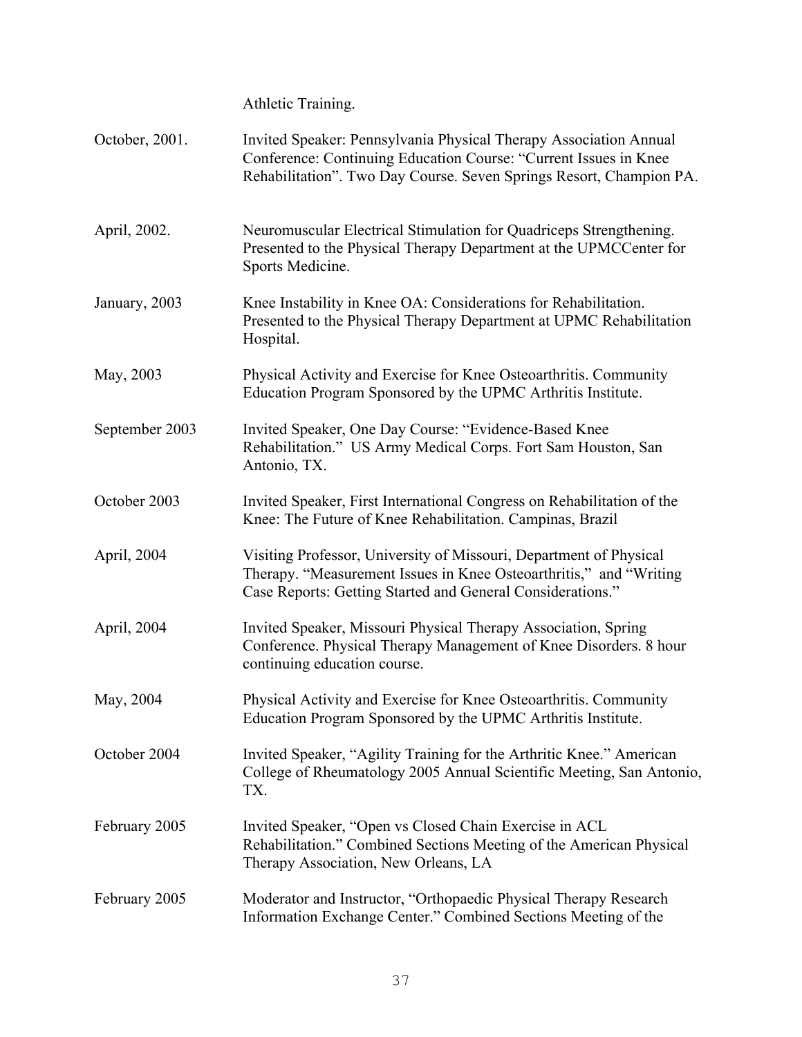Athletic Training.

| | |
|---|---|
| October, 2001. | Invited Speaker: Pennsylvania Physical Therapy Association Annual Conference: Continuing Education Course: “Current Issues in Knee Rehabilitation”. Two Day Course. Seven Springs Resort, Champion PA. |
| April, 2002. | Neuromuscular Electrical Stimulation for Quadriceps Strengthening. Presented to the Physical Therapy Department at the UPMCCenter for Sports Medicine. |
| January, 2003 | Knee Instability in Knee OA: Considerations for Rehabilitation. Presented to the Physical Therapy Department at UPMC Rehabilitation Hospital. |
| May, 2003 | Physical Activity and Exercise for Knee Osteoarthritis. Community Education Program Sponsored by the UPMC Arthritis Institute. |
| September 2003 | Invited Speaker, One Day Course: “Evidence-Based Knee Rehabilitation.” US Army Medical Corps. Fort Sam Houston, San Antonio, TX. |
| October 2003 | Invited Speaker, First International Congress on Rehabilitation of the Knee: The Future of Knee Rehabilitation. Campinas, Brazil |
| April, 2004 | Visiting Professor, University of Missouri, Department of Physical Therapy. “Measurement Issues in Knee Osteoarthritis,” and “Writing Case Reports: Getting Started and General Considerations.” |
| April, 2004 | Invited Speaker, Missouri Physical Therapy Association, Spring Conference. Physical Therapy Management of Knee Disorders. 8 hour continuing education course. |
| May, 2004 | Physical Activity and Exercise for Knee Osteoarthritis. Community Education Program Sponsored by the UPMC Arthritis Institute. |
| October 2004 | Invited Speaker, “Agility Training for the Arthritic Knee.” American College of Rheumatology 2005 Annual Scientific Meeting, San Antonio, TX. |
| February 2005 | Invited Speaker, “Open vs Closed Chain Exercise in ACL Rehabilitation.” Combined Sections Meeting of the American Physical Therapy Association, New Orleans, LA |
| February 2005 | Moderator and Instructor, “Orthopaedic Physical Therapy Research Information Exchange Center.” Combined Sections Meeting of the |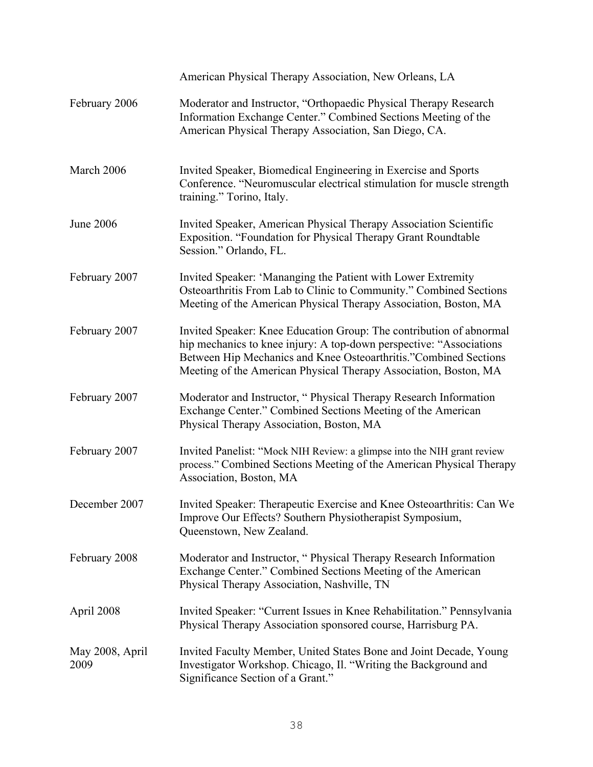American Physical Therapy Association, New Orleans, LA

| | |
|---|---|
| February 2006 | Moderator and Instructor, "Orthopaedic Physical Therapy Research Information Exchange Center." Combined Sections Meeting of the American Physical Therapy Association, San Diego, CA. |
| March 2006 | Invited Speaker, Biomedical Engineering in Exercise and Sports Conference. "Neuromuscular electrical stimulation for muscle strength training." Torino, Italy. |
| June 2006 | Invited Speaker, American Physical Therapy Association Scientific Exposition. "Foundation for Physical Therapy Grant Roundtable Session." Orlando, FL. |
| February 2007 | Invited Speaker: 'Mananging the Patient with Lower Extremity Osteoarthritis From Lab to Clinic to Community." Combined Sections Meeting of the American Physical Therapy Association, Boston, MA |
| February 2007 | Invited Speaker: Knee Education Group: The contribution of abnormal hip mechanics to knee injury: A top-down perspective: "Associations Between Hip Mechanics and Knee Osteoarthritis."Combined Sections Meeting of the American Physical Therapy Association, Boston, MA |
| February 2007 | Moderator and Instructor, " Physical Therapy Research Information Exchange Center." Combined Sections Meeting of the American Physical Therapy Association, Boston, MA |
| February 2007 | Invited Panelist: "Mock NIH Review: a glimpse into the NIH grant review process." Combined Sections Meeting of the American Physical Therapy Association, Boston, MA |
| December 2007 | Invited Speaker: Therapeutic Exercise and Knee Osteoarthritis: Can We Improve Our Effects? Southern Physiotherapist Symposium, Queenstown, New Zealand. |
| February 2008 | Moderator and Instructor, " Physical Therapy Research Information Exchange Center." Combined Sections Meeting of the American Physical Therapy Association, Nashville, TN |
| April 2008 | Invited Speaker: "Current Issues in Knee Rehabilitation." Pennsylvania Physical Therapy Association sponsored course, Harrisburg PA. |
| May 2008, April 2009 | Invited Faculty Member, United States Bone and Joint Decade, Young Investigator Workshop. Chicago, Il. "Writing the Background and Significance Section of a Grant." |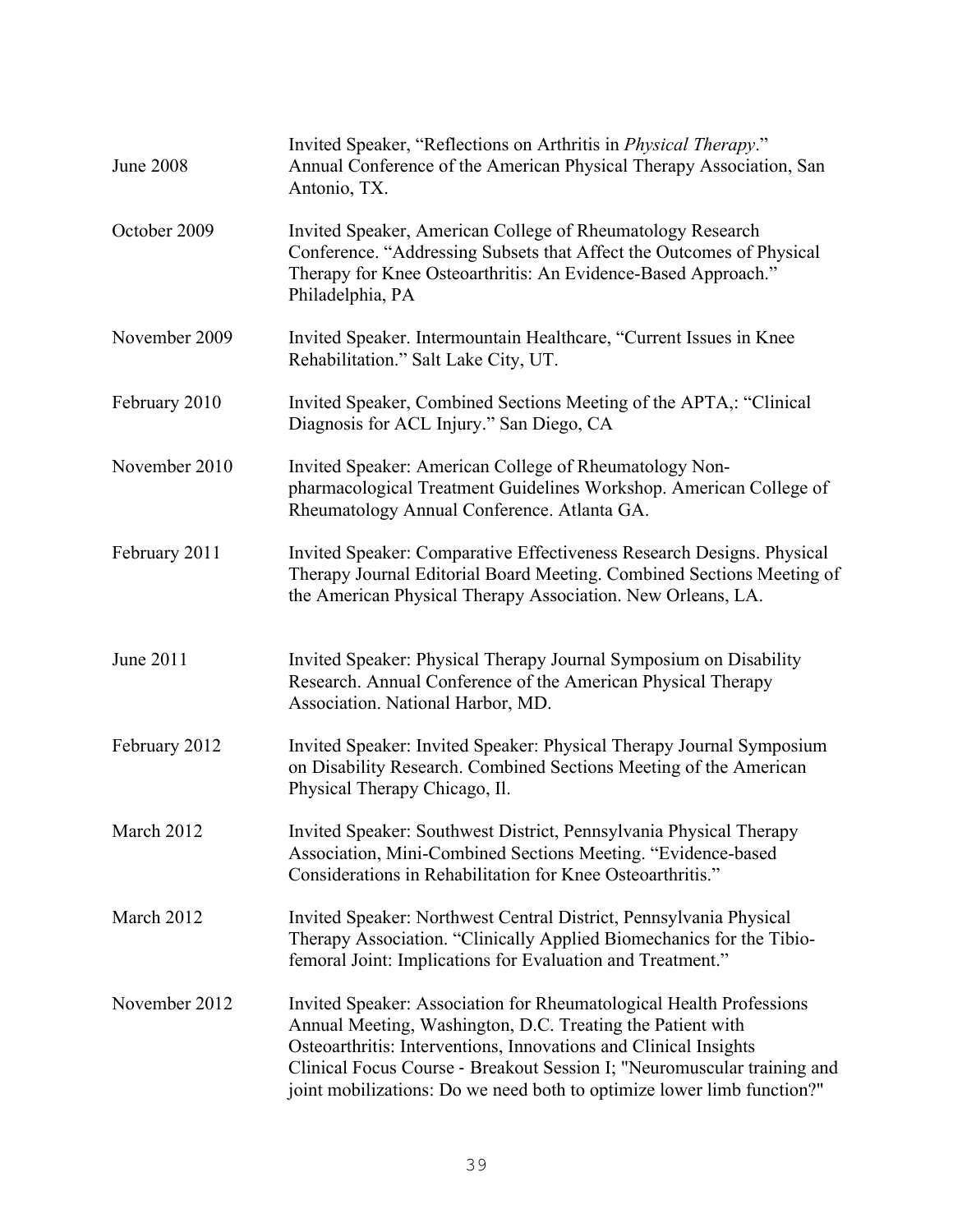June 2008 — Invited Speaker, "Reflections on Arthritis in *Physical Therapy*." Annual Conference of the American Physical Therapy Association, San Antonio, TX.

October 2009 — Invited Speaker, American College of Rheumatology Research Conference. "Addressing Subsets that Affect the Outcomes of Physical Therapy for Knee Osteoarthritis: An Evidence-Based Approach." Philadelphia, PA

November 2009 — Invited Speaker. Intermountain Healthcare, "Current Issues in Knee Rehabilitation." Salt Lake City, UT.

February 2010 — Invited Speaker, Combined Sections Meeting of the APTA,: "Clinical Diagnosis for ACL Injury." San Diego, CA

November 2010 — Invited Speaker: American College of Rheumatology Non-pharmacological Treatment Guidelines Workshop. American College of Rheumatology Annual Conference. Atlanta GA.

February 2011 — Invited Speaker: Comparative Effectiveness Research Designs. Physical Therapy Journal Editorial Board Meeting. Combined Sections Meeting of the American Physical Therapy Association. New Orleans, LA.

June 2011 — Invited Speaker: Physical Therapy Journal Symposium on Disability Research. Annual Conference of the American Physical Therapy Association. National Harbor, MD.

February 2012 — Invited Speaker: Invited Speaker: Physical Therapy Journal Symposium on Disability Research. Combined Sections Meeting of the American Physical Therapy Chicago, Il.

March 2012 — Invited Speaker: Southwest District, Pennsylvania Physical Therapy Association, Mini-Combined Sections Meeting. "Evidence-based Considerations in Rehabilitation for Knee Osteoarthritis."

March 2012 — Invited Speaker: Northwest Central District, Pennsylvania Physical Therapy Association. "Clinically Applied Biomechanics for the Tibio-femoral Joint: Implications for Evaluation and Treatment."

November 2012 — Invited Speaker: Association for Rheumatological Health Professions Annual Meeting, Washington, D.C. Treating the Patient with Osteoarthritis: Interventions, Innovations and Clinical Insights Clinical Focus Course - Breakout Session I; "Neuromuscular training and joint mobilizations: Do we need both to optimize lower limb function?"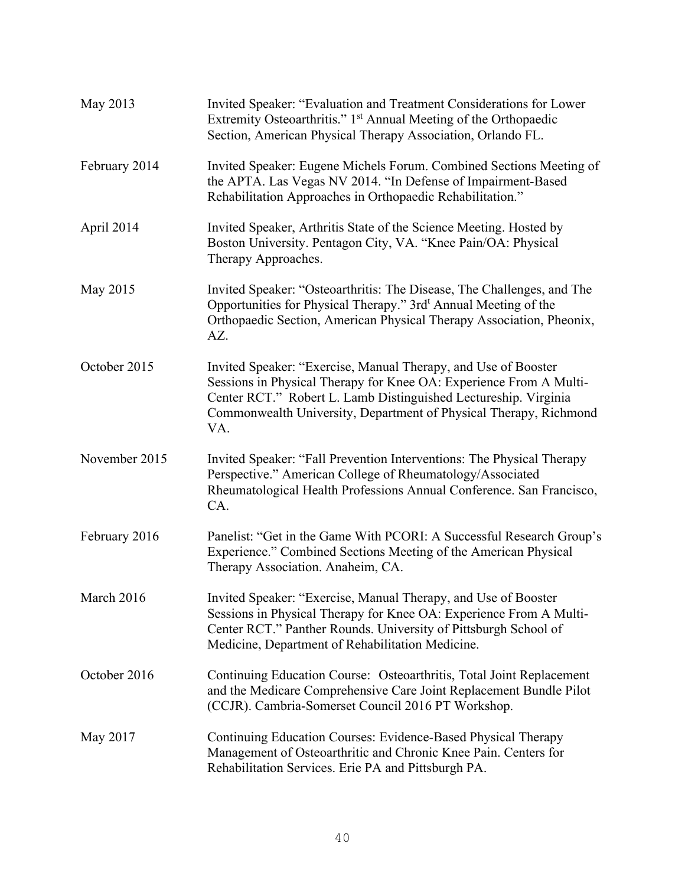| | |
|---|---|
| May 2013 | Invited Speaker: "Evaluation and Treatment Considerations for Lower Extremity Osteoarthritis." 1st Annual Meeting of the Orthopaedic Section, American Physical Therapy Association, Orlando FL. |
| February 2014 | Invited Speaker: Eugene Michels Forum. Combined Sections Meeting of the APTA. Las Vegas NV 2014. "In Defense of Impairment-Based Rehabilitation Approaches in Orthopaedic Rehabilitation." |
| April 2014 | Invited Speaker, Arthritis State of the Science Meeting. Hosted by Boston University. Pentagon City, VA. "Knee Pain/OA: Physical Therapy Approaches. |
| May 2015 | Invited Speaker: "Osteoarthritis: The Disease, The Challenges, and The Opportunities for Physical Therapy." 3rd Annual Meeting of the Orthopaedic Section, American Physical Therapy Association, Pheonix, AZ. |
| October 2015 | Invited Speaker: "Exercise, Manual Therapy, and Use of Booster Sessions in Physical Therapy for Knee OA: Experience From A Multi-Center RCT." Robert L. Lamb Distinguished Lectureship. Virginia Commonwealth University, Department of Physical Therapy, Richmond VA. |
| November 2015 | Invited Speaker: "Fall Prevention Interventions: The Physical Therapy Perspective." American College of Rheumatology/Associated Rheumatological Health Professions Annual Conference. San Francisco, CA. |
| February 2016 | Panelist: "Get in the Game With PCORI: A Successful Research Group's Experience." Combined Sections Meeting of the American Physical Therapy Association. Anaheim, CA. |
| March 2016 | Invited Speaker: "Exercise, Manual Therapy, and Use of Booster Sessions in Physical Therapy for Knee OA: Experience From A Multi-Center RCT." Panther Rounds. University of Pittsburgh School of Medicine, Department of Rehabilitation Medicine. |
| October 2016 | Continuing Education Course: Osteoarthritis, Total Joint Replacement and the Medicare Comprehensive Care Joint Replacement Bundle Pilot (CCJR). Cambria-Somerset Council 2016 PT Workshop. |
| May 2017 | Continuing Education Courses: Evidence-Based Physical Therapy Management of Osteoarthritic and Chronic Knee Pain. Centers for Rehabilitation Services. Erie PA and Pittsburgh PA. |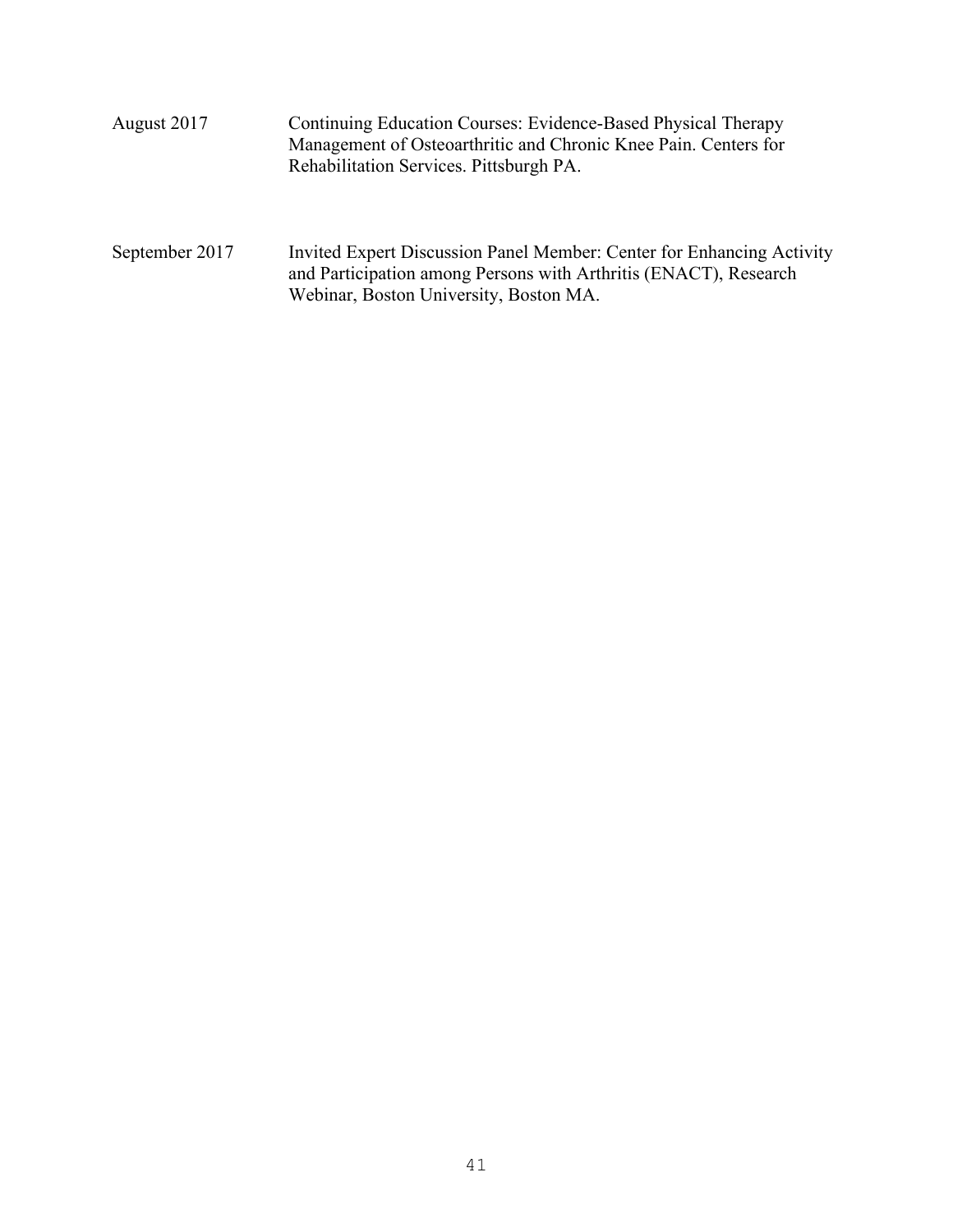August 2017 Continuing Education Courses: Evidence-Based Physical Therapy Management of Osteoarthritic and Chronic Knee Pain. Centers for Rehabilitation Services. Pittsburgh PA.

September 2017 Invited Expert Discussion Panel Member: Center for Enhancing Activity and Participation among Persons with Arthritis (ENACT), Research Webinar, Boston University, Boston MA.